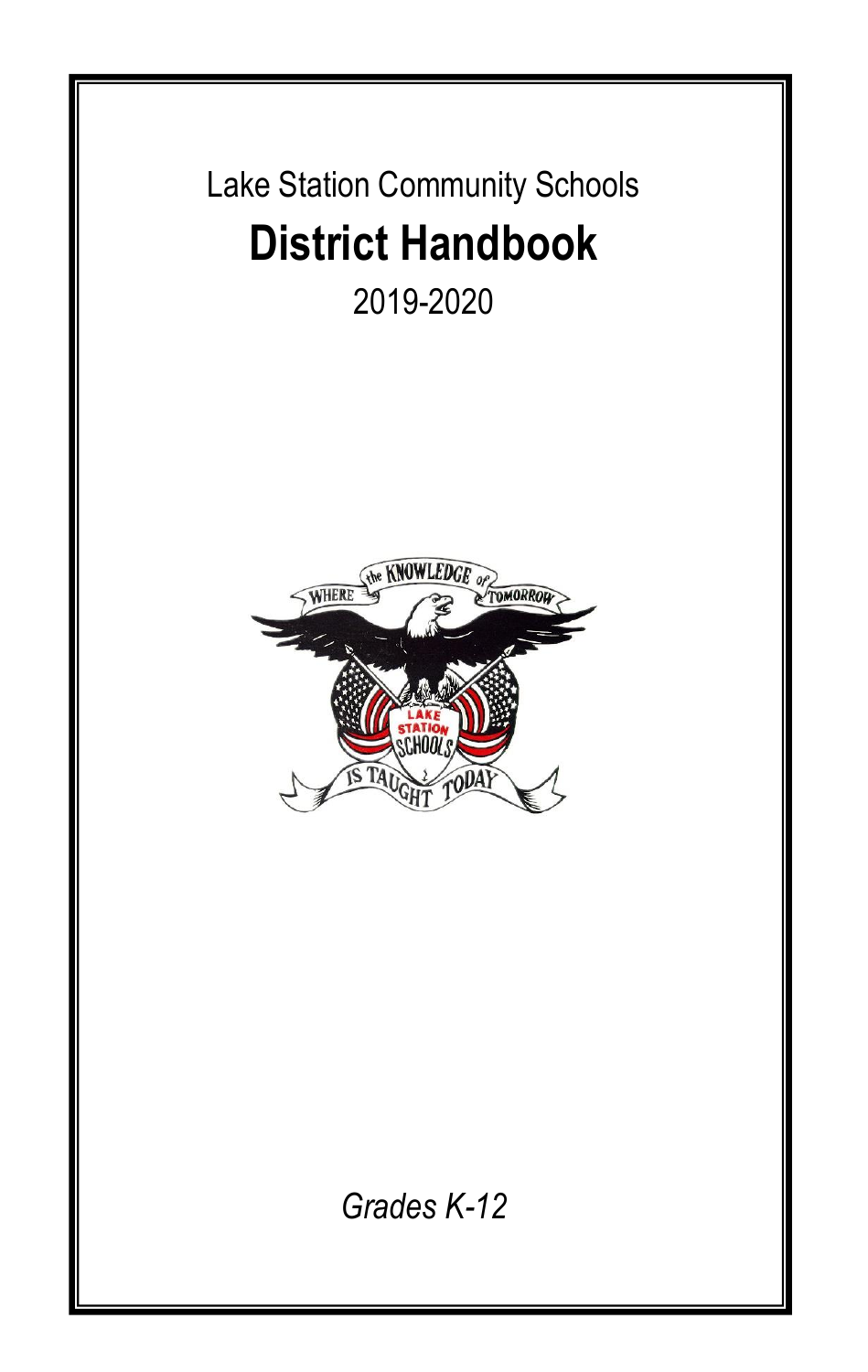Lake Station Community Schools

# District Handbook

2019-2020

*Grades K-12*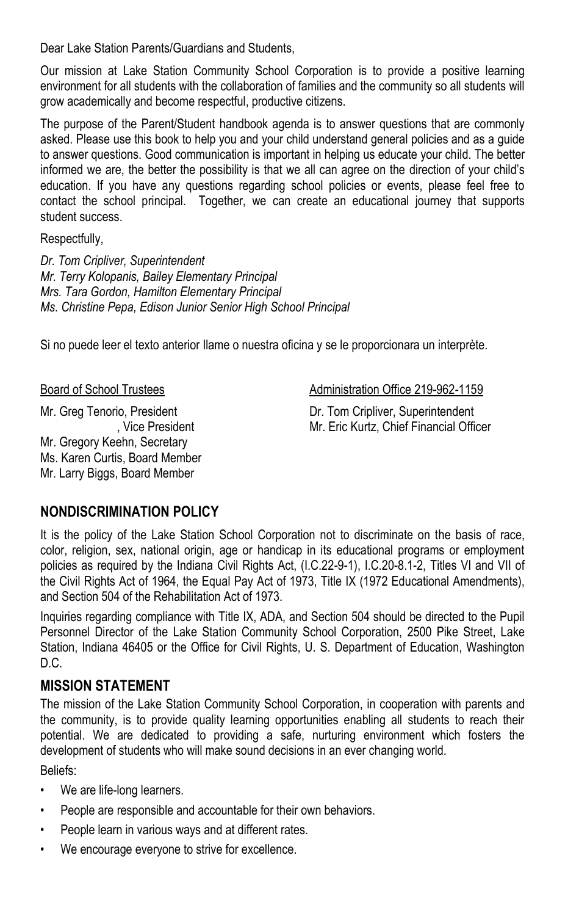Dear Lake Station Parents/Guardians and Students,

Our mission at Lake Station Community School Corporation is to provide a positive learning environment for all students with the collaboration of families and the community so all students will grow academically and become respectful, productive citizens.

The purpose of the Parent/Student handbook agenda is to answer questions that are commonly asked. Please use this book to help you and your child understand general policies and as a guide to answer questions. Good communication is important in helping us educate your child. The better informed we are, the better the possibility is that we all can agree on the direction of your child's education. If you have any questions regarding school policies or events, please feel free to contact the school principal. Together, we can create an educational journey that supports student success.

Respectfully,

*Dr. Tom Cripliver, Superintendent*
*Mr. Terry Kolopanis, Bailey Elementary Principal*
*Mrs. Tara Gordon, Hamilton Elementary Principal*
*Ms. Christine Pepa, Edison Junior Senior High School Principal*

Si no puede leer el texto anterior llame o nuestra oficina y se le proporcionara un interprète.

Board of School Trustees

Mr. Greg Tenorio, President
, Vice President
Mr. Gregory Keehn, Secretary
Ms. Karen Curtis, Board Member
Mr. Larry Biggs, Board Member

Administration Office 219-962-1159

Dr. Tom Cripliver, Superintendent
Mr. Eric Kurtz, Chief Financial Officer

## NONDISCRIMINATION POLICY

It is the policy of the Lake Station School Corporation not to discriminate on the basis of race, color, religion, sex, national origin, age or handicap in its educational programs or employment policies as required by the Indiana Civil Rights Act, (I.C.22-9-1), I.C.20-8.1-2, Titles VI and VII of the Civil Rights Act of 1964, the Equal Pay Act of 1973, Title IX (1972 Educational Amendments), and Section 504 of the Rehabilitation Act of 1973.

Inquiries regarding compliance with Title IX, ADA, and Section 504 should be directed to the Pupil Personnel Director of the Lake Station Community School Corporation, 2500 Pike Street, Lake Station, Indiana 46405 or the Office for Civil Rights, U. S. Department of Education, Washington D.C.

## MISSION STATEMENT

The mission of the Lake Station Community School Corporation, in cooperation with parents and the community, is to provide quality learning opportunities enabling all students to reach their potential. We are dedicated to providing a safe, nurturing environment which fosters the development of students who will make sound decisions in an ever changing world.

Beliefs:

- We are life-long learners.
- People are responsible and accountable for their own behaviors.
- People learn in various ways and at different rates.
- We encourage everyone to strive for excellence.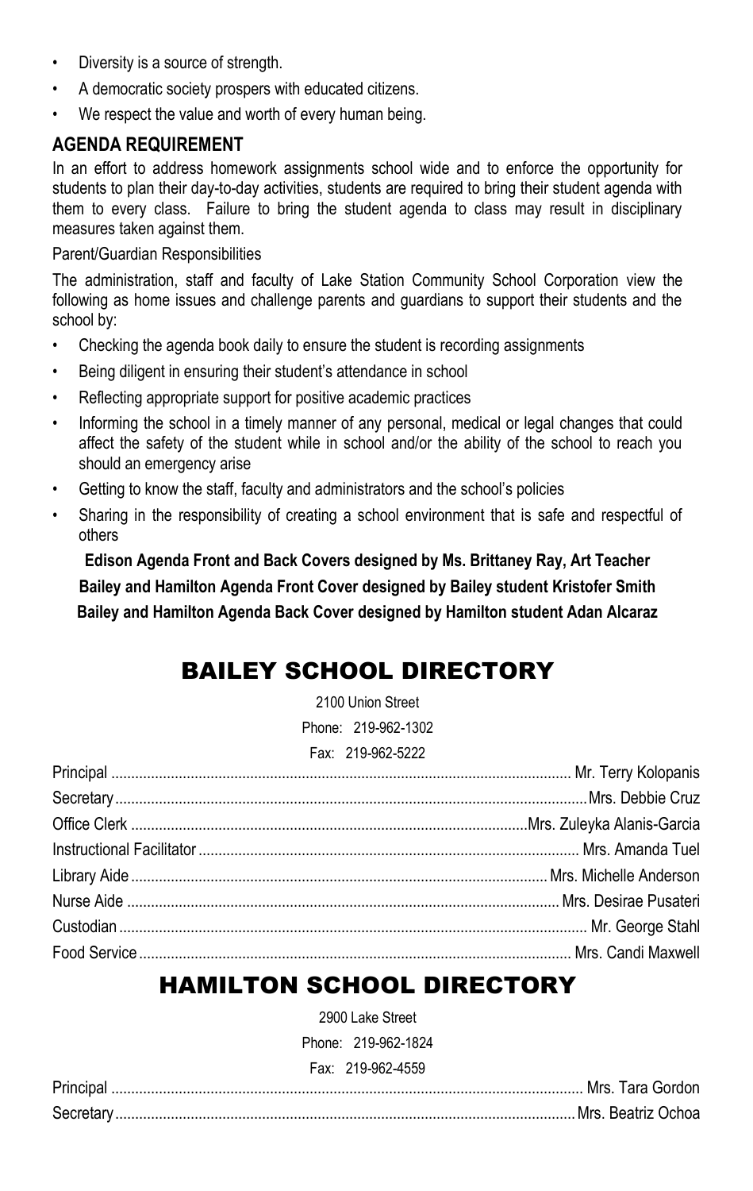- Diversity is a source of strength.
- A democratic society prospers with educated citizens.
- We respect the value and worth of every human being.

### AGENDA REQUIREMENT

In an effort to address homework assignments school wide and to enforce the opportunity for students to plan their day-to-day activities, students are required to bring their student agenda with them to every class. Failure to bring the student agenda to class may result in disciplinary measures taken against them.

Parent/Guardian Responsibilities

The administration, staff and faculty of Lake Station Community School Corporation view the following as home issues and challenge parents and guardians to support their students and the school by:

- Checking the agenda book daily to ensure the student is recording assignments
- Being diligent in ensuring their student's attendance in school
- Reflecting appropriate support for positive academic practices
- Informing the school in a timely manner of any personal, medical or legal changes that could affect the safety of the student while in school and/or the ability of the school to reach you should an emergency arise
- Getting to know the staff, faculty and administrators and the school's policies
- Sharing in the responsibility of creating a school environment that is safe and respectful of others

**Edison Agenda Front and Back Covers designed by Ms. Brittaney Ray, Art Teacher**

**Bailey and Hamilton Agenda Front Cover designed by Bailey student Kristofer Smith**

**Bailey and Hamilton Agenda Back Cover designed by Hamilton student Adan Alcaraz**

## BAILEY SCHOOL DIRECTORY

2100 Union Street

Phone: 219-962-1302

Fax: 219-962-5222

| Position | Name |
|---|---|
| Principal | Mr. Terry Kolopanis |
| Secretary | Mrs. Debbie Cruz |
| Office Clerk | Mrs. Zuleyka Alanis-Garcia |
| Instructional Facilitator | Mrs. Amanda Tuel |
| Library Aide | Mrs. Michelle Anderson |
| Nurse Aide | Mrs. Desirae Pusateri |
| Custodian | Mr. George Stahl |
| Food Service | Mrs. Candi Maxwell |

## HAMILTON SCHOOL DIRECTORY

2900 Lake Street

Phone: 219-962-1824

Fax: 219-962-4559

| Position | Name |
|---|---|
| Principal | Mrs. Tara Gordon |
| Secretary | Mrs. Beatriz Ochoa |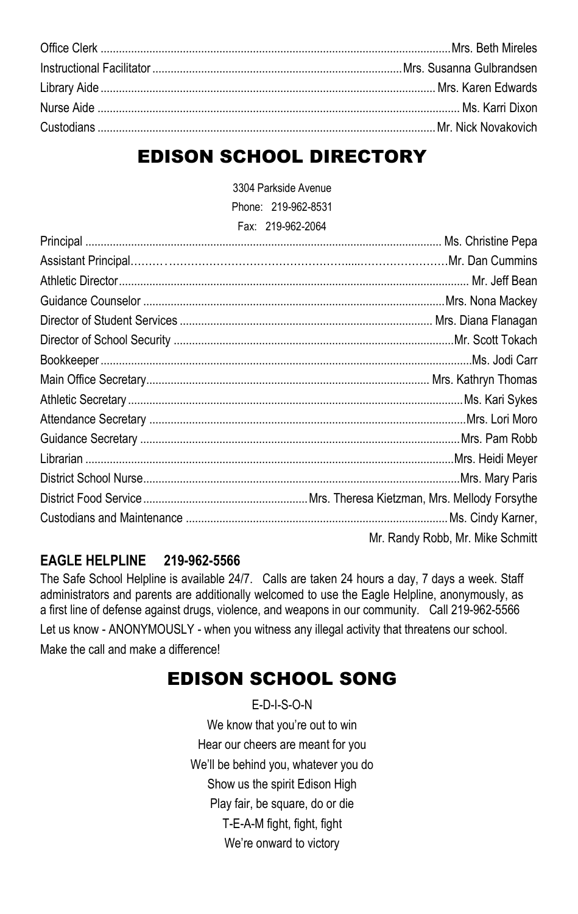| | |
|---|---|
| Office Clerk | Mrs. Beth Mireles |
| Instructional Facilitator | Mrs. Susanna Gulbrandsen |
| Library Aide | Mrs. Karen Edwards |
| Nurse Aide | Ms. Karri Dixon |
| Custodians | Mr. Nick Novakovich |

## EDISON SCHOOL DIRECTORY

3304 Parkside Avenue
Phone: 219-962-8531
Fax: 219-962-2064

| | |
|---|---|
| Principal | Ms. Christine Pepa |
| Assistant Principal | Mr. Dan Cummins |
| Athletic Director | Mr. Jeff Bean |
| Guidance Counselor | Mrs. Nona Mackey |
| Director of Student Services | Mrs. Diana Flanagan |
| Director of School Security | Mr. Scott Tokach |
| Bookkeeper | Ms. Jodi Carr |
| Main Office Secretary | Mrs. Kathryn Thomas |
| Athletic Secretary | Ms. Kari Sykes |
| Attendance Secretary | Mrs. Lori Moro |
| Guidance Secretary | Mrs. Pam Robb |
| Librarian | Mrs. Heidi Meyer |
| District School Nurse | Mrs. Mary Paris |
| District Food Service | Mrs. Theresa Kietzman, Mrs. Mellody Forsythe |
| Custodians and Maintenance | Ms. Cindy Karner, Mr. Randy Robb, Mr. Mike Schmitt |

**EAGLE HELPLINE 219-962-5566**

The Safe School Helpline is available 24/7. Calls are taken 24 hours a day, 7 days a week. Staff administrators and parents are additionally welcomed to use the Eagle Helpline, anonymously, as a first line of defense against drugs, violence, and weapons in our community. Call 219-962-5566

Let us know - ANONYMOUSLY - when you witness any illegal activity that threatens our school.

Make the call and make a difference!

## EDISON SCHOOL SONG

E-D-I-S-O-N
We know that you're out to win
Hear our cheers are meant for you
We'll be behind you, whatever you do
Show us the spirit Edison High
Play fair, be square, do or die
T-E-A-M fight, fight, fight
We're onward to victory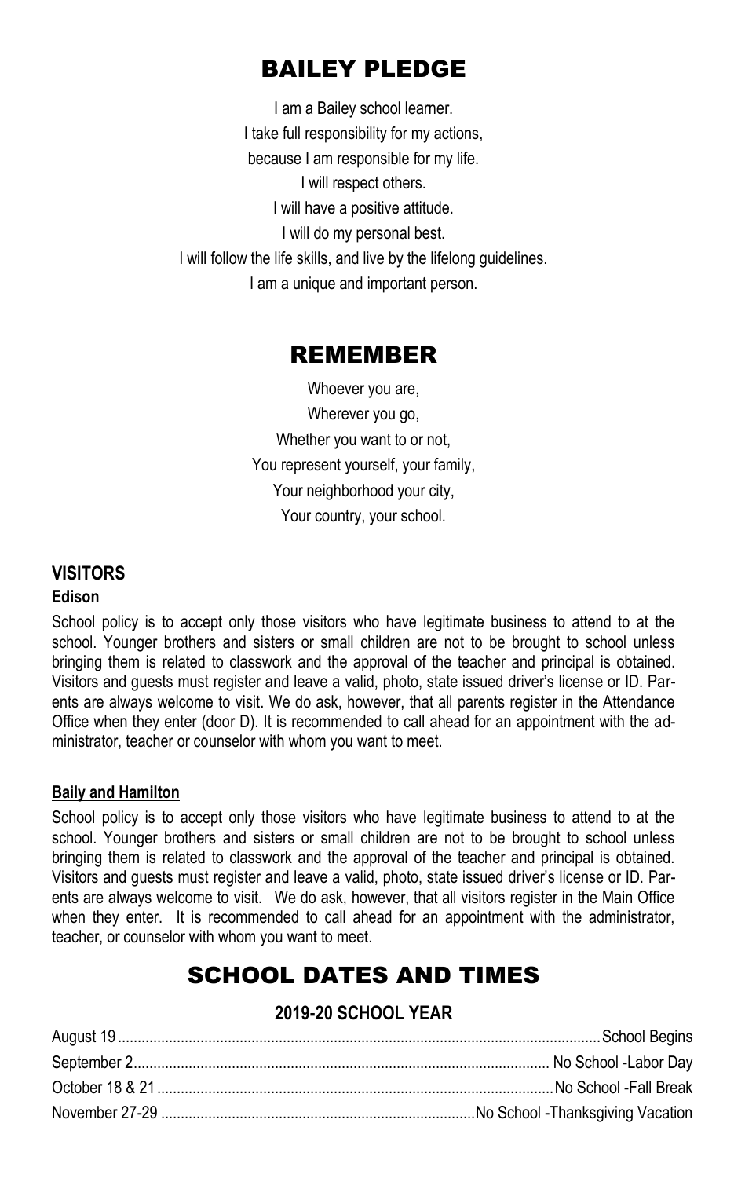# BAILEY PLEDGE

I am a Bailey school learner.
I take full responsibility for my actions,
because I am responsible for my life.
I will respect others.
I will have a positive attitude.
I will do my personal best.
I will follow the life skills, and live by the lifelong guidelines.
I am a unique and important person.

# REMEMBER

Whoever you are,
Wherever you go,
Whether you want to or not,
You represent yourself, your family,
Your neighborhood your city,
Your country, your school.

## VISITORS

### Edison

School policy is to accept only those visitors who have legitimate business to attend to at the school. Younger brothers and sisters or small children are not to be brought to school unless bringing them is related to classwork and the approval of the teacher and principal is obtained. Visitors and guests must register and leave a valid, photo, state issued driver's license or ID. Parents are always welcome to visit. We do ask, however, that all parents register in the Attendance Office when they enter (door D). It is recommended to call ahead for an appointment with the administrator, teacher or counselor with whom you want to meet.

### Baily and Hamilton

School policy is to accept only those visitors who have legitimate business to attend to at the school. Younger brothers and sisters or small children are not to be brought to school unless bringing them is related to classwork and the approval of the teacher and principal is obtained. Visitors and guests must register and leave a valid, photo, state issued driver's license or ID. Parents are always welcome to visit. We do ask, however, that all visitors register in the Main Office when they enter. It is recommended to call ahead for an appointment with the administrator, teacher, or counselor with whom you want to meet.

# SCHOOL DATES AND TIMES

## 2019-20 SCHOOL YEAR

| | |
|---|---|
| August 19 | School Begins |
| September 2 | No School -Labor Day |
| October 18 & 21 | No School -Fall Break |
| November 27-29 | No School -Thanksgiving Vacation |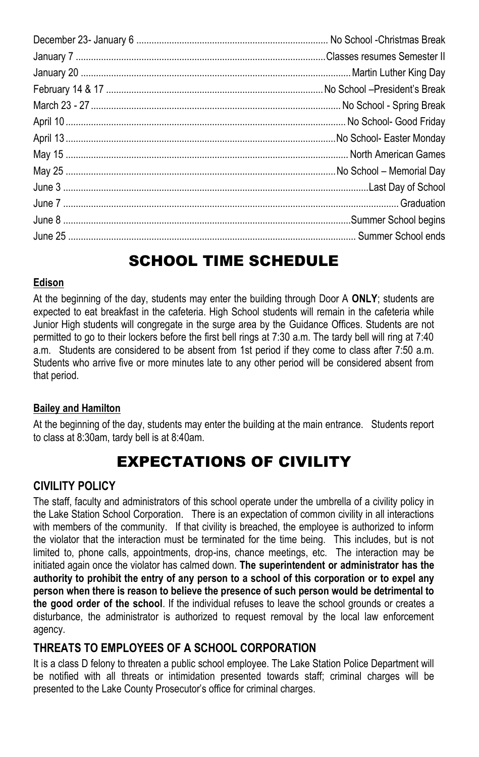| | |
|---|---|
| December 23- January 6 | No School -Christmas Break |
| January 7 | Classes resumes Semester II |
| January 20 | Martin Luther King Day |
| February 14 & 17 | No School –President's Break |
| March 23 - 27 | No School - Spring Break |
| April 10 | No School- Good Friday |
| April 13 | No School- Easter Monday |
| May 15 | North American Games |
| May 25 | No School – Memorial Day |
| June 3 | Last Day of School |
| June 7 | Graduation |
| June 8 | Summer School begins |
| June 25 | Summer School ends |

# SCHOOL TIME SCHEDULE

**Edison**

At the beginning of the day, students may enter the building through Door A **ONLY**; students are expected to eat breakfast in the cafeteria. High School students will remain in the cafeteria while Junior High students will congregate in the surge area by the Guidance Offices. Students are not permitted to go to their lockers before the first bell rings at 7:30 a.m. The tardy bell will ring at 7:40 a.m. Students are considered to be absent from 1st period if they come to class after 7:50 a.m. Students who arrive five or more minutes late to any other period will be considered absent from that period.

**Bailey and Hamilton**

At the beginning of the day, students may enter the building at the main entrance. Students report to class at 8:30am, tardy bell is at 8:40am.

# EXPECTATIONS OF CIVILITY

## CIVILITY POLICY

The staff, faculty and administrators of this school operate under the umbrella of a civility policy in the Lake Station School Corporation. There is an expectation of common civility in all interactions with members of the community. If that civility is breached, the employee is authorized to inform the violator that the interaction must be terminated for the time being. This includes, but is not limited to, phone calls, appointments, drop-ins, chance meetings, etc. The interaction may be initiated again once the violator has calmed down. **The superintendent or administrator has the authority to prohibit the entry of any person to a school of this corporation or to expel any person when there is reason to believe the presence of such person would be detrimental to the good order of the school**. If the individual refuses to leave the school grounds or creates a disturbance, the administrator is authorized to request removal by the local law enforcement agency.

## THREATS TO EMPLOYEES OF A SCHOOL CORPORATION

It is a class D felony to threaten a public school employee. The Lake Station Police Department will be notified with all threats or intimidation presented towards staff; criminal charges will be presented to the Lake County Prosecutor's office for criminal charges.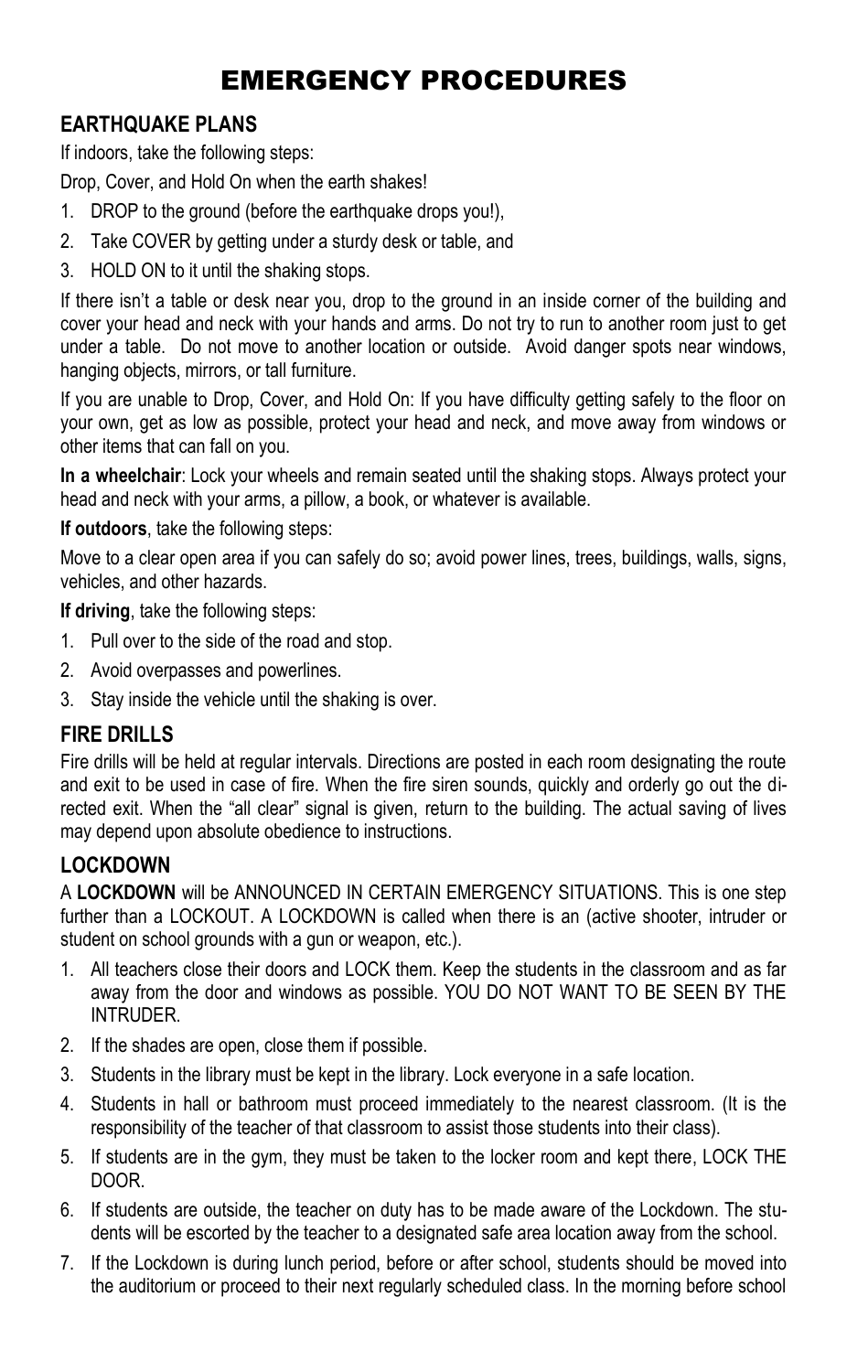# EMERGENCY PROCEDURES

## EARTHQUAKE PLANS

If indoors, take the following steps:

Drop, Cover, and Hold On when the earth shakes!

1. DROP to the ground (before the earthquake drops you!),
2. Take COVER by getting under a sturdy desk or table, and
3. HOLD ON to it until the shaking stops.

If there isn't a table or desk near you, drop to the ground in an inside corner of the building and cover your head and neck with your hands and arms. Do not try to run to another room just to get under a table. Do not move to another location or outside. Avoid danger spots near windows, hanging objects, mirrors, or tall furniture.

If you are unable to Drop, Cover, and Hold On: If you have difficulty getting safely to the floor on your own, get as low as possible, protect your head and neck, and move away from windows or other items that can fall on you.

**In a wheelchair**: Lock your wheels and remain seated until the shaking stops. Always protect your head and neck with your arms, a pillow, a book, or whatever is available.

**If outdoors**, take the following steps:

Move to a clear open area if you can safely do so; avoid power lines, trees, buildings, walls, signs, vehicles, and other hazards.

**If driving**, take the following steps:

1. Pull over to the side of the road and stop.
2. Avoid overpasses and powerlines.
3. Stay inside the vehicle until the shaking is over.

## FIRE DRILLS

Fire drills will be held at regular intervals. Directions are posted in each room designating the route and exit to be used in case of fire. When the fire siren sounds, quickly and orderly go out the directed exit. When the "all clear" signal is given, return to the building. The actual saving of lives may depend upon absolute obedience to instructions.

## LOCKDOWN

A **LOCKDOWN** will be ANNOUNCED IN CERTAIN EMERGENCY SITUATIONS. This is one step further than a LOCKOUT. A LOCKDOWN is called when there is an (active shooter, intruder or student on school grounds with a gun or weapon, etc.).

1. All teachers close their doors and LOCK them. Keep the students in the classroom and as far away from the door and windows as possible. YOU DO NOT WANT TO BE SEEN BY THE INTRUDER.
2. If the shades are open, close them if possible.
3. Students in the library must be kept in the library. Lock everyone in a safe location.
4. Students in hall or bathroom must proceed immediately to the nearest classroom. (It is the responsibility of the teacher of that classroom to assist those students into their class).
5. If students are in the gym, they must be taken to the locker room and kept there, LOCK THE DOOR.
6. If students are outside, the teacher on duty has to be made aware of the Lockdown. The students will be escorted by the teacher to a designated safe area location away from the school.
7. If the Lockdown is during lunch period, before or after school, students should be moved into the auditorium or proceed to their next regularly scheduled class. In the morning before school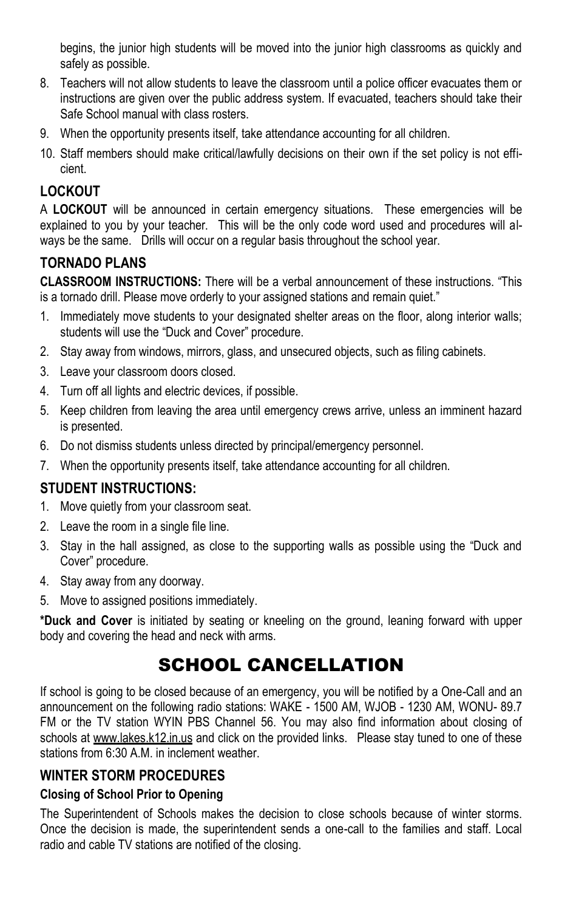begins, the junior high students will be moved into the junior high classrooms as quickly and safely as possible.

8. Teachers will not allow students to leave the classroom until a police officer evacuates them or instructions are given over the public address system. If evacuated, teachers should take their Safe School manual with class rosters.
9. When the opportunity presents itself, take attendance accounting for all children.
10. Staff members should make critical/lawfully decisions on their own if the set policy is not efficient.

### LOCKOUT

A **LOCKOUT** will be announced in certain emergency situations. These emergencies will be explained to you by your teacher. This will be the only code word used and procedures will always be the same. Drills will occur on a regular basis throughout the school year.

### TORNADO PLANS

**CLASSROOM INSTRUCTIONS:** There will be a verbal announcement of these instructions. "This is a tornado drill. Please move orderly to your assigned stations and remain quiet."

1. Immediately move students to your designated shelter areas on the floor, along interior walls; students will use the "Duck and Cover" procedure.
2. Stay away from windows, mirrors, glass, and unsecured objects, such as filing cabinets.
3. Leave your classroom doors closed.
4. Turn off all lights and electric devices, if possible.
5. Keep children from leaving the area until emergency crews arrive, unless an imminent hazard is presented.
6. Do not dismiss students unless directed by principal/emergency personnel.
7. When the opportunity presents itself, take attendance accounting for all children.

### STUDENT INSTRUCTIONS:

1. Move quietly from your classroom seat.
2. Leave the room in a single file line.
3. Stay in the hall assigned, as close to the supporting walls as possible using the "Duck and Cover" procedure.
4. Stay away from any doorway.
5. Move to assigned positions immediately.

***Duck and Cover** is initiated by seating or kneeling on the ground, leaning forward with upper body and covering the head and neck with arms.

## SCHOOL CANCELLATION

If school is going to be closed because of an emergency, you will be notified by a One-Call and an announcement on the following radio stations: WAKE - 1500 AM, WJOB - 1230 AM, WONU- 89.7 FM or the TV station WYIN PBS Channel 56. You may also find information about closing of schools at www.lakes.k12.in.us and click on the provided links. Please stay tuned to one of these stations from 6:30 A.M. in inclement weather.

### WINTER STORM PROCEDURES

#### Closing of School Prior to Opening

The Superintendent of Schools makes the decision to close schools because of winter storms. Once the decision is made, the superintendent sends a one-call to the families and staff. Local radio and cable TV stations are notified of the closing.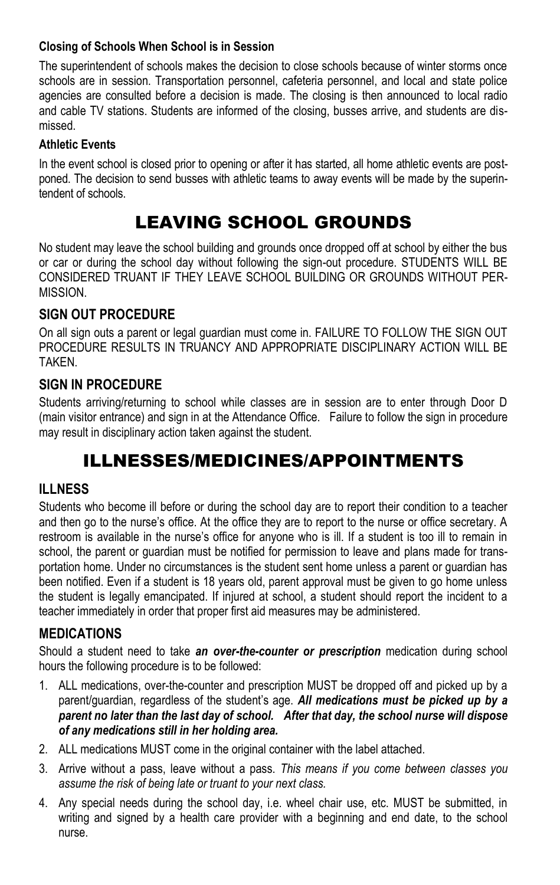### Closing of Schools When School is in Session

The superintendent of schools makes the decision to close schools because of winter storms once schools are in session. Transportation personnel, cafeteria personnel, and local and state police agencies are consulted before a decision is made. The closing is then announced to local radio and cable TV stations. Students are informed of the closing, busses arrive, and students are dismissed.

### Athletic Events

In the event school is closed prior to opening or after it has started, all home athletic events are postponed. The decision to send busses with athletic teams to away events will be made by the superintendent of schools.

# LEAVING SCHOOL GROUNDS

No student may leave the school building and grounds once dropped off at school by either the bus or car or during the school day without following the sign-out procedure. STUDENTS WILL BE CONSIDERED TRUANT IF THEY LEAVE SCHOOL BUILDING OR GROUNDS WITHOUT PERMISSION.

## SIGN OUT PROCEDURE

On all sign outs a parent or legal guardian must come in. FAILURE TO FOLLOW THE SIGN OUT PROCEDURE RESULTS IN TRUANCY AND APPROPRIATE DISCIPLINARY ACTION WILL BE TAKEN.

## SIGN IN PROCEDURE

Students arriving/returning to school while classes are in session are to enter through Door D (main visitor entrance) and sign in at the Attendance Office. Failure to follow the sign in procedure may result in disciplinary action taken against the student.

# ILLNESSES/MEDICINES/APPOINTMENTS

## ILLNESS

Students who become ill before or during the school day are to report their condition to a teacher and then go to the nurse's office. At the office they are to report to the nurse or office secretary. A restroom is available in the nurse's office for anyone who is ill. If a student is too ill to remain in school, the parent or guardian must be notified for permission to leave and plans made for transportation home. Under no circumstances is the student sent home unless a parent or guardian has been notified. Even if a student is 18 years old, parent approval must be given to go home unless the student is legally emancipated. If injured at school, a student should report the incident to a teacher immediately in order that proper first aid measures may be administered.

## MEDICATIONS

Should a student need to take ***an over-the-counter or prescription*** medication during school hours the following procedure is to be followed:

1. ALL medications, over-the-counter and prescription MUST be dropped off and picked up by a parent/guardian, regardless of the student's age. ***All medications must be picked up by a parent no later than the last day of school. After that day, the school nurse will dispose of any medications still in her holding area.***
2. ALL medications MUST come in the original container with the label attached.
3. Arrive without a pass, leave without a pass. *This means if you come between classes you assume the risk of being late or truant to your next class.*
4. Any special needs during the school day, i.e. wheel chair use, etc. MUST be submitted, in writing and signed by a health care provider with a beginning and end date, to the school nurse.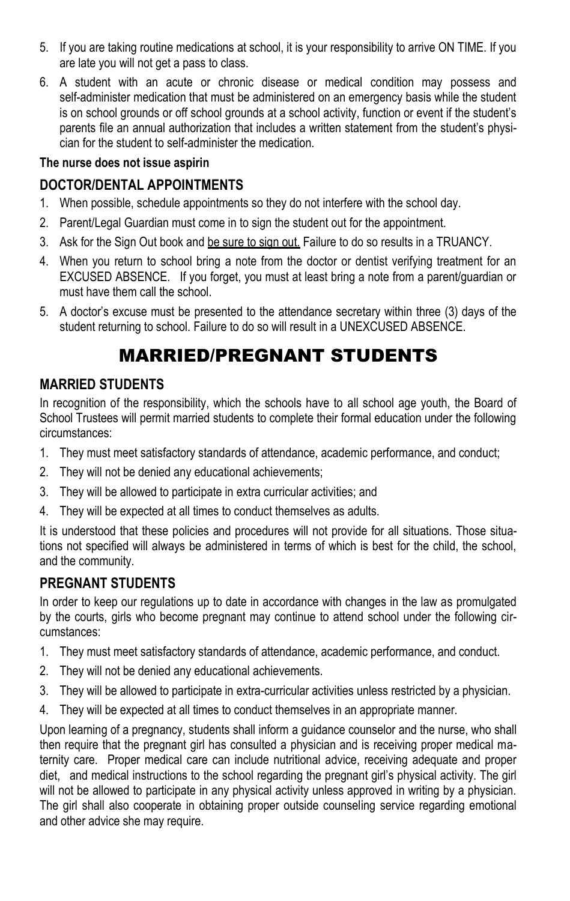5. If you are taking routine medications at school, it is your responsibility to arrive ON TIME. If you are late you will not get a pass to class.
6. A student with an acute or chronic disease or medical condition may possess and self-administer medication that must be administered on an emergency basis while the student is on school grounds or off school grounds at a school activity, function or event if the student's parents file an annual authorization that includes a written statement from the student's physician for the student to self-administer the medication.

**The nurse does not issue aspirin**

### DOCTOR/DENTAL APPOINTMENTS

1. When possible, schedule appointments so they do not interfere with the school day.
2. Parent/Legal Guardian must come in to sign the student out for the appointment.
3. Ask for the Sign Out book and <u>be sure to sign out.</u> Failure to do so results in a TRUANCY.
4. When you return to school bring a note from the doctor or dentist verifying treatment for an EXCUSED ABSENCE. If you forget, you must at least bring a note from a parent/guardian or must have them call the school.
5. A doctor's excuse must be presented to the attendance secretary within three (3) days of the student returning to school. Failure to do so will result in a UNEXCUSED ABSENCE.

# MARRIED/PREGNANT STUDENTS

### MARRIED STUDENTS

In recognition of the responsibility, which the schools have to all school age youth, the Board of School Trustees will permit married students to complete their formal education under the following circumstances:

1. They must meet satisfactory standards of attendance, academic performance, and conduct;
2. They will not be denied any educational achievements;
3. They will be allowed to participate in extra curricular activities; and
4. They will be expected at all times to conduct themselves as adults.

It is understood that these policies and procedures will not provide for all situations. Those situations not specified will always be administered in terms of which is best for the child, the school, and the community.

### PREGNANT STUDENTS

In order to keep our regulations up to date in accordance with changes in the law as promulgated by the courts, girls who become pregnant may continue to attend school under the following circumstances:

1. They must meet satisfactory standards of attendance, academic performance, and conduct.
2. They will not be denied any educational achievements.
3. They will be allowed to participate in extra-curricular activities unless restricted by a physician.
4. They will be expected at all times to conduct themselves in an appropriate manner.

Upon learning of a pregnancy, students shall inform a guidance counselor and the nurse, who shall then require that the pregnant girl has consulted a physician and is receiving proper medical maternity care. Proper medical care can include nutritional advice, receiving adequate and proper diet, and medical instructions to the school regarding the pregnant girl's physical activity. The girl will not be allowed to participate in any physical activity unless approved in writing by a physician. The girl shall also cooperate in obtaining proper outside counseling service regarding emotional and other advice she may require.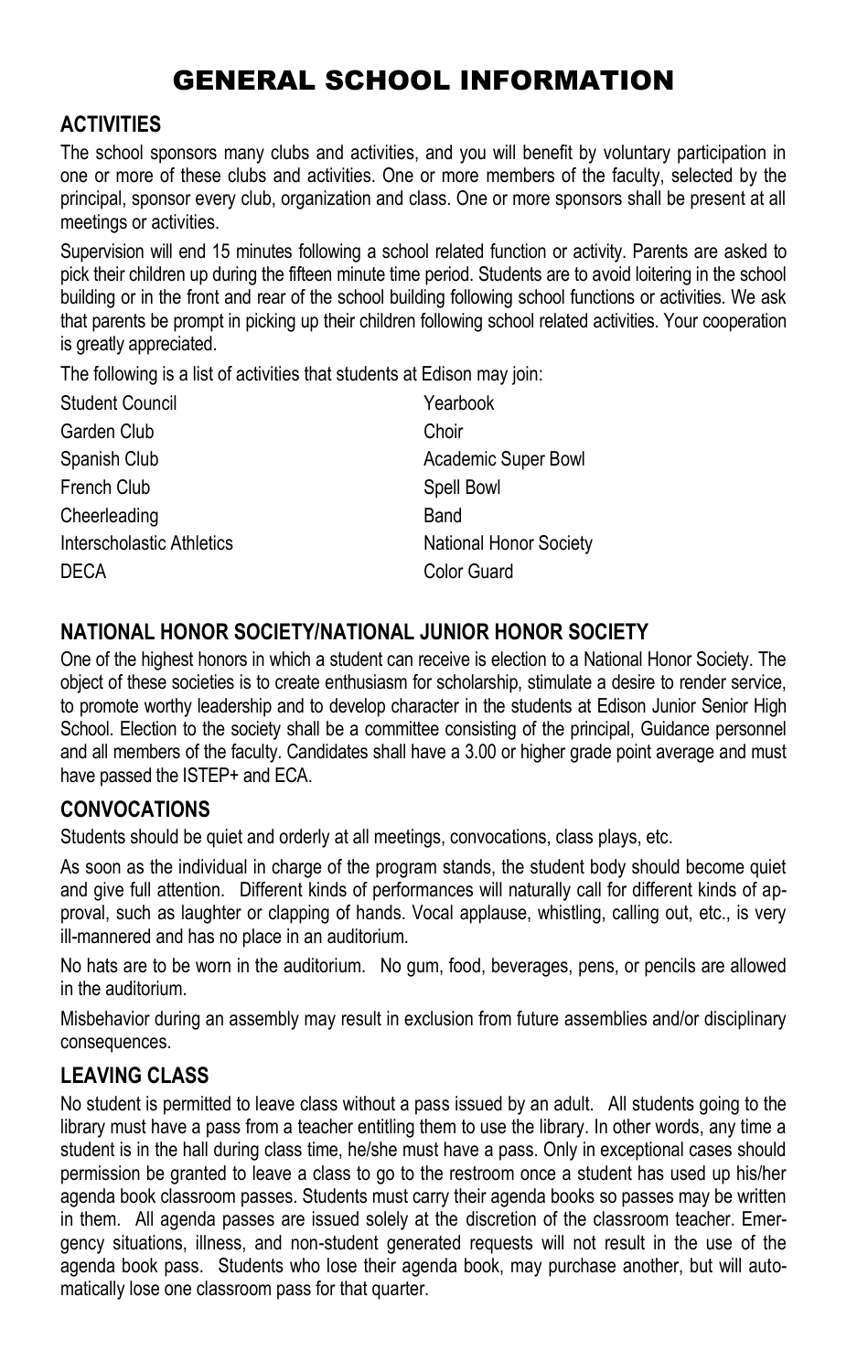# GENERAL SCHOOL INFORMATION

## ACTIVITIES

The school sponsors many clubs and activities, and you will benefit by voluntary participation in one or more of these clubs and activities. One or more members of the faculty, selected by the principal, sponsor every club, organization and class. One or more sponsors shall be present at all meetings or activities.

Supervision will end 15 minutes following a school related function or activity. Parents are asked to pick their children up during the fifteen minute time period. Students are to avoid loitering in the school building or in the front and rear of the school building following school functions or activities. We ask that parents be prompt in picking up their children following school related activities. Your cooperation is greatly appreciated.

The following is a list of activities that students at Edison may join:

| | |
|---|---|
| Student Council | Yearbook |
| Garden Club | Choir |
| Spanish Club | Academic Super Bowl |
| French Club | Spell Bowl |
| Cheerleading | Band |
| Interscholastic Athletics | National Honor Society |
| DECA | Color Guard |

## NATIONAL HONOR SOCIETY/NATIONAL JUNIOR HONOR SOCIETY

One of the highest honors in which a student can receive is election to a National Honor Society. The object of these societies is to create enthusiasm for scholarship, stimulate a desire to render service, to promote worthy leadership and to develop character in the students at Edison Junior Senior High School. Election to the society shall be a committee consisting of the principal, Guidance personnel and all members of the faculty. Candidates shall have a 3.00 or higher grade point average and must have passed the ISTEP+ and ECA.

## CONVOCATIONS

Students should be quiet and orderly at all meetings, convocations, class plays, etc.

As soon as the individual in charge of the program stands, the student body should become quiet and give full attention. Different kinds of performances will naturally call for different kinds of approval, such as laughter or clapping of hands. Vocal applause, whistling, calling out, etc., is very ill-mannered and has no place in an auditorium.

No hats are to be worn in the auditorium. No gum, food, beverages, pens, or pencils are allowed in the auditorium.

Misbehavior during an assembly may result in exclusion from future assemblies and/or disciplinary consequences.

## LEAVING CLASS

No student is permitted to leave class without a pass issued by an adult. All students going to the library must have a pass from a teacher entitling them to use the library. In other words, any time a student is in the hall during class time, he/she must have a pass. Only in exceptional cases should permission be granted to leave a class to go to the restroom once a student has used up his/her agenda book classroom passes. Students must carry their agenda books so passes may be written in them. All agenda passes are issued solely at the discretion of the classroom teacher. Emergency situations, illness, and non-student generated requests will not result in the use of the agenda book pass. Students who lose their agenda book, may purchase another, but will automatically lose one classroom pass for that quarter.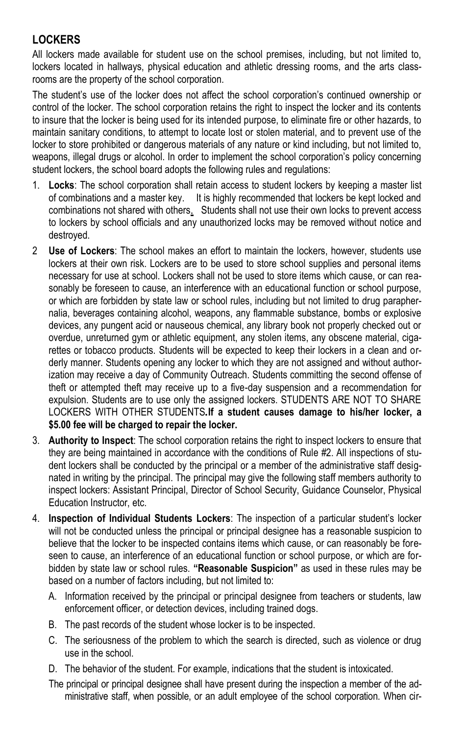## LOCKERS

All lockers made available for student use on the school premises, including, but not limited to, lockers located in hallways, physical education and athletic dressing rooms, and the arts classrooms are the property of the school corporation.

The student's use of the locker does not affect the school corporation's continued ownership or control of the locker. The school corporation retains the right to inspect the locker and its contents to insure that the locker is being used for its intended purpose, to eliminate fire or other hazards, to maintain sanitary conditions, to attempt to locate lost or stolen material, and to prevent use of the locker to store prohibited or dangerous materials of any nature or kind including, but not limited to, weapons, illegal drugs or alcohol. In order to implement the school corporation's policy concerning student lockers, the school board adopts the following rules and regulations:

1. **Locks**: The school corporation shall retain access to student lockers by keeping a master list of combinations and a master key. It is highly recommended that lockers be kept locked and combinations not shared with others. Students shall not use their own locks to prevent access to lockers by school officials and any unauthorized locks may be removed without notice and destroyed.
2. **Use of Lockers**: The school makes an effort to maintain the lockers, however, students use lockers at their own risk. Lockers are to be used to store school supplies and personal items necessary for use at school. Lockers shall not be used to store items which cause, or can reasonably be foreseen to cause, an interference with an educational function or school purpose, or which are forbidden by state law or school rules, including but not limited to drug paraphernalia, beverages containing alcohol, weapons, any flammable substance, bombs or explosive devices, any pungent acid or nauseous chemical, any library book not properly checked out or overdue, unreturned gym or athletic equipment, any stolen items, any obscene material, cigarettes or tobacco products. Students will be expected to keep their lockers in a clean and orderly manner. Students opening any locker to which they are not assigned and without authorization may receive a day of Community Outreach. Students committing the second offense of theft or attempted theft may receive up to a five-day suspension and a recommendation for expulsion. Students are to use only the assigned lockers. STUDENTS ARE NOT TO SHARE LOCKERS WITH OTHER STUDENTS. **If a student causes damage to his/her locker, a $5.00 fee will be charged to repair the locker.**
3. **Authority to Inspect**: The school corporation retains the right to inspect lockers to ensure that they are being maintained in accordance with the conditions of Rule #2. All inspections of student lockers shall be conducted by the principal or a member of the administrative staff designated in writing by the principal. The principal may give the following staff members authority to inspect lockers: Assistant Principal, Director of School Security, Guidance Counselor, Physical Education Instructor, etc.
4. **Inspection of Individual Students Lockers**: The inspection of a particular student's locker will not be conducted unless the principal or principal designee has a reasonable suspicion to believe that the locker to be inspected contains items which cause, or can reasonably be foreseen to cause, an interference of an educational function or school purpose, or which are forbidden by state law or school rules. **"Reasonable Suspicion"** as used in these rules may be based on a number of factors including, but not limited to:
   - A. Information received by the principal or principal designee from teachers or students, law enforcement officer, or detection devices, including trained dogs.
   - B. The past records of the student whose locker is to be inspected.
   - C. The seriousness of the problem to which the search is directed, such as violence or drug use in the school.
   - D. The behavior of the student. For example, indications that the student is intoxicated.

   The principal or principal designee shall have present during the inspection a member of the administrative staff, when possible, or an adult employee of the school corporation. When cir-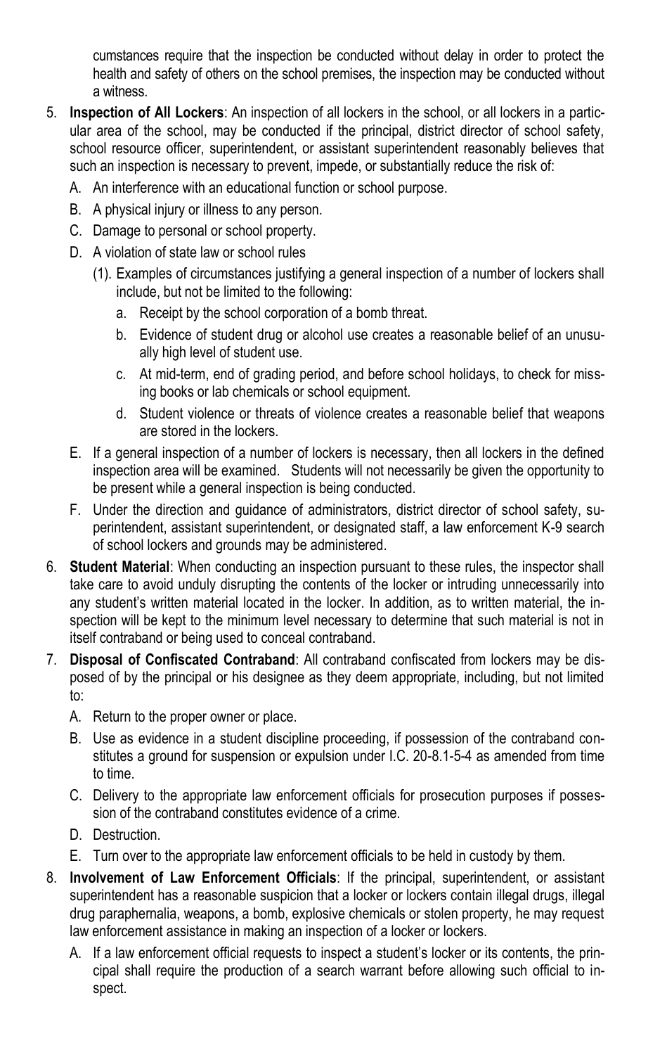cumstances require that the inspection be conducted without delay in order to protect the health and safety of others on the school premises, the inspection may be conducted without a witness.

5. **Inspection of All Lockers**: An inspection of all lockers in the school, or all lockers in a particular area of the school, may be conducted if the principal, district director of school safety, school resource officer, superintendent, or assistant superintendent reasonably believes that such an inspection is necessary to prevent, impede, or substantially reduce the risk of:
   A. An interference with an educational function or school purpose.
   B. A physical injury or illness to any person.
   C. Damage to personal or school property.
   D. A violation of state law or school rules
      (1). Examples of circumstances justifying a general inspection of a number of lockers shall include, but not be limited to the following:
         a. Receipt by the school corporation of a bomb threat.
         b. Evidence of student drug or alcohol use creates a reasonable belief of an unusually high level of student use.
         c. At mid-term, end of grading period, and before school holidays, to check for missing books or lab chemicals or school equipment.
         d. Student violence or threats of violence creates a reasonable belief that weapons are stored in the lockers.
   E. If a general inspection of a number of lockers is necessary, then all lockers in the defined inspection area will be examined. Students will not necessarily be given the opportunity to be present while a general inspection is being conducted.
   F. Under the direction and guidance of administrators, district director of school safety, superintendent, assistant superintendent, or designated staff, a law enforcement K-9 search of school lockers and grounds may be administered.
6. **Student Material**: When conducting an inspection pursuant to these rules, the inspector shall take care to avoid unduly disrupting the contents of the locker or intruding unnecessarily into any student's written material located in the locker. In addition, as to written material, the inspection will be kept to the minimum level necessary to determine that such material is not in itself contraband or being used to conceal contraband.
7. **Disposal of Confiscated Contraband**: All contraband confiscated from lockers may be disposed of by the principal or his designee as they deem appropriate, including, but not limited to:
   A. Return to the proper owner or place.
   B. Use as evidence in a student discipline proceeding, if possession of the contraband constitutes a ground for suspension or expulsion under I.C. 20-8.1-5-4 as amended from time to time.
   C. Delivery to the appropriate law enforcement officials for prosecution purposes if possession of the contraband constitutes evidence of a crime.
   D. Destruction.
   E. Turn over to the appropriate law enforcement officials to be held in custody by them.
8. **Involvement of Law Enforcement Officials**: If the principal, superintendent, or assistant superintendent has a reasonable suspicion that a locker or lockers contain illegal drugs, illegal drug paraphernalia, weapons, a bomb, explosive chemicals or stolen property, he may request law enforcement assistance in making an inspection of a locker or lockers.
   A. If a law enforcement official requests to inspect a student's locker or its contents, the principal shall require the production of a search warrant before allowing such official to inspect.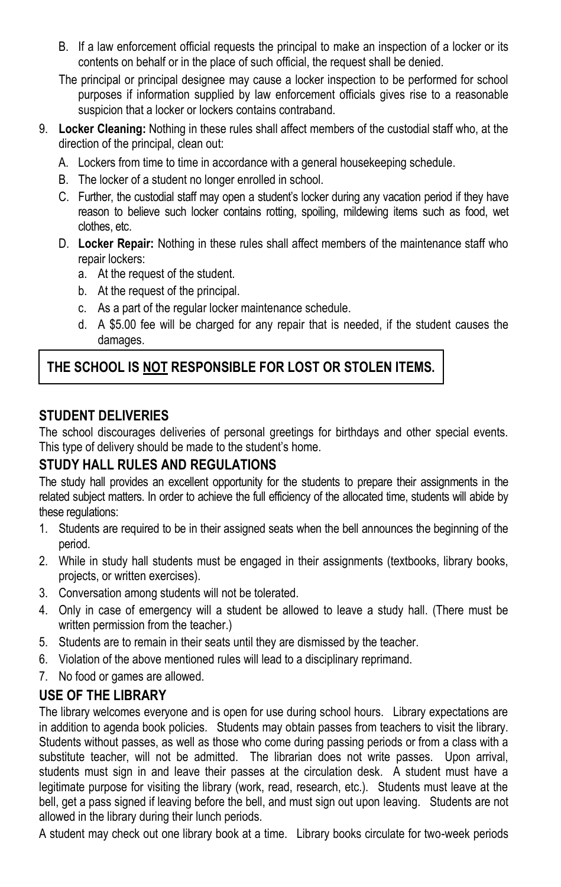B. If a law enforcement official requests the principal to make an inspection of a locker or its contents on behalf or in the place of such official, the request shall be denied.

The principal or principal designee may cause a locker inspection to be performed for school purposes if information supplied by law enforcement officials gives rise to a reasonable suspicion that a locker or lockers contains contraband.

9. **Locker Cleaning:** Nothing in these rules shall affect members of the custodial staff who, at the direction of the principal, clean out:
   A. Lockers from time to time in accordance with a general housekeeping schedule.
   B. The locker of a student no longer enrolled in school.
   C. Further, the custodial staff may open a student's locker during any vacation period if they have reason to believe such locker contains rotting, spoiling, mildewing items such as food, wet clothes, etc.
   D. **Locker Repair:** Nothing in these rules shall affect members of the maintenance staff who repair lockers:
      a. At the request of the student.
      b. At the request of the principal.
      c. As a part of the regular locker maintenance schedule.
      d. A $5.00 fee will be charged for any repair that is needed, if the student causes the damages.

**THE SCHOOL IS <u>NOT</u> RESPONSIBLE FOR LOST OR STOLEN ITEMS.**

## STUDENT DELIVERIES

The school discourages deliveries of personal greetings for birthdays and other special events. This type of delivery should be made to the student's home.

## STUDY HALL RULES AND REGULATIONS

The study hall provides an excellent opportunity for the students to prepare their assignments in the related subject matters. In order to achieve the full efficiency of the allocated time, students will abide by these regulations:

1. Students are required to be in their assigned seats when the bell announces the beginning of the period.
2. While in study hall students must be engaged in their assignments (textbooks, library books, projects, or written exercises).
3. Conversation among students will not be tolerated.
4. Only in case of emergency will a student be allowed to leave a study hall. (There must be written permission from the teacher.)
5. Students are to remain in their seats until they are dismissed by the teacher.
6. Violation of the above mentioned rules will lead to a disciplinary reprimand.
7. No food or games are allowed.

## USE OF THE LIBRARY

The library welcomes everyone and is open for use during school hours. Library expectations are in addition to agenda book policies. Students may obtain passes from teachers to visit the library. Students without passes, as well as those who come during passing periods or from a class with a substitute teacher, will not be admitted. The librarian does not write passes. Upon arrival, students must sign in and leave their passes at the circulation desk. A student must have a legitimate purpose for visiting the library (work, read, research, etc.). Students must leave at the bell, get a pass signed if leaving before the bell, and must sign out upon leaving. Students are not allowed in the library during their lunch periods.

A student may check out one library book at a time. Library books circulate for two-week periods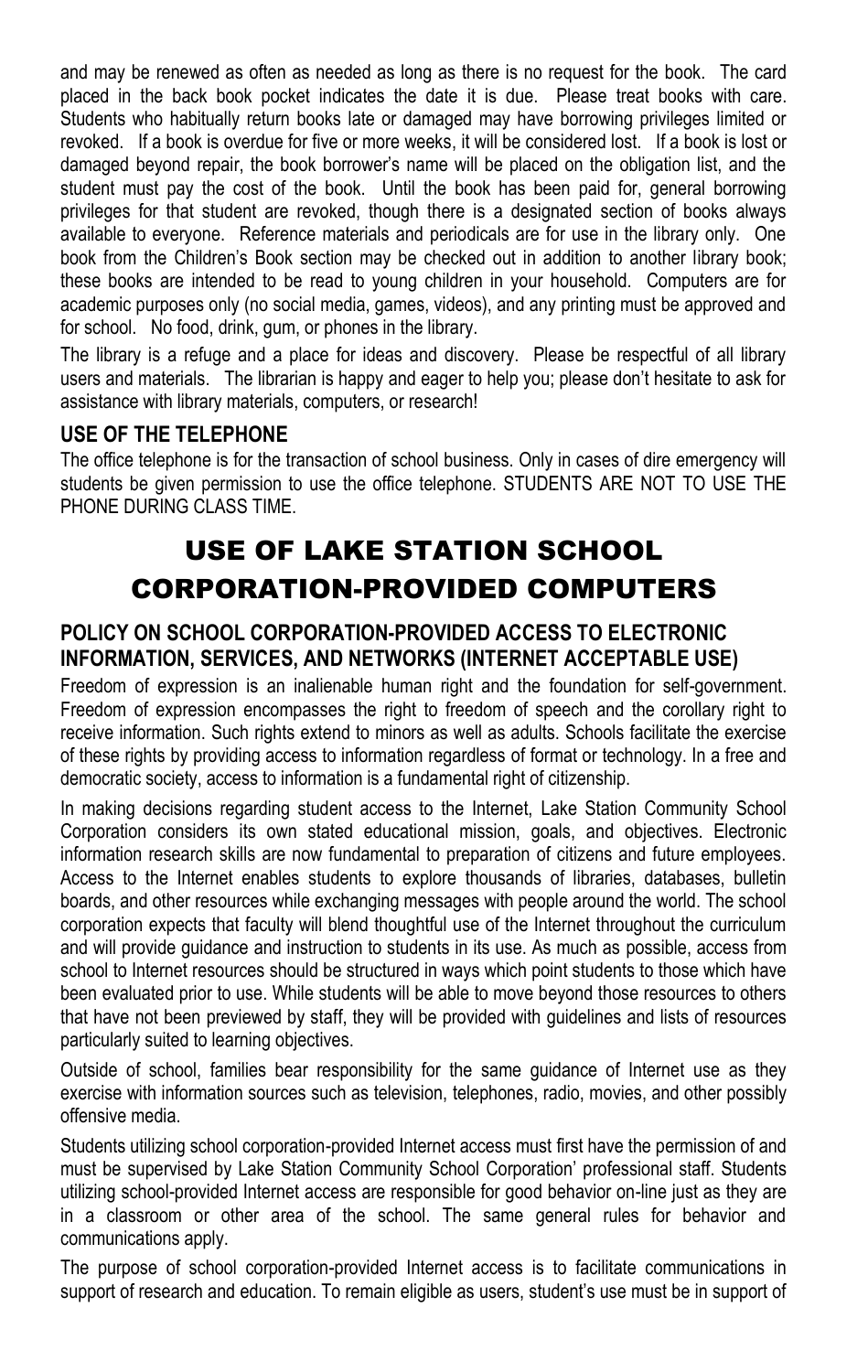and may be renewed as often as needed as long as there is no request for the book. The card placed in the back book pocket indicates the date it is due. Please treat books with care. Students who habitually return books late or damaged may have borrowing privileges limited or revoked. If a book is overdue for five or more weeks, it will be considered lost. If a book is lost or damaged beyond repair, the book borrower's name will be placed on the obligation list, and the student must pay the cost of the book. Until the book has been paid for, general borrowing privileges for that student are revoked, though there is a designated section of books always available to everyone. Reference materials and periodicals are for use in the library only. One book from the Children's Book section may be checked out in addition to another library book; these books are intended to be read to young children in your household. Computers are for academic purposes only (no social media, games, videos), and any printing must be approved and for school. No food, drink, gum, or phones in the library.

The library is a refuge and a place for ideas and discovery. Please be respectful of all library users and materials. The librarian is happy and eager to help you; please don't hesitate to ask for assistance with library materials, computers, or research!

### USE OF THE TELEPHONE

The office telephone is for the transaction of school business. Only in cases of dire emergency will students be given permission to use the office telephone. STUDENTS ARE NOT TO USE THE PHONE DURING CLASS TIME.

# USE OF LAKE STATION SCHOOL CORPORATION-PROVIDED COMPUTERS

### POLICY ON SCHOOL CORPORATION-PROVIDED ACCESS TO ELECTRONIC INFORMATION, SERVICES, AND NETWORKS (INTERNET ACCEPTABLE USE)

Freedom of expression is an inalienable human right and the foundation for self-government. Freedom of expression encompasses the right to freedom of speech and the corollary right to receive information. Such rights extend to minors as well as adults. Schools facilitate the exercise of these rights by providing access to information regardless of format or technology. In a free and democratic society, access to information is a fundamental right of citizenship.

In making decisions regarding student access to the Internet, Lake Station Community School Corporation considers its own stated educational mission, goals, and objectives. Electronic information research skills are now fundamental to preparation of citizens and future employees. Access to the Internet enables students to explore thousands of libraries, databases, bulletin boards, and other resources while exchanging messages with people around the world. The school corporation expects that faculty will blend thoughtful use of the Internet throughout the curriculum and will provide guidance and instruction to students in its use. As much as possible, access from school to Internet resources should be structured in ways which point students to those which have been evaluated prior to use. While students will be able to move beyond those resources to others that have not been previewed by staff, they will be provided with guidelines and lists of resources particularly suited to learning objectives.

Outside of school, families bear responsibility for the same guidance of Internet use as they exercise with information sources such as television, telephones, radio, movies, and other possibly offensive media.

Students utilizing school corporation-provided Internet access must first have the permission of and must be supervised by Lake Station Community School Corporation' professional staff. Students utilizing school-provided Internet access are responsible for good behavior on-line just as they are in a classroom or other area of the school. The same general rules for behavior and communications apply.

The purpose of school corporation-provided Internet access is to facilitate communications in support of research and education. To remain eligible as users, student's use must be in support of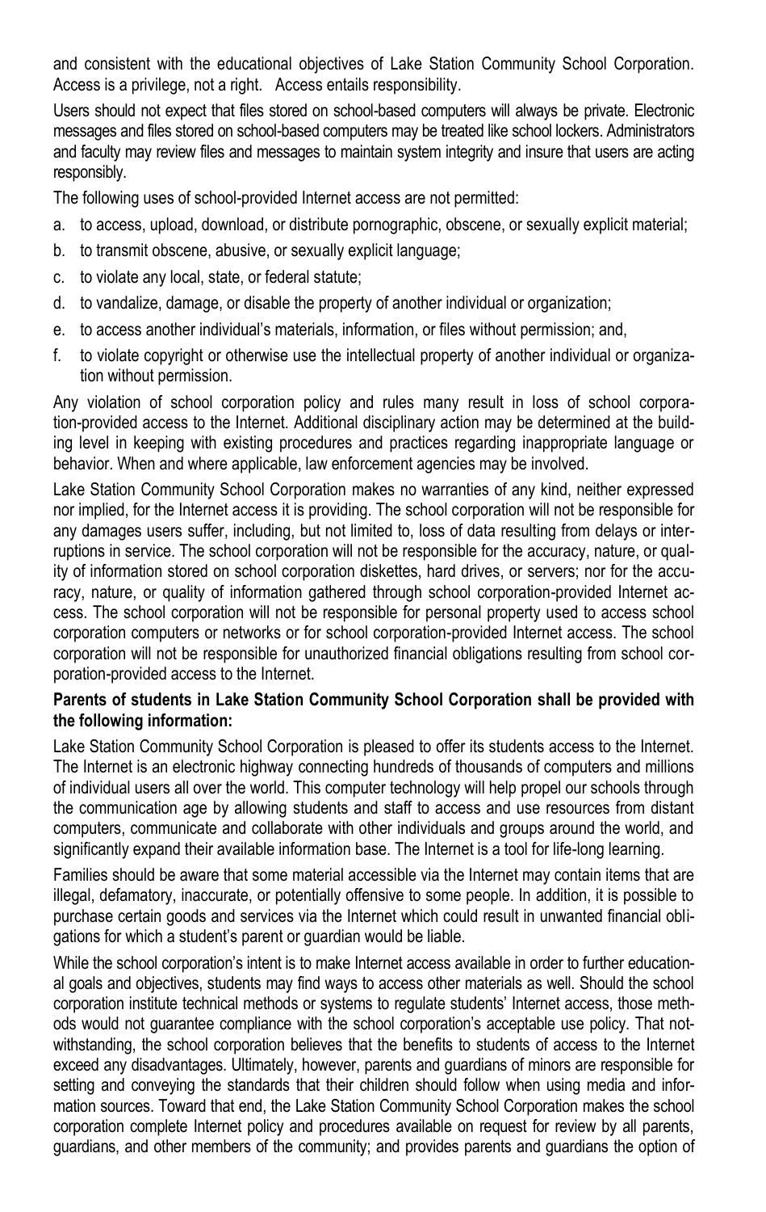and consistent with the educational objectives of Lake Station Community School Corporation. Access is a privilege, not a right. Access entails responsibility.

Users should not expect that files stored on school-based computers will always be private. Electronic messages and files stored on school-based computers may be treated like school lockers. Administrators and faculty may review files and messages to maintain system integrity and insure that users are acting responsibly.

The following uses of school-provided Internet access are not permitted:

a. to access, upload, download, or distribute pornographic, obscene, or sexually explicit material;
b. to transmit obscene, abusive, or sexually explicit language;
c. to violate any local, state, or federal statute;
d. to vandalize, damage, or disable the property of another individual or organization;
e. to access another individual's materials, information, or files without permission; and,
f. to violate copyright or otherwise use the intellectual property of another individual or organization without permission.

Any violation of school corporation policy and rules many result in loss of school corporation-provided access to the Internet. Additional disciplinary action may be determined at the building level in keeping with existing procedures and practices regarding inappropriate language or behavior. When and where applicable, law enforcement agencies may be involved.

Lake Station Community School Corporation makes no warranties of any kind, neither expressed nor implied, for the Internet access it is providing. The school corporation will not be responsible for any damages users suffer, including, but not limited to, loss of data resulting from delays or interruptions in service. The school corporation will not be responsible for the accuracy, nature, or quality of information stored on school corporation diskettes, hard drives, or servers; nor for the accuracy, nature, or quality of information gathered through school corporation-provided Internet access. The school corporation will not be responsible for personal property used to access school corporation computers or networks or for school corporation-provided Internet access. The school corporation will not be responsible for unauthorized financial obligations resulting from school corporation-provided access to the Internet.

**Parents of students in Lake Station Community School Corporation shall be provided with the following information:**

Lake Station Community School Corporation is pleased to offer its students access to the Internet. The Internet is an electronic highway connecting hundreds of thousands of computers and millions of individual users all over the world. This computer technology will help propel our schools through the communication age by allowing students and staff to access and use resources from distant computers, communicate and collaborate with other individuals and groups around the world, and significantly expand their available information base. The Internet is a tool for life-long learning.

Families should be aware that some material accessible via the Internet may contain items that are illegal, defamatory, inaccurate, or potentially offensive to some people. In addition, it is possible to purchase certain goods and services via the Internet which could result in unwanted financial obligations for which a student's parent or guardian would be liable.

While the school corporation's intent is to make Internet access available in order to further educational goals and objectives, students may find ways to access other materials as well. Should the school corporation institute technical methods or systems to regulate students' Internet access, those methods would not guarantee compliance with the school corporation's acceptable use policy. That notwithstanding, the school corporation believes that the benefits to students of access to the Internet exceed any disadvantages. Ultimately, however, parents and guardians of minors are responsible for setting and conveying the standards that their children should follow when using media and information sources. Toward that end, the Lake Station Community School Corporation makes the school corporation complete Internet policy and procedures available on request for review by all parents, guardians, and other members of the community; and provides parents and guardians the option of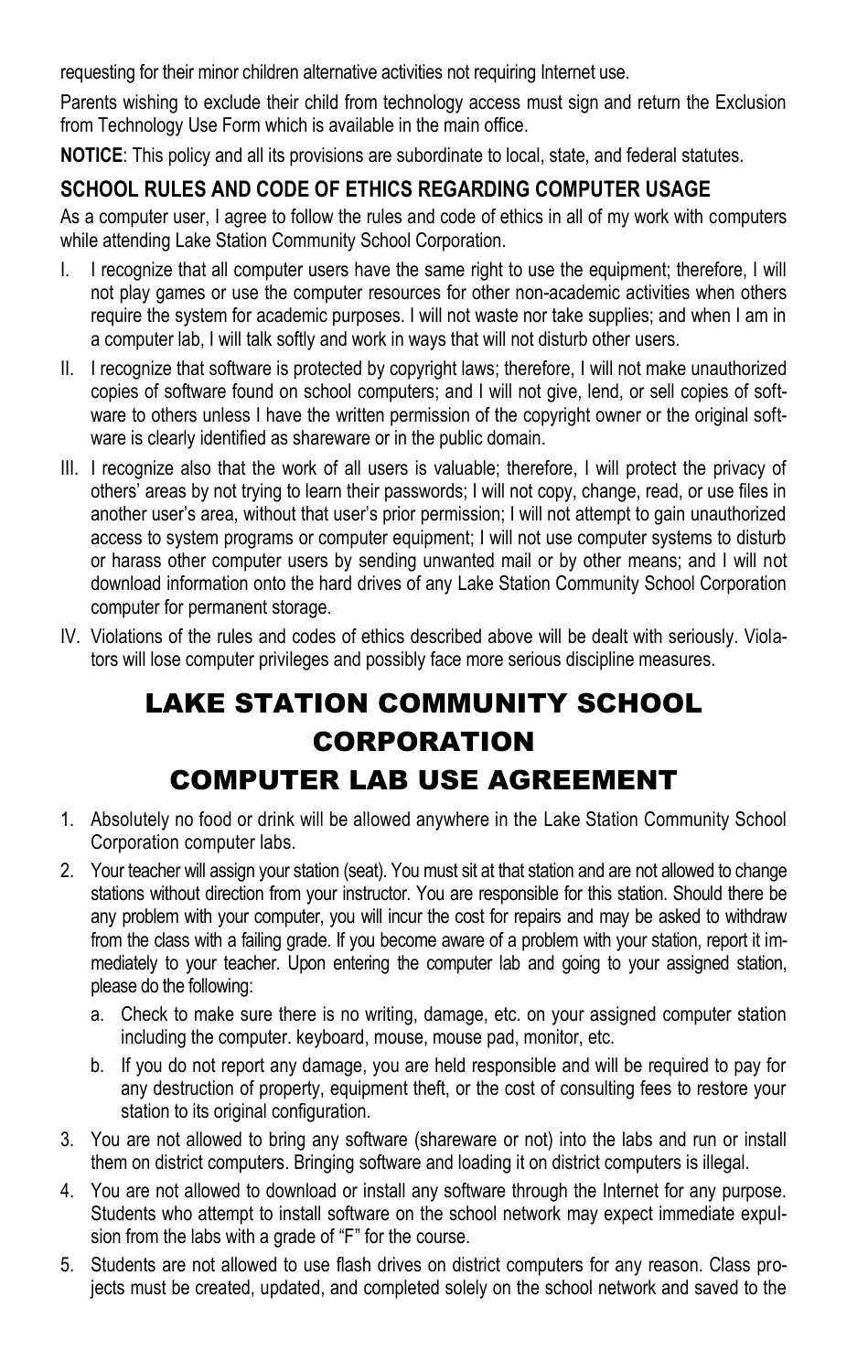requesting for their minor children alternative activities not requiring Internet use.

Parents wishing to exclude their child from technology access must sign and return the Exclusion from Technology Use Form which is available in the main office.

**NOTICE**: This policy and all its provisions are subordinate to local, state, and federal statutes.

### SCHOOL RULES AND CODE OF ETHICS REGARDING COMPUTER USAGE

As a computer user, I agree to follow the rules and code of ethics in all of my work with computers while attending Lake Station Community School Corporation.

I. I recognize that all computer users have the same right to use the equipment; therefore, I will not play games or use the computer resources for other non-academic activities when others require the system for academic purposes. I will not waste nor take supplies; and when I am in a computer lab, I will talk softly and work in ways that will not disturb other users.

II. I recognize that software is protected by copyright laws; therefore, I will not make unauthorized copies of software found on school computers; and I will not give, lend, or sell copies of software to others unless I have the written permission of the copyright owner or the original software is clearly identified as shareware or in the public domain.

III. I recognize also that the work of all users is valuable; therefore, I will protect the privacy of others' areas by not trying to learn their passwords; I will not copy, change, read, or use files in another user's area, without that user's prior permission; I will not attempt to gain unauthorized access to system programs or computer equipment; I will not use computer systems to disturb or harass other computer users by sending unwanted mail or by other means; and I will not download information onto the hard drives of any Lake Station Community School Corporation computer for permanent storage.

IV. Violations of the rules and codes of ethics described above will be dealt with seriously. Violators will lose computer privileges and possibly face more serious discipline measures.

# LAKE STATION COMMUNITY SCHOOL CORPORATION
# COMPUTER LAB USE AGREEMENT

1. Absolutely no food or drink will be allowed anywhere in the Lake Station Community School Corporation computer labs.
2. Your teacher will assign your station (seat). You must sit at that station and are not allowed to change stations without direction from your instructor. You are responsible for this station. Should there be any problem with your computer, you will incur the cost for repairs and may be asked to withdraw from the class with a failing grade. If you become aware of a problem with your station, report it immediately to your teacher. Upon entering the computer lab and going to your assigned station, please do the following:
   a. Check to make sure there is no writing, damage, etc. on your assigned computer station including the computer. keyboard, mouse, mouse pad, monitor, etc.
   b. If you do not report any damage, you are held responsible and will be required to pay for any destruction of property, equipment theft, or the cost of consulting fees to restore your station to its original configuration.
3. You are not allowed to bring any software (shareware or not) into the labs and run or install them on district computers. Bringing software and loading it on district computers is illegal.
4. You are not allowed to download or install any software through the Internet for any purpose. Students who attempt to install software on the school network may expect immediate expulsion from the labs with a grade of "F" for the course.
5. Students are not allowed to use flash drives on district computers for any reason. Class projects must be created, updated, and completed solely on the school network and saved to the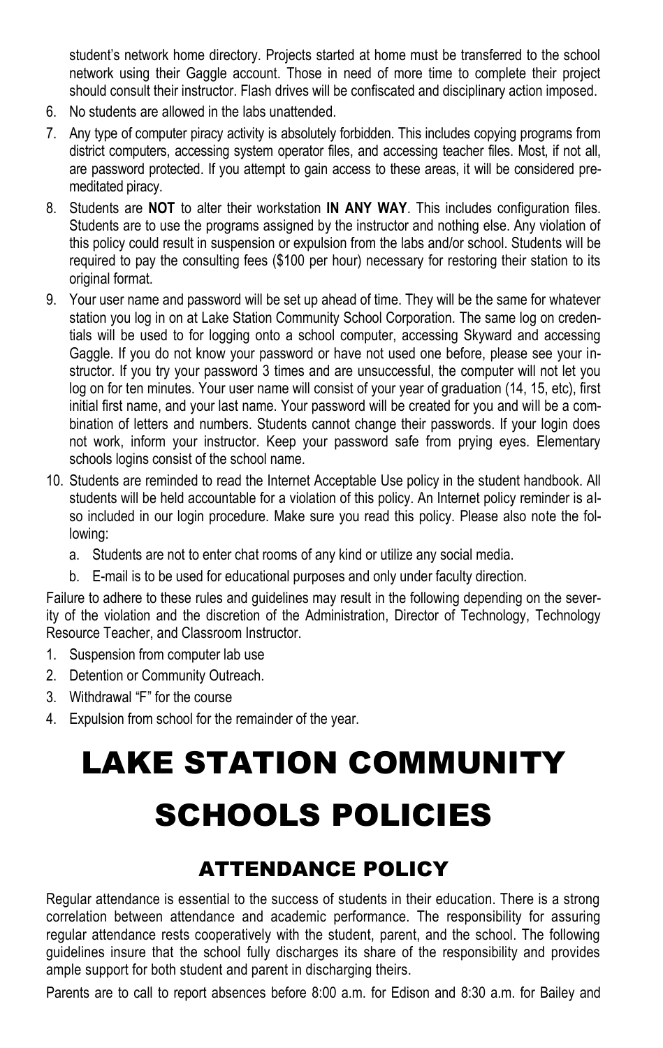student's network home directory. Projects started at home must be transferred to the school network using their Gaggle account. Those in need of more time to complete their project should consult their instructor. Flash drives will be confiscated and disciplinary action imposed.

6. No students are allowed in the labs unattended.
7. Any type of computer piracy activity is absolutely forbidden. This includes copying programs from district computers, accessing system operator files, and accessing teacher files. Most, if not all, are password protected. If you attempt to gain access to these areas, it will be considered premeditated piracy.
8. Students are **NOT** to alter their workstation **IN ANY WAY**. This includes configuration files. Students are to use the programs assigned by the instructor and nothing else. Any violation of this policy could result in suspension or expulsion from the labs and/or school. Students will be required to pay the consulting fees ($100 per hour) necessary for restoring their station to its original format.
9. Your user name and password will be set up ahead of time. They will be the same for whatever station you log in on at Lake Station Community School Corporation. The same log on credentials will be used to for logging onto a school computer, accessing Skyward and accessing Gaggle. If you do not know your password or have not used one before, please see your instructor. If you try your password 3 times and are unsuccessful, the computer will not let you log on for ten minutes. Your user name will consist of your year of graduation (14, 15, etc), first initial first name, and your last name. Your password will be created for you and will be a combination of letters and numbers. Students cannot change their passwords. If your login does not work, inform your instructor. Keep your password safe from prying eyes. Elementary schools logins consist of the school name.
10. Students are reminded to read the Internet Acceptable Use policy in the student handbook. All students will be held accountable for a violation of this policy. An Internet policy reminder is also included in our login procedure. Make sure you read this policy. Please also note the following:
    a. Students are not to enter chat rooms of any kind or utilize any social media.
    b. E-mail is to be used for educational purposes and only under faculty direction.

Failure to adhere to these rules and guidelines may result in the following depending on the severity of the violation and the discretion of the Administration, Director of Technology, Technology Resource Teacher, and Classroom Instructor.

1. Suspension from computer lab use
2. Detention or Community Outreach.
3. Withdrawal "F" for the course
4. Expulsion from school for the remainder of the year.

# LAKE STATION COMMUNITY SCHOOLS POLICIES

## ATTENDANCE POLICY

Regular attendance is essential to the success of students in their education. There is a strong correlation between attendance and academic performance. The responsibility for assuring regular attendance rests cooperatively with the student, parent, and the school. The following guidelines insure that the school fully discharges its share of the responsibility and provides ample support for both student and parent in discharging theirs.

Parents are to call to report absences before 8:00 a.m. for Edison and 8:30 a.m. for Bailey and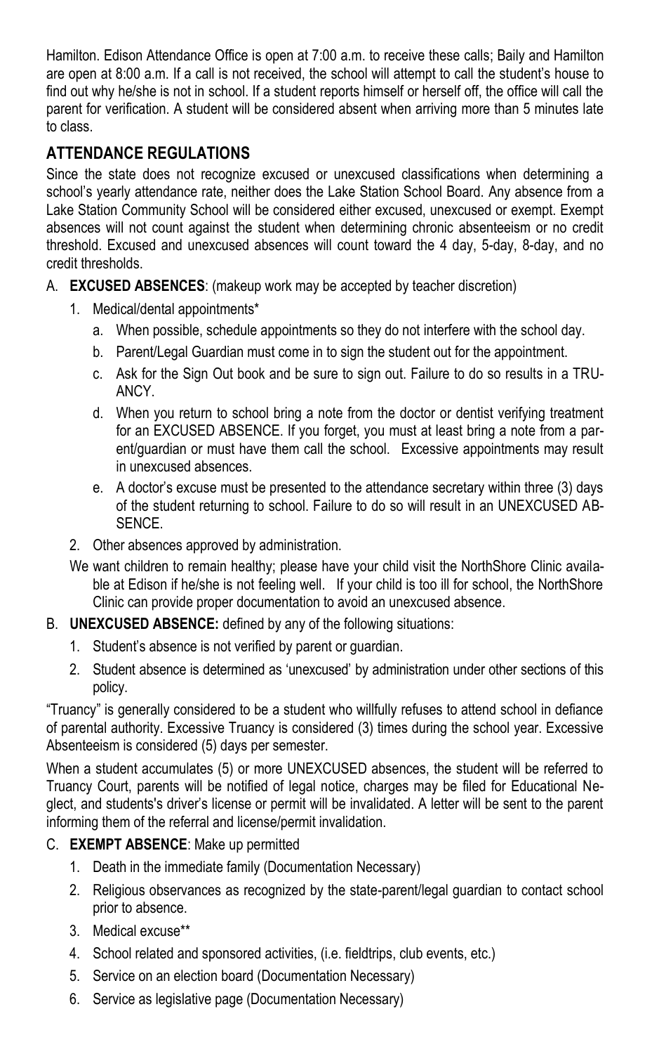Hamilton. Edison Attendance Office is open at 7:00 a.m. to receive these calls; Baily and Hamilton are open at 8:00 a.m. If a call is not received, the school will attempt to call the student's house to find out why he/she is not in school. If a student reports himself or herself off, the office will call the parent for verification. A student will be considered absent when arriving more than 5 minutes late to class.

## ATTENDANCE REGULATIONS

Since the state does not recognize excused or unexcused classifications when determining a school's yearly attendance rate, neither does the Lake Station School Board. Any absence from a Lake Station Community School will be considered either excused, unexcused or exempt. Exempt absences will not count against the student when determining chronic absenteeism or no credit threshold. Excused and unexcused absences will count toward the 4 day, 5-day, 8-day, and no credit thresholds.

A. **EXCUSED ABSENCES**: (makeup work may be accepted by teacher discretion)
   1. Medical/dental appointments*
      a. When possible, schedule appointments so they do not interfere with the school day.
      b. Parent/Legal Guardian must come in to sign the student out for the appointment.
      c. Ask for the Sign Out book and be sure to sign out. Failure to do so results in a TRUANCY.
      d. When you return to school bring a note from the doctor or dentist verifying treatment for an EXCUSED ABSENCE. If you forget, you must at least bring a note from a parent/guardian or must have them call the school. Excessive appointments may result in unexcused absences.
      e. A doctor's excuse must be presented to the attendance secretary within three (3) days of the student returning to school. Failure to do so will result in an UNEXCUSED ABSENCE.
   2. Other absences approved by administration.

   We want children to remain healthy; please have your child visit the NorthShore Clinic available at Edison if he/she is not feeling well. If your child is too ill for school, the NorthShore Clinic can provide proper documentation to avoid an unexcused absence.

B. **UNEXCUSED ABSENCE:** defined by any of the following situations:
   1. Student's absence is not verified by parent or guardian.
   2. Student absence is determined as 'unexcused' by administration under other sections of this policy.

"Truancy" is generally considered to be a student who willfully refuses to attend school in defiance of parental authority. Excessive Truancy is considered (3) times during the school year. Excessive Absenteeism is considered (5) days per semester.

When a student accumulates (5) or more UNEXCUSED absences, the student will be referred to Truancy Court, parents will be notified of legal notice, charges may be filed for Educational Neglect, and students's driver's license or permit will be invalidated. A letter will be sent to the parent informing them of the referral and license/permit invalidation.

C. **EXEMPT ABSENCE**: Make up permitted
   1. Death in the immediate family (Documentation Necessary)
   2. Religious observances as recognized by the state-parent/legal guardian to contact school prior to absence.
   3. Medical excuse**
   4. School related and sponsored activities, (i.e. fieldtrips, club events, etc.)
   5. Service on an election board (Documentation Necessary)
   6. Service as legislative page (Documentation Necessary)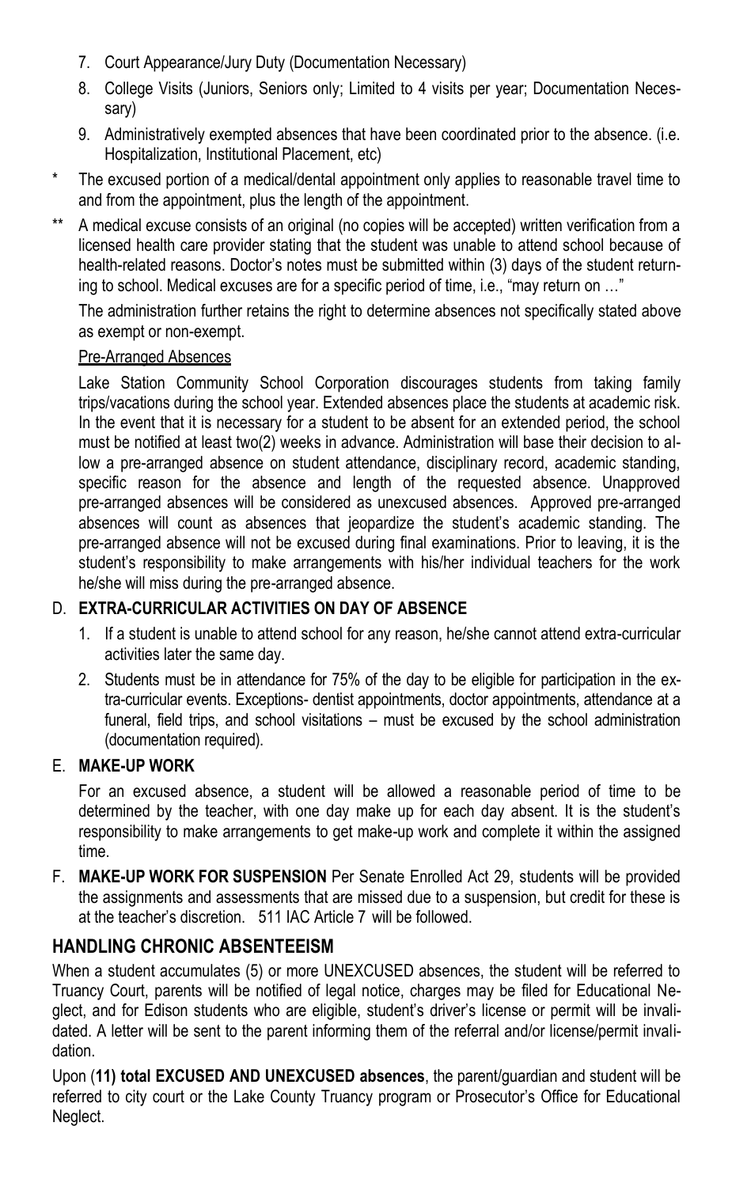7. Court Appearance/Jury Duty (Documentation Necessary)
8. College Visits (Juniors, Seniors only; Limited to 4 visits per year; Documentation Necessary)
9. Administratively exempted absences that have been coordinated prior to the absence. (i.e. Hospitalization, Institutional Placement, etc)

\* The excused portion of a medical/dental appointment only applies to reasonable travel time to and from the appointment, plus the length of the appointment.

\*\* A medical excuse consists of an original (no copies will be accepted) written verification from a licensed health care provider stating that the student was unable to attend school because of health-related reasons. Doctor's notes must be submitted within (3) days of the student returning to school. Medical excuses are for a specific period of time, i.e., "may return on …"

The administration further retains the right to determine absences not specifically stated above as exempt or non-exempt.

Pre-Arranged Absences

Lake Station Community School Corporation discourages students from taking family trips/vacations during the school year. Extended absences place the students at academic risk. In the event that it is necessary for a student to be absent for an extended period, the school must be notified at least two(2) weeks in advance. Administration will base their decision to allow a pre-arranged absence on student attendance, disciplinary record, academic standing, specific reason for the absence and length of the requested absence. Unapproved pre-arranged absences will be considered as unexcused absences. Approved pre-arranged absences will count as absences that jeopardize the student's academic standing. The pre-arranged absence will not be excused during final examinations. Prior to leaving, it is the student's responsibility to make arrangements with his/her individual teachers for the work he/she will miss during the pre-arranged absence.

D. **EXTRA-CURRICULAR ACTIVITIES ON DAY OF ABSENCE**

1. If a student is unable to attend school for any reason, he/she cannot attend extra-curricular activities later the same day.
2. Students must be in attendance for 75% of the day to be eligible for participation in the extra-curricular events. Exceptions- dentist appointments, doctor appointments, attendance at a funeral, field trips, and school visitations – must be excused by the school administration (documentation required).

E. **MAKE-UP WORK**

For an excused absence, a student will be allowed a reasonable period of time to be determined by the teacher, with one day make up for each day absent. It is the student's responsibility to make arrangements to get make-up work and complete it within the assigned time.

F. **MAKE-UP WORK FOR SUSPENSION** Per Senate Enrolled Act 29, students will be provided the assignments and assessments that are missed due to a suspension, but credit for these is at the teacher's discretion. 511 IAC Article 7 will be followed.

## HANDLING CHRONIC ABSENTEEISM

When a student accumulates (5) or more UNEXCUSED absences, the student will be referred to Truancy Court, parents will be notified of legal notice, charges may be filed for Educational Neglect, and for Edison students who are eligible, student's driver's license or permit will be invalidated. A letter will be sent to the parent informing them of the referral and/or license/permit invalidation.

Upon (**11) total EXCUSED AND UNEXCUSED absences**, the parent/guardian and student will be referred to city court or the Lake County Truancy program or Prosecutor's Office for Educational Neglect.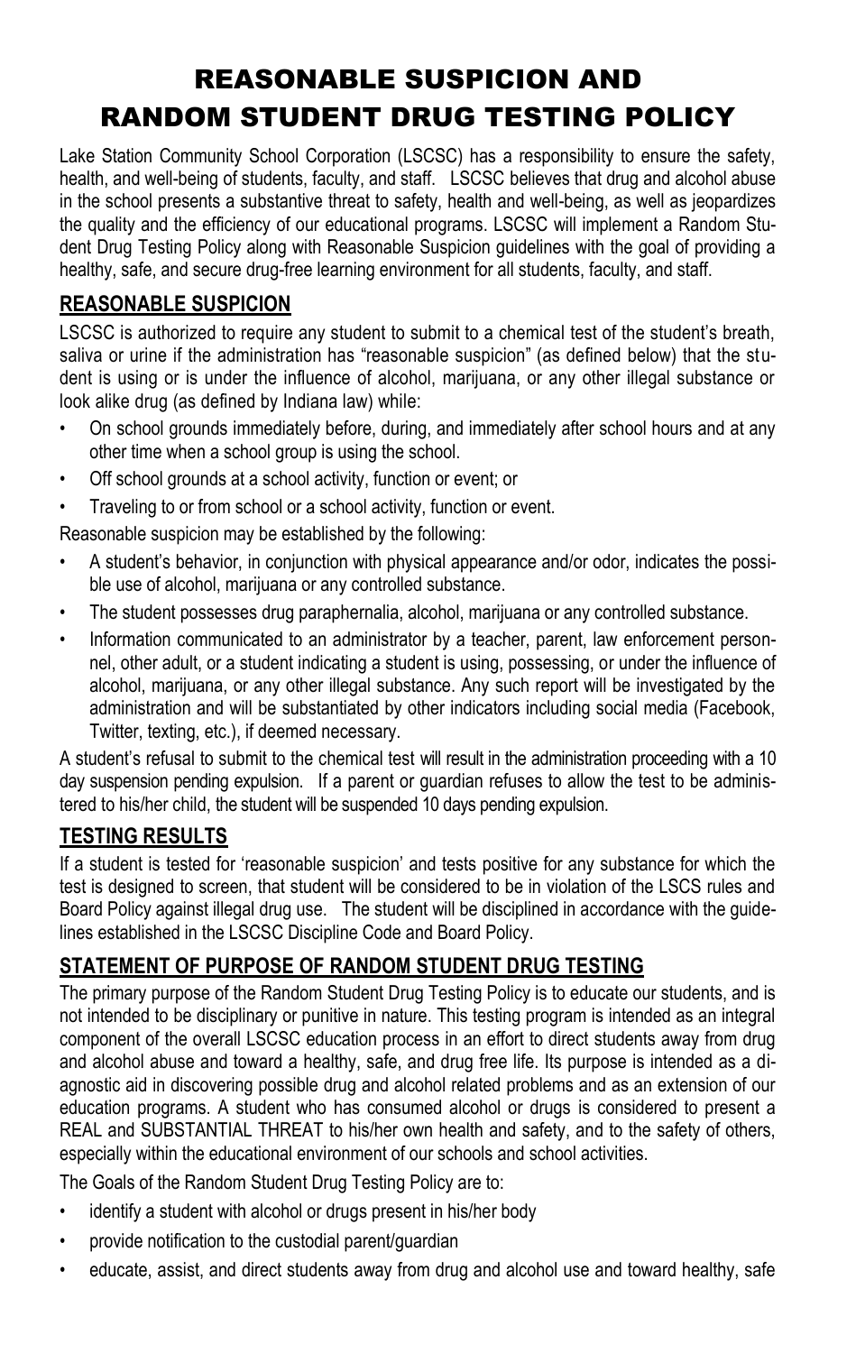# REASONABLE SUSPICION AND RANDOM STUDENT DRUG TESTING POLICY

Lake Station Community School Corporation (LSCSC) has a responsibility to ensure the safety, health, and well-being of students, faculty, and staff. LSCSC believes that drug and alcohol abuse in the school presents a substantive threat to safety, health and well-being, as well as jeopardizes the quality and the efficiency of our educational programs. LSCSC will implement a Random Student Drug Testing Policy along with Reasonable Suspicion guidelines with the goal of providing a healthy, safe, and secure drug-free learning environment for all students, faculty, and staff.

## REASONABLE SUSPICION

LSCSC is authorized to require any student to submit to a chemical test of the student's breath, saliva or urine if the administration has "reasonable suspicion" (as defined below) that the student is using or is under the influence of alcohol, marijuana, or any other illegal substance or look alike drug (as defined by Indiana law) while:

- On school grounds immediately before, during, and immediately after school hours and at any other time when a school group is using the school.
- Off school grounds at a school activity, function or event; or
- Traveling to or from school or a school activity, function or event.

Reasonable suspicion may be established by the following:

- A student's behavior, in conjunction with physical appearance and/or odor, indicates the possible use of alcohol, marijuana or any controlled substance.
- The student possesses drug paraphernalia, alcohol, marijuana or any controlled substance.
- Information communicated to an administrator by a teacher, parent, law enforcement personnel, other adult, or a student indicating a student is using, possessing, or under the influence of alcohol, marijuana, or any other illegal substance. Any such report will be investigated by the administration and will be substantiated by other indicators including social media (Facebook, Twitter, texting, etc.), if deemed necessary.

A student's refusal to submit to the chemical test will result in the administration proceeding with a 10 day suspension pending expulsion. If a parent or guardian refuses to allow the test to be administered to his/her child, the student will be suspended 10 days pending expulsion.

## TESTING RESULTS

If a student is tested for 'reasonable suspicion' and tests positive for any substance for which the test is designed to screen, that student will be considered to be in violation of the LSCS rules and Board Policy against illegal drug use. The student will be disciplined in accordance with the guidelines established in the LSCSC Discipline Code and Board Policy.

## STATEMENT OF PURPOSE OF RANDOM STUDENT DRUG TESTING

The primary purpose of the Random Student Drug Testing Policy is to educate our students, and is not intended to be disciplinary or punitive in nature. This testing program is intended as an integral component of the overall LSCSC education process in an effort to direct students away from drug and alcohol abuse and toward a healthy, safe, and drug free life. Its purpose is intended as a diagnostic aid in discovering possible drug and alcohol related problems and as an extension of our education programs. A student who has consumed alcohol or drugs is considered to present a REAL and SUBSTANTIAL THREAT to his/her own health and safety, and to the safety of others, especially within the educational environment of our schools and school activities.

The Goals of the Random Student Drug Testing Policy are to:

- identify a student with alcohol or drugs present in his/her body
- provide notification to the custodial parent/guardian
- educate, assist, and direct students away from drug and alcohol use and toward healthy, safe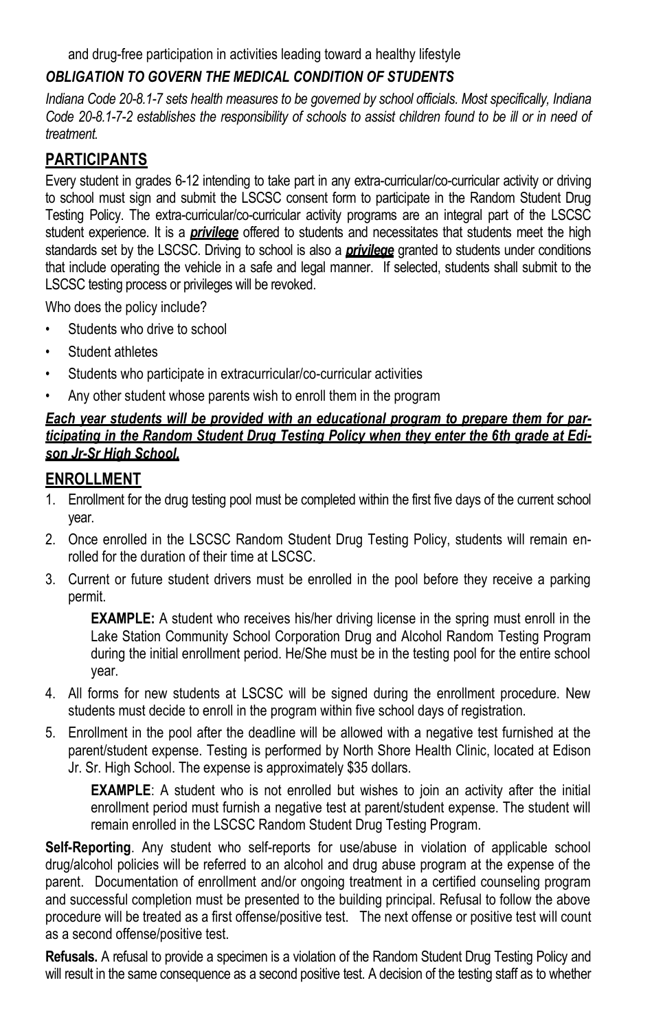and drug-free participation in activities leading toward a healthy lifestyle

***OBLIGATION TO GOVERN THE MEDICAL CONDITION OF STUDENTS***

*Indiana Code 20-8.1-7 sets health measures to be governed by school officials. Most specifically, Indiana Code 20-8.1-7-2 establishes the responsibility of schools to assist children found to be ill or in need of treatment.*

## PARTICIPANTS

Every student in grades 6-12 intending to take part in any extra-curricular/co-curricular activity or driving to school must sign and submit the LSCSC consent form to participate in the Random Student Drug Testing Policy. The extra-curricular/co-curricular activity programs are an integral part of the LSCSC student experience. It is a ***privilege*** offered to students and necessitates that students meet the high standards set by the LSCSC. Driving to school is also a ***privilege*** granted to students under conditions that include operating the vehicle in a safe and legal manner. If selected, students shall submit to the LSCSC testing process or privileges will be revoked.

Who does the policy include?

- Students who drive to school
- Student athletes
- Students who participate in extracurricular/co-curricular activities
- Any other student whose parents wish to enroll them in the program

***Each year students will be provided with an educational program to prepare them for participating in the Random Student Drug Testing Policy when they enter the 6th grade at Edison Jr-Sr High School.***

## ENROLLMENT

1. Enrollment for the drug testing pool must be completed within the first five days of the current school year.
2. Once enrolled in the LSCSC Random Student Drug Testing Policy, students will remain enrolled for the duration of their time at LSCSC.
3. Current or future student drivers must be enrolled in the pool before they receive a parking permit.

   **EXAMPLE:** A student who receives his/her driving license in the spring must enroll in the Lake Station Community School Corporation Drug and Alcohol Random Testing Program during the initial enrollment period. He/She must be in the testing pool for the entire school year.

4. All forms for new students at LSCSC will be signed during the enrollment procedure. New students must decide to enroll in the program within five school days of registration.
5. Enrollment in the pool after the deadline will be allowed with a negative test furnished at the parent/student expense. Testing is performed by North Shore Health Clinic, located at Edison Jr. Sr. High School. The expense is approximately $35 dollars.

   **EXAMPLE**: A student who is not enrolled but wishes to join an activity after the initial enrollment period must furnish a negative test at parent/student expense. The student will remain enrolled in the LSCSC Random Student Drug Testing Program.

**Self-Reporting**. Any student who self-reports for use/abuse in violation of applicable school drug/alcohol policies will be referred to an alcohol and drug abuse program at the expense of the parent. Documentation of enrollment and/or ongoing treatment in a certified counseling program and successful completion must be presented to the building principal. Refusal to follow the above procedure will be treated as a first offense/positive test. The next offense or positive test will count as a second offense/positive test.

**Refusals.** A refusal to provide a specimen is a violation of the Random Student Drug Testing Policy and will result in the same consequence as a second positive test. A decision of the testing staff as to whether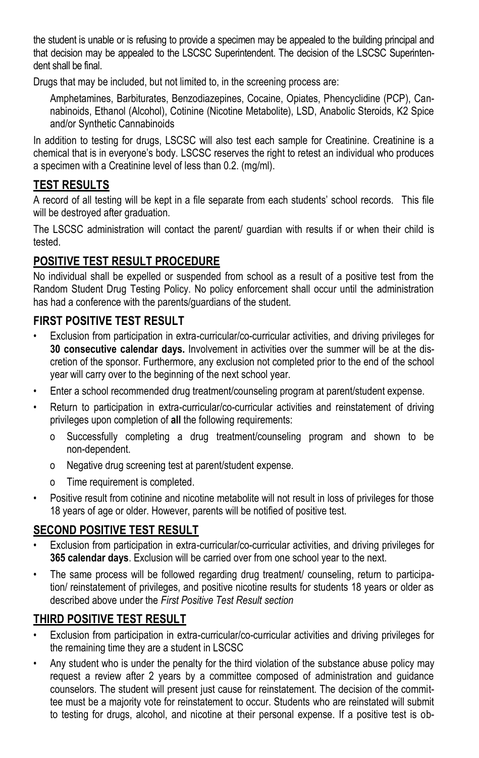the student is unable or is refusing to provide a specimen may be appealed to the building principal and that decision may be appealed to the LSCSC Superintendent. The decision of the LSCSC Superintendent shall be final.

Drugs that may be included, but not limited to, in the screening process are:

> Amphetamines, Barbiturates, Benzodiazepines, Cocaine, Opiates, Phencyclidine (PCP), Cannabinoids, Ethanol (Alcohol), Cotinine (Nicotine Metabolite), LSD, Anabolic Steroids, K2 Spice and/or Synthetic Cannabinoids

In addition to testing for drugs, LSCSC will also test each sample for Creatinine. Creatinine is a chemical that is in everyone's body. LSCSC reserves the right to retest an individual who produces a specimen with a Creatinine level of less than 0.2. (mg/ml).

## TEST RESULTS

A record of all testing will be kept in a file separate from each students' school records. This file will be destroyed after graduation.

The LSCSC administration will contact the parent/ guardian with results if or when their child is tested.

## POSITIVE TEST RESULT PROCEDURE

No individual shall be expelled or suspended from school as a result of a positive test from the Random Student Drug Testing Policy. No policy enforcement shall occur until the administration has had a conference with the parents/guardians of the student.

## FIRST POSITIVE TEST RESULT

- Exclusion from participation in extra-curricular/co-curricular activities, and driving privileges for **30 consecutive calendar days.** Involvement in activities over the summer will be at the discretion of the sponsor. Furthermore, any exclusion not completed prior to the end of the school year will carry over to the beginning of the next school year.
- Enter a school recommended drug treatment/counseling program at parent/student expense.
- Return to participation in extra-curricular/co-curricular activities and reinstatement of driving privileges upon completion of **all** the following requirements:
  - Successfully completing a drug treatment/counseling program and shown to be non-dependent.
  - Negative drug screening test at parent/student expense.
  - Time requirement is completed.
- Positive result from cotinine and nicotine metabolite will not result in loss of privileges for those 18 years of age or older. However, parents will be notified of positive test.

## SECOND POSITIVE TEST RESULT

- Exclusion from participation in extra-curricular/co-curricular activities, and driving privileges for **365 calendar days**. Exclusion will be carried over from one school year to the next.
- The same process will be followed regarding drug treatment/ counseling, return to participation/ reinstatement of privileges, and positive nicotine results for students 18 years or older as described above under the *First Positive Test Result section*

## THIRD POSITIVE TEST RESULT

- Exclusion from participation in extra-curricular/co-curricular activities and driving privileges for the remaining time they are a student in LSCSC
- Any student who is under the penalty for the third violation of the substance abuse policy may request a review after 2 years by a committee composed of administration and guidance counselors. The student will present just cause for reinstatement. The decision of the committee must be a majority vote for reinstatement to occur. Students who are reinstated will submit to testing for drugs, alcohol, and nicotine at their personal expense. If a positive test is ob-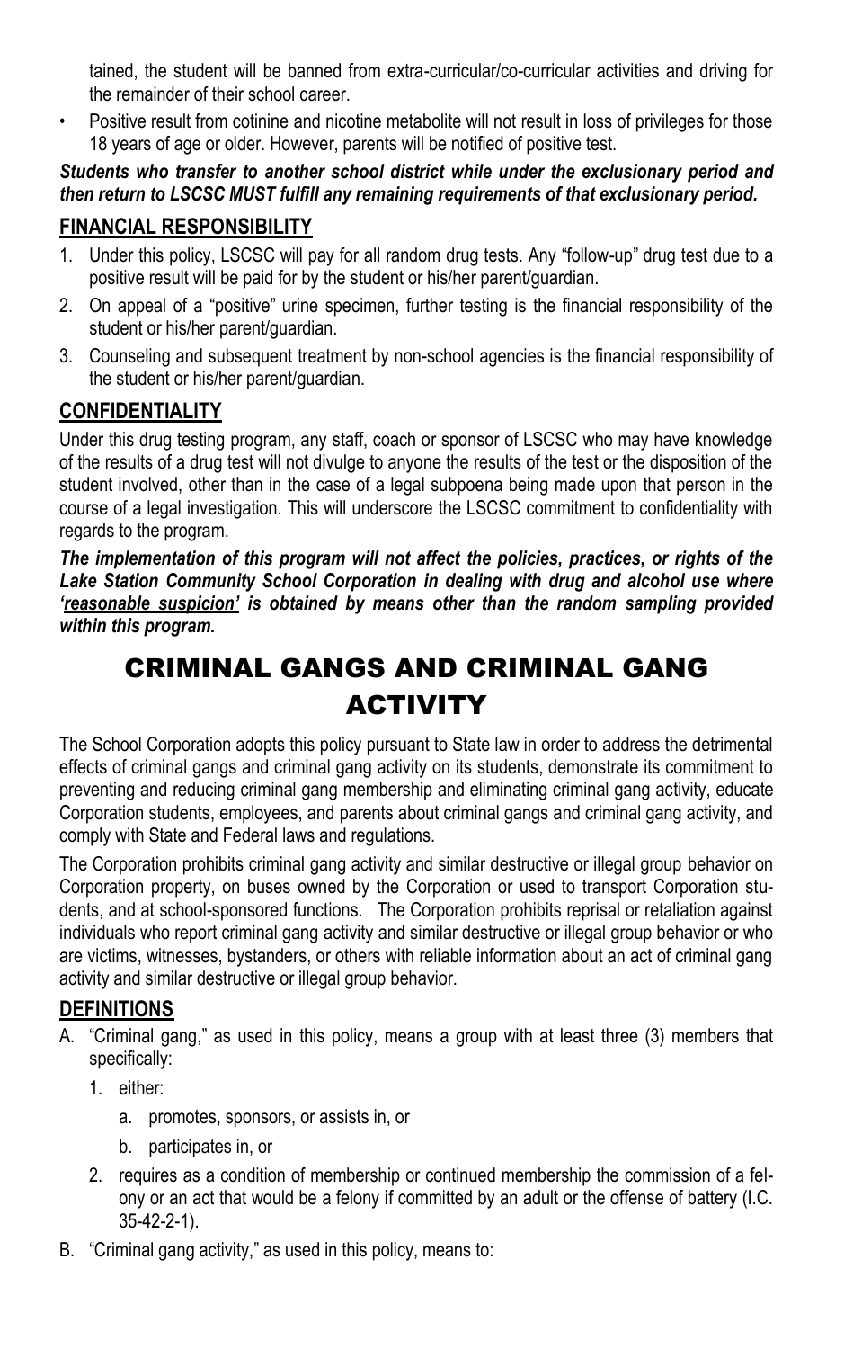tained, the student will be banned from extra-curricular/co-curricular activities and driving for the remainder of their school career.

- Positive result from cotinine and nicotine metabolite will not result in loss of privileges for those 18 years of age or older. However, parents will be notified of positive test.

***Students who transfer to another school district while under the exclusionary period and then return to LSCSC MUST fulfill any remaining requirements of that exclusionary period.***

## FINANCIAL RESPONSIBILITY

1. Under this policy, LSCSC will pay for all random drug tests. Any "follow-up" drug test due to a positive result will be paid for by the student or his/her parent/guardian.
2. On appeal of a "positive" urine specimen, further testing is the financial responsibility of the student or his/her parent/guardian.
3. Counseling and subsequent treatment by non-school agencies is the financial responsibility of the student or his/her parent/guardian.

## CONFIDENTIALITY

Under this drug testing program, any staff, coach or sponsor of LSCSC who may have knowledge of the results of a drug test will not divulge to anyone the results of the test or the disposition of the student involved, other than in the case of a legal subpoena being made upon that person in the course of a legal investigation. This will underscore the LSCSC commitment to confidentiality with regards to the program.

***The implementation of this program will not affect the policies, practices, or rights of the Lake Station Community School Corporation in dealing with drug and alcohol use where 'reasonable suspicion' is obtained by means other than the random sampling provided within this program.***

# CRIMINAL GANGS AND CRIMINAL GANG ACTIVITY

The School Corporation adopts this policy pursuant to State law in order to address the detrimental effects of criminal gangs and criminal gang activity on its students, demonstrate its commitment to preventing and reducing criminal gang membership and eliminating criminal gang activity, educate Corporation students, employees, and parents about criminal gangs and criminal gang activity, and comply with State and Federal laws and regulations.

The Corporation prohibits criminal gang activity and similar destructive or illegal group behavior on Corporation property, on buses owned by the Corporation or used to transport Corporation students, and at school-sponsored functions. The Corporation prohibits reprisal or retaliation against individuals who report criminal gang activity and similar destructive or illegal group behavior or who are victims, witnesses, bystanders, or others with reliable information about an act of criminal gang activity and similar destructive or illegal group behavior.

## DEFINITIONS

A. "Criminal gang," as used in this policy, means a group with at least three (3) members that specifically:

   1. either:
      a. promotes, sponsors, or assists in, or
      b. participates in, or
   2. requires as a condition of membership or continued membership the commission of a felony or an act that would be a felony if committed by an adult or the offense of battery (I.C. 35-42-2-1).

B. "Criminal gang activity," as used in this policy, means to: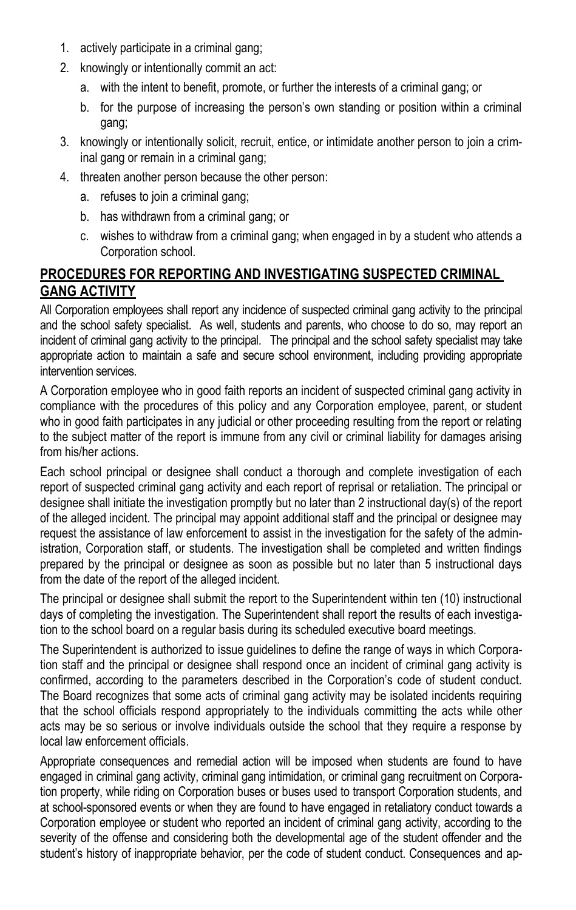1. actively participate in a criminal gang;
2. knowingly or intentionally commit an act:
   a. with the intent to benefit, promote, or further the interests of a criminal gang; or
   b. for the purpose of increasing the person's own standing or position within a criminal gang;
3. knowingly or intentionally solicit, recruit, entice, or intimidate another person to join a criminal gang or remain in a criminal gang;
4. threaten another person because the other person:
   a. refuses to join a criminal gang;
   b. has withdrawn from a criminal gang; or
   c. wishes to withdraw from a criminal gang; when engaged in by a student who attends a Corporation school.

## PROCEDURES FOR REPORTING AND INVESTIGATING SUSPECTED CRIMINAL GANG ACTIVITY

All Corporation employees shall report any incidence of suspected criminal gang activity to the principal and the school safety specialist. As well, students and parents, who choose to do so, may report an incident of criminal gang activity to the principal. The principal and the school safety specialist may take appropriate action to maintain a safe and secure school environment, including providing appropriate intervention services.

A Corporation employee who in good faith reports an incident of suspected criminal gang activity in compliance with the procedures of this policy and any Corporation employee, parent, or student who in good faith participates in any judicial or other proceeding resulting from the report or relating to the subject matter of the report is immune from any civil or criminal liability for damages arising from his/her actions.

Each school principal or designee shall conduct a thorough and complete investigation of each report of suspected criminal gang activity and each report of reprisal or retaliation. The principal or designee shall initiate the investigation promptly but no later than 2 instructional day(s) of the report of the alleged incident. The principal may appoint additional staff and the principal or designee may request the assistance of law enforcement to assist in the investigation for the safety of the administration, Corporation staff, or students. The investigation shall be completed and written findings prepared by the principal or designee as soon as possible but no later than 5 instructional days from the date of the report of the alleged incident.

The principal or designee shall submit the report to the Superintendent within ten (10) instructional days of completing the investigation. The Superintendent shall report the results of each investigation to the school board on a regular basis during its scheduled executive board meetings.

The Superintendent is authorized to issue guidelines to define the range of ways in which Corporation staff and the principal or designee shall respond once an incident of criminal gang activity is confirmed, according to the parameters described in the Corporation's code of student conduct. The Board recognizes that some acts of criminal gang activity may be isolated incidents requiring that the school officials respond appropriately to the individuals committing the acts while other acts may be so serious or involve individuals outside the school that they require a response by local law enforcement officials.

Appropriate consequences and remedial action will be imposed when students are found to have engaged in criminal gang activity, criminal gang intimidation, or criminal gang recruitment on Corporation property, while riding on Corporation buses or buses used to transport Corporation students, and at school-sponsored events or when they are found to have engaged in retaliatory conduct towards a Corporation employee or student who reported an incident of criminal gang activity, according to the severity of the offense and considering both the developmental age of the student offender and the student's history of inappropriate behavior, per the code of student conduct. Consequences and ap-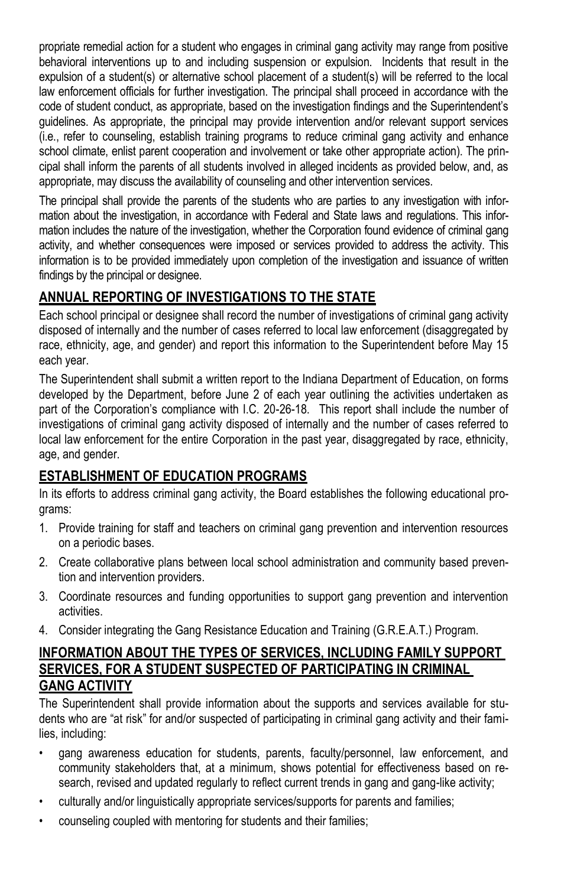propriate remedial action for a student who engages in criminal gang activity may range from positive behavioral interventions up to and including suspension or expulsion. Incidents that result in the expulsion of a student(s) or alternative school placement of a student(s) will be referred to the local law enforcement officials for further investigation. The principal shall proceed in accordance with the code of student conduct, as appropriate, based on the investigation findings and the Superintendent's guidelines. As appropriate, the principal may provide intervention and/or relevant support services (i.e., refer to counseling, establish training programs to reduce criminal gang activity and enhance school climate, enlist parent cooperation and involvement or take other appropriate action). The principal shall inform the parents of all students involved in alleged incidents as provided below, and, as appropriate, may discuss the availability of counseling and other intervention services.

The principal shall provide the parents of the students who are parties to any investigation with information about the investigation, in accordance with Federal and State laws and regulations. This information includes the nature of the investigation, whether the Corporation found evidence of criminal gang activity, and whether consequences were imposed or services provided to address the activity. This information is to be provided immediately upon completion of the investigation and issuance of written findings by the principal or designee.

## ANNUAL REPORTING OF INVESTIGATIONS TO THE STATE

Each school principal or designee shall record the number of investigations of criminal gang activity disposed of internally and the number of cases referred to local law enforcement (disaggregated by race, ethnicity, age, and gender) and report this information to the Superintendent before May 15 each year.

The Superintendent shall submit a written report to the Indiana Department of Education, on forms developed by the Department, before June 2 of each year outlining the activities undertaken as part of the Corporation's compliance with I.C. 20-26-18. This report shall include the number of investigations of criminal gang activity disposed of internally and the number of cases referred to local law enforcement for the entire Corporation in the past year, disaggregated by race, ethnicity, age, and gender.

## ESTABLISHMENT OF EDUCATION PROGRAMS

In its efforts to address criminal gang activity, the Board establishes the following educational programs:

1. Provide training for staff and teachers on criminal gang prevention and intervention resources on a periodic bases.
2. Create collaborative plans between local school administration and community based prevention and intervention providers.
3. Coordinate resources and funding opportunities to support gang prevention and intervention activities.
4. Consider integrating the Gang Resistance Education and Training (G.R.E.A.T.) Program.

## INFORMATION ABOUT THE TYPES OF SERVICES, INCLUDING FAMILY SUPPORT SERVICES, FOR A STUDENT SUSPECTED OF PARTICIPATING IN CRIMINAL GANG ACTIVITY

The Superintendent shall provide information about the supports and services available for students who are "at risk" for and/or suspected of participating in criminal gang activity and their families, including:

- gang awareness education for students, parents, faculty/personnel, law enforcement, and community stakeholders that, at a minimum, shows potential for effectiveness based on research, revised and updated regularly to reflect current trends in gang and gang-like activity;
- culturally and/or linguistically appropriate services/supports for parents and families;
- counseling coupled with mentoring for students and their families;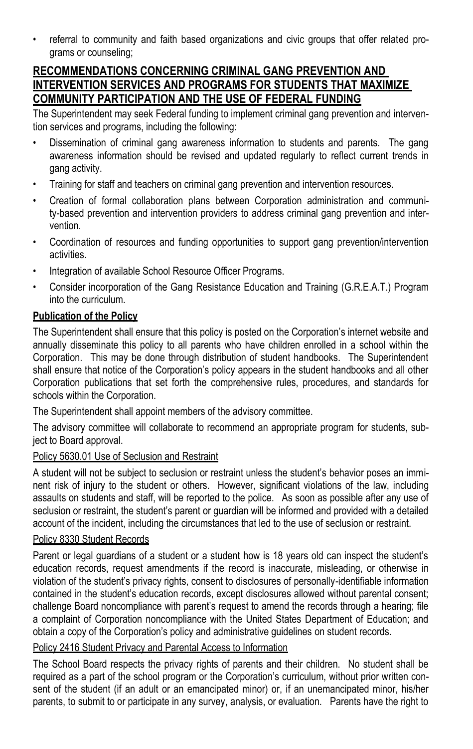- referral to community and faith based organizations and civic groups that offer related programs or counseling;

## RECOMMENDATIONS CONCERNING CRIMINAL GANG PREVENTION AND INTERVENTION SERVICES AND PROGRAMS FOR STUDENTS THAT MAXIMIZE COMMUNITY PARTICIPATION AND THE USE OF FEDERAL FUNDING

The Superintendent may seek Federal funding to implement criminal gang prevention and intervention services and programs, including the following:

- Dissemination of criminal gang awareness information to students and parents. The gang awareness information should be revised and updated regularly to reflect current trends in gang activity.
- Training for staff and teachers on criminal gang prevention and intervention resources.
- Creation of formal collaboration plans between Corporation administration and community-based prevention and intervention providers to address criminal gang prevention and intervention.
- Coordination of resources and funding opportunities to support gang prevention/intervention activities.
- Integration of available School Resource Officer Programs.
- Consider incorporation of the Gang Resistance Education and Training (G.R.E.A.T.) Program into the curriculum.

### Publication of the Policy

The Superintendent shall ensure that this policy is posted on the Corporation's internet website and annually disseminate this policy to all parents who have children enrolled in a school within the Corporation. This may be done through distribution of student handbooks. The Superintendent shall ensure that notice of the Corporation's policy appears in the student handbooks and all other Corporation publications that set forth the comprehensive rules, procedures, and standards for schools within the Corporation.

The Superintendent shall appoint members of the advisory committee.

The advisory committee will collaborate to recommend an appropriate program for students, subject to Board approval.

### Policy 5630.01 Use of Seclusion and Restraint

A student will not be subject to seclusion or restraint unless the student's behavior poses an imminent risk of injury to the student or others. However, significant violations of the law, including assaults on students and staff, will be reported to the police. As soon as possible after any use of seclusion or restraint, the student's parent or guardian will be informed and provided with a detailed account of the incident, including the circumstances that led to the use of seclusion or restraint.

### Policy 8330 Student Records

Parent or legal guardians of a student or a student how is 18 years old can inspect the student's education records, request amendments if the record is inaccurate, misleading, or otherwise in violation of the student's privacy rights, consent to disclosures of personally-identifiable information contained in the student's education records, except disclosures allowed without parental consent; challenge Board noncompliance with parent's request to amend the records through a hearing; file a complaint of Corporation noncompliance with the United States Department of Education; and obtain a copy of the Corporation's policy and administrative guidelines on student records.

### Policy 2416 Student Privacy and Parental Access to Information

The School Board respects the privacy rights of parents and their children. No student shall be required as a part of the school program or the Corporation's curriculum, without prior written consent of the student (if an adult or an emancipated minor) or, if an unemancipated minor, his/her parents, to submit to or participate in any survey, analysis, or evaluation. Parents have the right to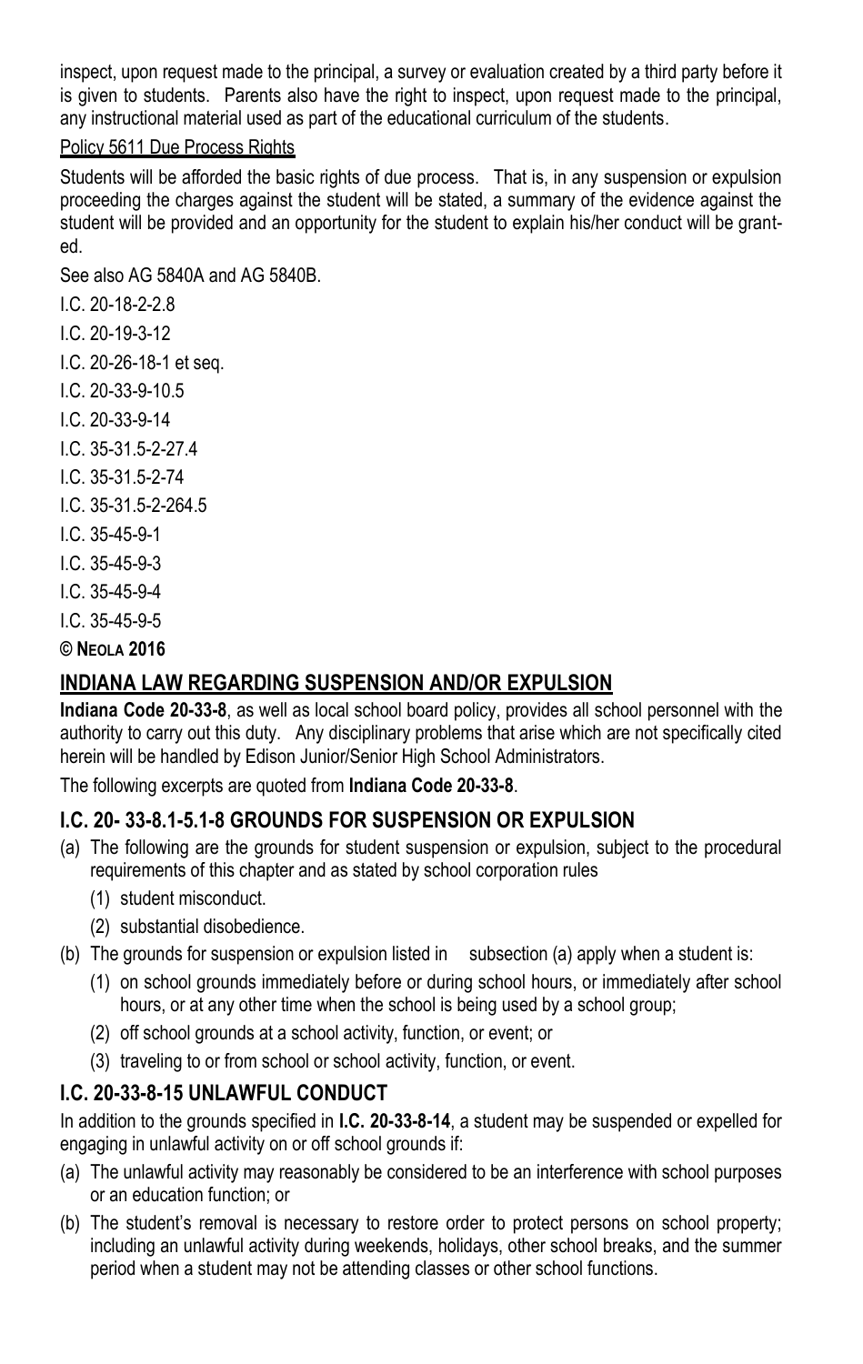inspect, upon request made to the principal, a survey or evaluation created by a third party before it is given to students. Parents also have the right to inspect, upon request made to the principal, any instructional material used as part of the educational curriculum of the students.

Policy 5611 Due Process Rights

Students will be afforded the basic rights of due process. That is, in any suspension or expulsion proceeding the charges against the student will be stated, a summary of the evidence against the student will be provided and an opportunity for the student to explain his/her conduct will be granted.

See also AG 5840A and AG 5840B.

I.C. 20-18-2-2.8

I.C. 20-19-3-12

I.C. 20-26-18-1 et seq.

I.C. 20-33-9-10.5

I.C. 20-33-9-14

I.C. 35-31.5-2-27.4

I.C. 35-31.5-2-74

I.C. 35-31.5-2-264.5

I.C. 35-45-9-1

I.C. 35-45-9-3

I.C. 35-45-9-4

I.C. 35-45-9-5

**© Neola 2016**

## INDIANA LAW REGARDING SUSPENSION AND/OR EXPULSION

**Indiana Code 20-33-8**, as well as local school board policy, provides all school personnel with the authority to carry out this duty. Any disciplinary problems that arise which are not specifically cited herein will be handled by Edison Junior/Senior High School Administrators.

The following excerpts are quoted from **Indiana Code 20-33-8**.

## I.C. 20- 33-8.1-5.1-8 GROUNDS FOR SUSPENSION OR EXPULSION

(a) The following are the grounds for student suspension or expulsion, subject to the procedural requirements of this chapter and as stated by school corporation rules
   (1) student misconduct.
   (2) substantial disobedience.

(b) The grounds for suspension or expulsion listed in subsection (a) apply when a student is:
   (1) on school grounds immediately before or during school hours, or immediately after school hours, or at any other time when the school is being used by a school group;
   (2) off school grounds at a school activity, function, or event; or
   (3) traveling to or from school or school activity, function, or event.

## I.C. 20-33-8-15 UNLAWFUL CONDUCT

In addition to the grounds specified in **I.C. 20-33-8-14**, a student may be suspended or expelled for engaging in unlawful activity on or off school grounds if:

(a) The unlawful activity may reasonably be considered to be an interference with school purposes or an education function; or

(b) The student's removal is necessary to restore order to protect persons on school property; including an unlawful activity during weekends, holidays, other school breaks, and the summer period when a student may not be attending classes or other school functions.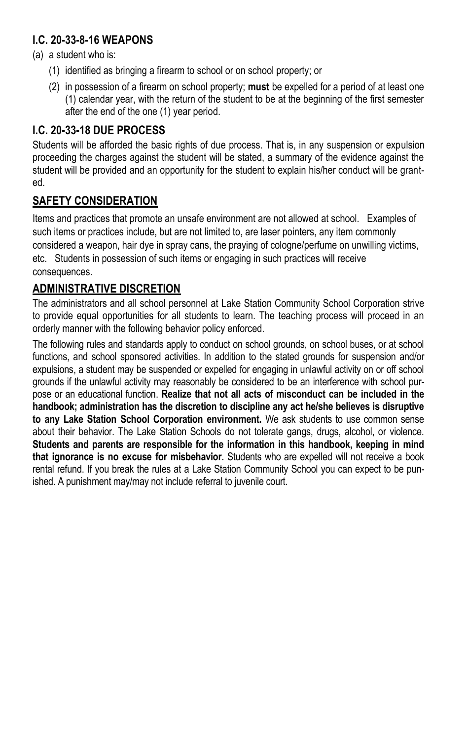## I.C. 20-33-8-16 WEAPONS

(a) a student who is:

(1) identified as bringing a firearm to school or on school property; or

(2) in possession of a firearm on school property; **must** be expelled for a period of at least one (1) calendar year, with the return of the student to be at the beginning of the first semester after the end of the one (1) year period.

## I.C. 20-33-18 DUE PROCESS

Students will be afforded the basic rights of due process. That is, in any suspension or expulsion proceeding the charges against the student will be stated, a summary of the evidence against the student will be provided and an opportunity for the student to explain his/her conduct will be granted.

## SAFETY CONSIDERATION

Items and practices that promote an unsafe environment are not allowed at school. Examples of such items or practices include, but are not limited to, are laser pointers, any item commonly considered a weapon, hair dye in spray cans, the praying of cologne/perfume on unwilling victims, etc. Students in possession of such items or engaging in such practices will receive consequences.

## ADMINISTRATIVE DISCRETION

The administrators and all school personnel at Lake Station Community School Corporation strive to provide equal opportunities for all students to learn. The teaching process will proceed in an orderly manner with the following behavior policy enforced.

The following rules and standards apply to conduct on school grounds, on school buses, or at school functions, and school sponsored activities. In addition to the stated grounds for suspension and/or expulsions, a student may be suspended or expelled for engaging in unlawful activity on or off school grounds if the unlawful activity may reasonably be considered to be an interference with school purpose or an educational function. **Realize that not all acts of misconduct can be included in the handbook; administration has the discretion to discipline any act he/she believes is disruptive to any Lake Station School Corporation environment.** We ask students to use common sense about their behavior. The Lake Station Schools do not tolerate gangs, drugs, alcohol, or violence. **Students and parents are responsible for the information in this handbook, keeping in mind that ignorance is no excuse for misbehavior.** Students who are expelled will not receive a book rental refund. If you break the rules at a Lake Station Community School you can expect to be punished. A punishment may/may not include referral to juvenile court.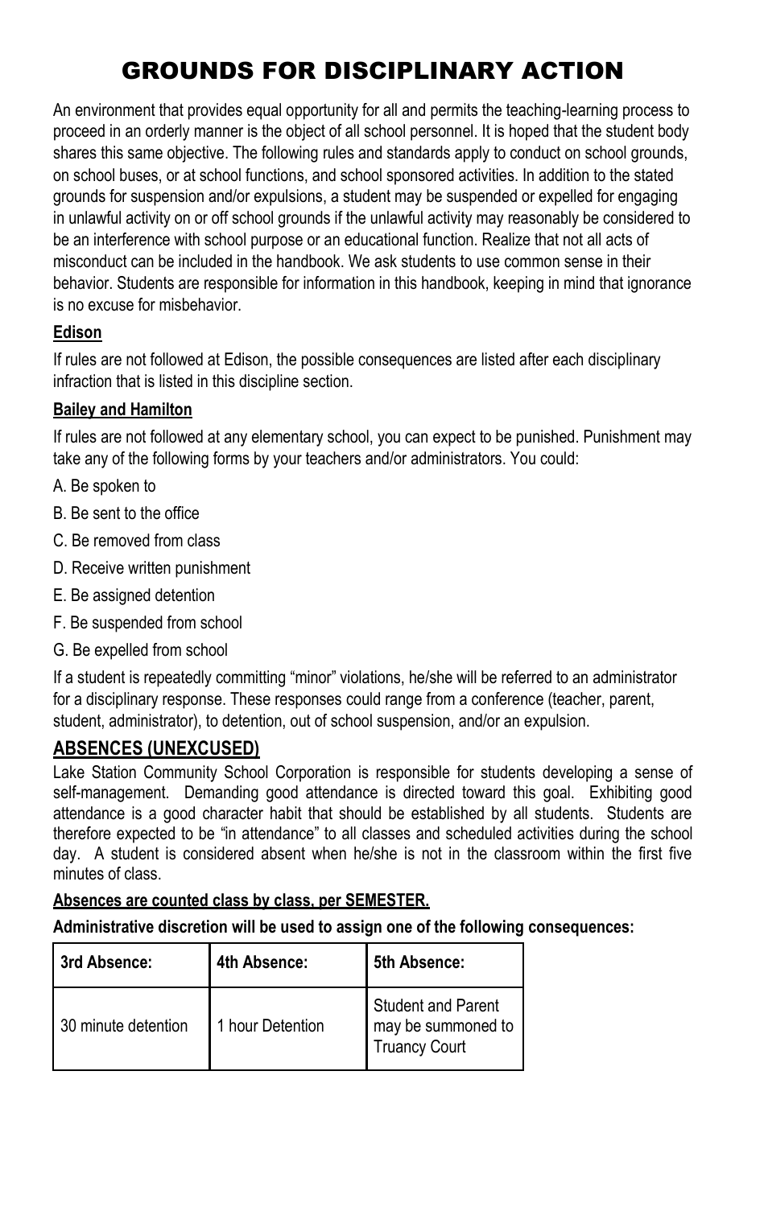# GROUNDS FOR DISCIPLINARY ACTION

An environment that provides equal opportunity for all and permits the teaching-learning process to proceed in an orderly manner is the object of all school personnel. It is hoped that the student body shares this same objective. The following rules and standards apply to conduct on school grounds, on school buses, or at school functions, and school sponsored activities. In addition to the stated grounds for suspension and/or expulsions, a student may be suspended or expelled for engaging in unlawful activity on or off school grounds if the unlawful activity may reasonably be considered to be an interference with school purpose or an educational function. Realize that not all acts of misconduct can be included in the handbook. We ask students to use common sense in their behavior. Students are responsible for information in this handbook, keeping in mind that ignorance is no excuse for misbehavior.

**Edison**

If rules are not followed at Edison, the possible consequences are listed after each disciplinary infraction that is listed in this discipline section.

**Bailey and Hamilton**

If rules are not followed at any elementary school, you can expect to be punished. Punishment may take any of the following forms by your teachers and/or administrators. You could:

A. Be spoken to

B. Be sent to the office

C. Be removed from class

D. Receive written punishment

E. Be assigned detention

F. Be suspended from school

G. Be expelled from school

If a student is repeatedly committing "minor" violations, he/she will be referred to an administrator for a disciplinary response. These responses could range from a conference (teacher, parent, student, administrator), to detention, out of school suspension, and/or an expulsion.

## ABSENCES (UNEXCUSED)

Lake Station Community School Corporation is responsible for students developing a sense of self-management. Demanding good attendance is directed toward this goal. Exhibiting good attendance is a good character habit that should be established by all students. Students are therefore expected to be "in attendance" to all classes and scheduled activities during the school day. A student is considered absent when he/she is not in the classroom within the first five minutes of class.

**Absences are counted class by class, per SEMESTER.**

**Administrative discretion will be used to assign one of the following consequences:**

| 3rd Absence: | 4th Absence: | 5th Absence: |
|---|---|---|
| 30 minute detention | 1 hour Detention | Student and Parent may be summoned to Truancy Court |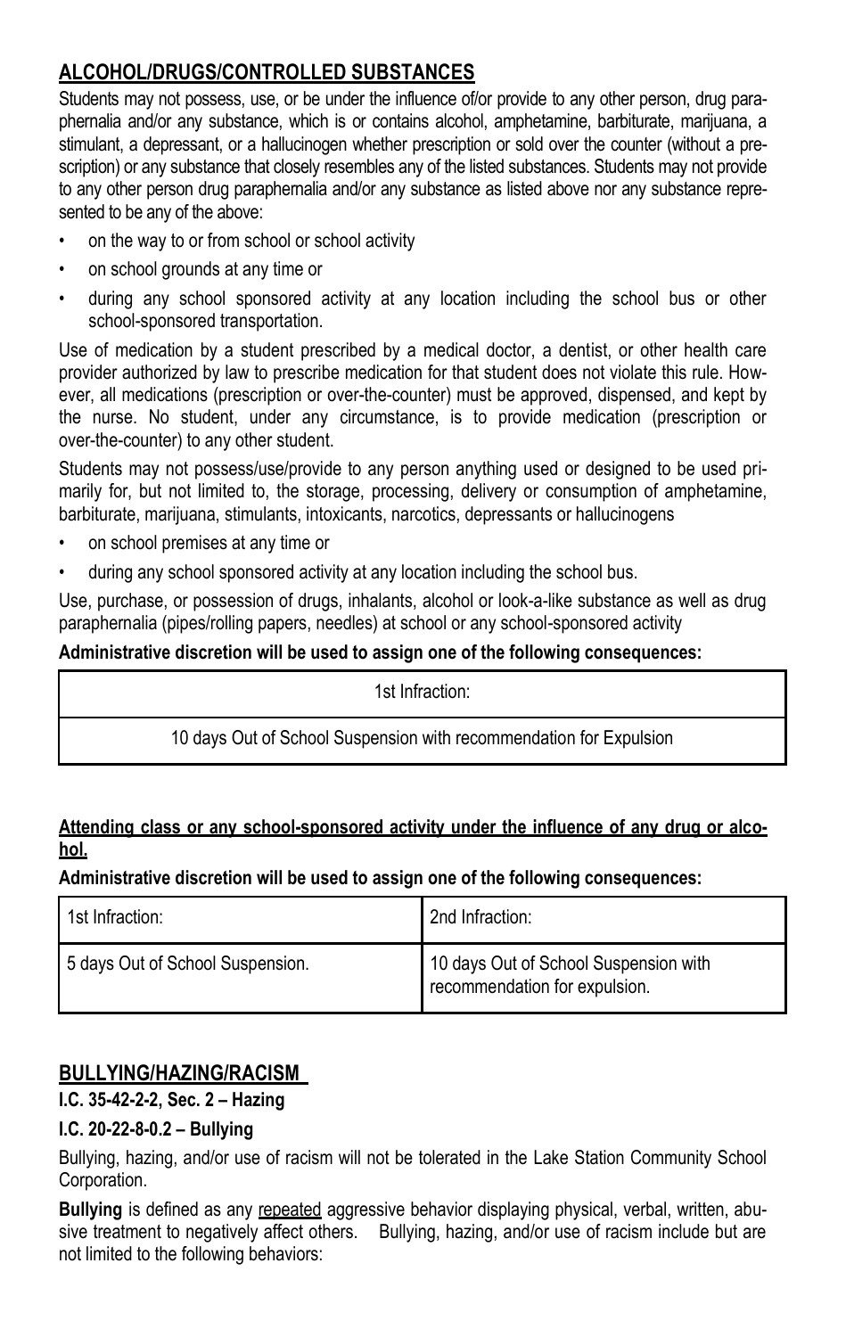## ALCOHOL/DRUGS/CONTROLLED SUBSTANCES

Students may not possess, use, or be under the influence of/or provide to any other person, drug paraphernalia and/or any substance, which is or contains alcohol, amphetamine, barbiturate, marijuana, a stimulant, a depressant, or a hallucinogen whether prescription or sold over the counter (without a prescription) or any substance that closely resembles any of the listed substances. Students may not provide to any other person drug paraphernalia and/or any substance as listed above nor any substance represented to be any of the above:

- on the way to or from school or school activity
- on school grounds at any time or
- during any school sponsored activity at any location including the school bus or other school-sponsored transportation.

Use of medication by a student prescribed by a medical doctor, a dentist, or other health care provider authorized by law to prescribe medication for that student does not violate this rule. However, all medications (prescription or over-the-counter) must be approved, dispensed, and kept by the nurse. No student, under any circumstance, is to provide medication (prescription or over-the-counter) to any other student.

Students may not possess/use/provide to any person anything used or designed to be used primarily for, but not limited to, the storage, processing, delivery or consumption of amphetamine, barbiturate, marijuana, stimulants, intoxicants, narcotics, depressants or hallucinogens

- on school premises at any time or
- during any school sponsored activity at any location including the school bus.

Use, purchase, or possession of drugs, inhalants, alcohol or look-a-like substance as well as drug paraphernalia (pipes/rolling papers, needles) at school or any school-sponsored activity

**Administrative discretion will be used to assign one of the following consequences:**

| 1st Infraction: |
|---|
| 10 days Out of School Suspension with recommendation for Expulsion |

**Attending class or any school-sponsored activity under the influence of any drug or alcohol.**

**Administrative discretion will be used to assign one of the following consequences:**

| 1st Infraction: | 2nd Infraction: |
|---|---|
| 5 days Out of School Suspension. | 10 days Out of School Suspension with recommendation for expulsion. |

## BULLYING/HAZING/RACISM

**I.C. 35-42-2-2, Sec. 2 – Hazing**

**I.C. 20-22-8-0.2 – Bullying**

Bullying, hazing, and/or use of racism will not be tolerated in the Lake Station Community School Corporation.

**Bullying** is defined as any repeated aggressive behavior displaying physical, verbal, written, abusive treatment to negatively affect others. Bullying, hazing, and/or use of racism include but are not limited to the following behaviors: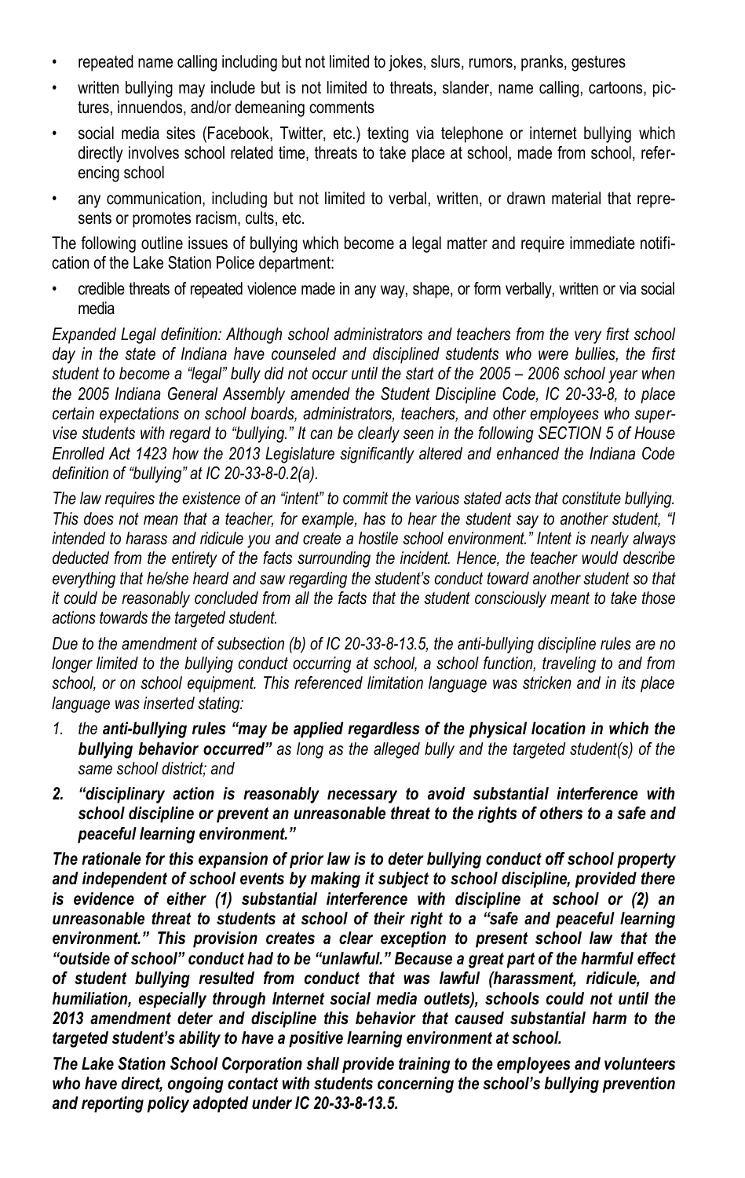- repeated name calling including but not limited to jokes, slurs, rumors, pranks, gestures
- written bullying may include but is not limited to threats, slander, name calling, cartoons, pictures, innuendos, and/or demeaning comments
- social media sites (Facebook, Twitter, etc.) texting via telephone or internet bullying which directly involves school related time, threats to take place at school, made from school, referencing school
- any communication, including but not limited to verbal, written, or drawn material that represents or promotes racism, cults, etc.

The following outline issues of bullying which become a legal matter and require immediate notification of the Lake Station Police department:

- credible threats of repeated violence made in any way, shape, or form verbally, written or via social media

*Expanded Legal definition: Although school administrators and teachers from the very first school day in the state of Indiana have counseled and disciplined students who were bullies, the first student to become a "legal" bully did not occur until the start of the 2005 – 2006 school year when the 2005 Indiana General Assembly amended the Student Discipline Code, IC 20-33-8, to place certain expectations on school boards, administrators, teachers, and other employees who supervise students with regard to "bullying." It can be clearly seen in the following SECTION 5 of House Enrolled Act 1423 how the 2013 Legislature significantly altered and enhanced the Indiana Code definition of "bullying" at IC 20-33-8-0.2(a).*

*The law requires the existence of an "intent" to commit the various stated acts that constitute bullying. This does not mean that a teacher, for example, has to hear the student say to another student, "I intended to harass and ridicule you and create a hostile school environment." Intent is nearly always deducted from the entirety of the facts surrounding the incident. Hence, the teacher would describe everything that he/she heard and saw regarding the student's conduct toward another student so that it could be reasonably concluded from all the facts that the student consciously meant to take those actions towards the targeted student.*

*Due to the amendment of subsection (b) of IC 20-33-8-13.5, the anti-bullying discipline rules are no longer limited to the bullying conduct occurring at school, a school function, traveling to and from school, or on school equipment. This referenced limitation language was stricken and in its place language was inserted stating:*

1. *the **anti-bullying rules "may be applied regardless of the physical location in which the bullying behavior occurred"** as long as the alleged bully and the targeted student(s) of the same school district; and*
2. ***"disciplinary action is reasonably necessary to avoid substantial interference with school discipline or prevent an unreasonable threat to the rights of others to a safe and peaceful learning environment."***

***The rationale for this expansion of prior law is to deter bullying conduct off school property and independent of school events by making it subject to school discipline, provided there is evidence of either (1) substantial interference with discipline at school or (2) an unreasonable threat to students at school of their right to a "safe and peaceful learning environment." This provision creates a clear exception to present school law that the "outside of school" conduct had to be "unlawful." Because a great part of the harmful effect of student bullying resulted from conduct that was lawful (harassment, ridicule, and humiliation, especially through Internet social media outlets), schools could not until the 2013 amendment deter and discipline this behavior that caused substantial harm to the targeted student's ability to have a positive learning environment at school.***

***The Lake Station School Corporation shall provide training to the employees and volunteers who have direct, ongoing contact with students concerning the school's bullying prevention and reporting policy adopted under IC 20-33-8-13.5.***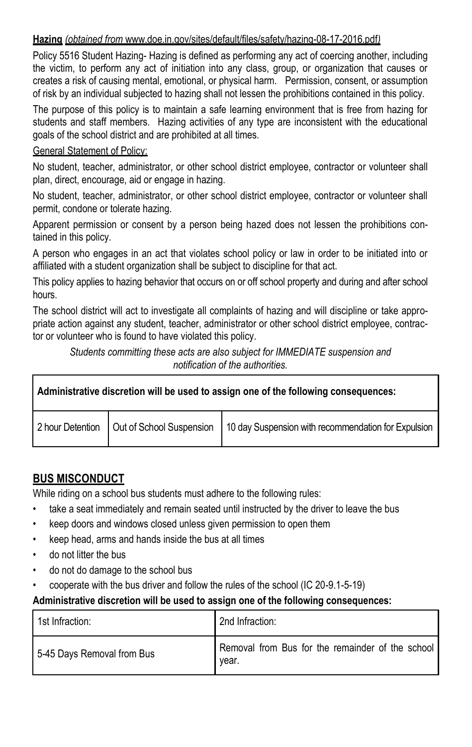**Hazing** *(obtained from www.doe.in.gov/sites/default/files/safety/hazing-08-17-2016.pdf)*

Policy 5516 Student Hazing- Hazing is defined as performing any act of coercing another, including the victim, to perform any act of initiation into any class, group, or organization that causes or creates a risk of causing mental, emotional, or physical harm. Permission, consent, or assumption of risk by an individual subjected to hazing shall not lessen the prohibitions contained in this policy.

The purpose of this policy is to maintain a safe learning environment that is free from hazing for students and staff members. Hazing activities of any type are inconsistent with the educational goals of the school district and are prohibited at all times.

General Statement of Policy:

No student, teacher, administrator, or other school district employee, contractor or volunteer shall plan, direct, encourage, aid or engage in hazing.

No student, teacher, administrator, or other school district employee, contractor or volunteer shall permit, condone or tolerate hazing.

Apparent permission or consent by a person being hazed does not lessen the prohibitions contained in this policy.

A person who engages in an act that violates school policy or law in order to be initiated into or affiliated with a student organization shall be subject to discipline for that act.

This policy applies to hazing behavior that occurs on or off school property and during and after school hours.

The school district will act to investigate all complaints of hazing and will discipline or take appropriate action against any student, teacher, administrator or other school district employee, contractor or volunteer who is found to have violated this policy.

*Students committing these acts are also subject for IMMEDIATE suspension and notification of the authorities.*

| **Administrative discretion will be used to assign one of the following consequences:** | | |
|---|---|---|
| 2 hour Detention | Out of School Suspension | 10 day Suspension with recommendation for Expulsion |

## BUS MISCONDUCT

While riding on a school bus students must adhere to the following rules:

- take a seat immediately and remain seated until instructed by the driver to leave the bus
- keep doors and windows closed unless given permission to open them
- keep head, arms and hands inside the bus at all times
- do not litter the bus
- do not do damage to the school bus
- cooperate with the bus driver and follow the rules of the school (IC 20-9.1-5-19)

**Administrative discretion will be used to assign one of the following consequences:**

| 1st Infraction: | 2nd Infraction: |
|---|---|
| 5-45 Days Removal from Bus | Removal from Bus for the remainder of the school year. |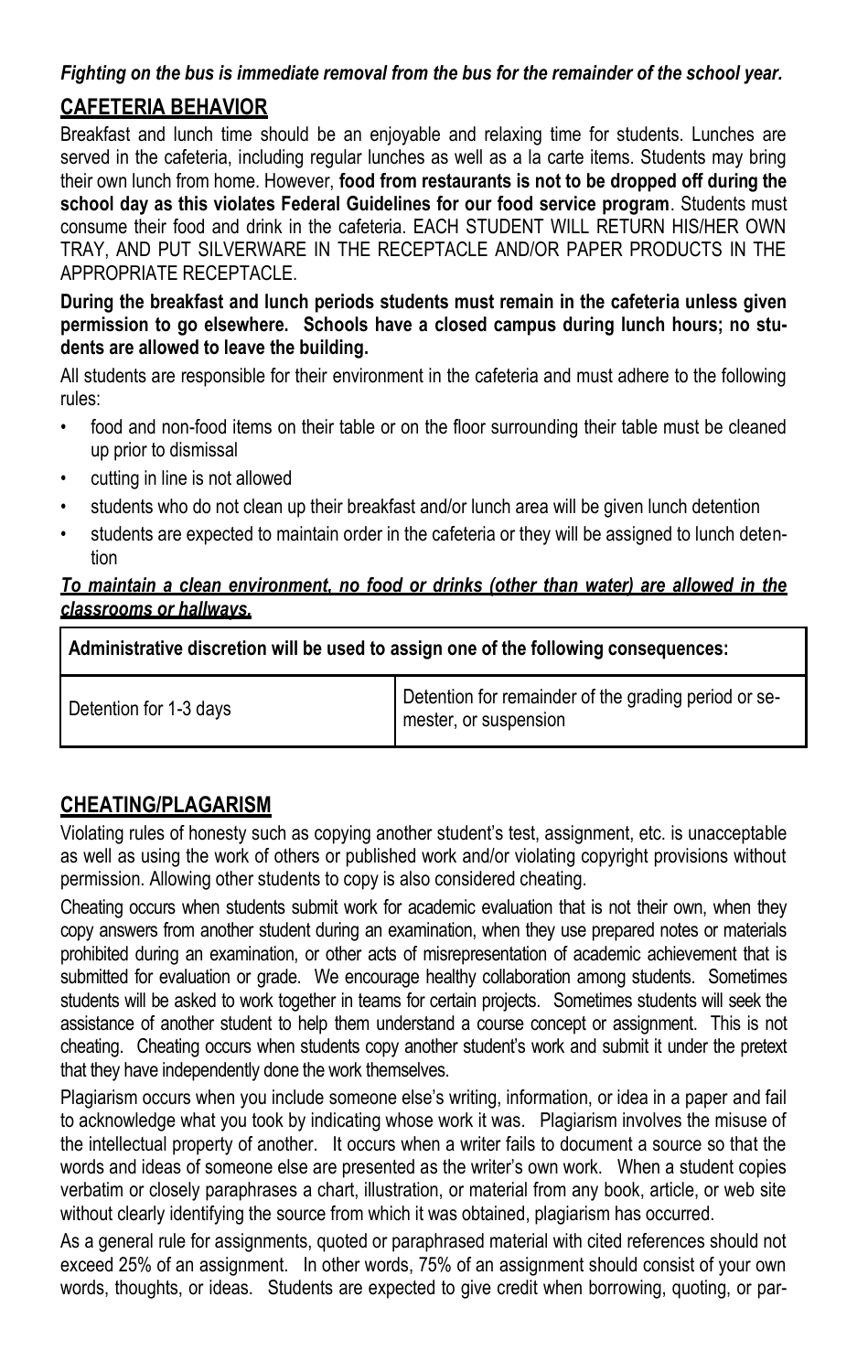***Fighting on the bus is immediate removal from the bus for the remainder of the school year.***

## CAFETERIA BEHAVIOR

Breakfast and lunch time should be an enjoyable and relaxing time for students. Lunches are served in the cafeteria, including regular lunches as well as a la carte items. Students may bring their own lunch from home. However, **food from restaurants is not to be dropped off during the school day as this violates Federal Guidelines for our food service program**. Students must consume their food and drink in the cafeteria. EACH STUDENT WILL RETURN HIS/HER OWN TRAY, AND PUT SILVERWARE IN THE RECEPTACLE AND/OR PAPER PRODUCTS IN THE APPROPRIATE RECEPTACLE.

**During the breakfast and lunch periods students must remain in the cafeteria unless given permission to go elsewhere. Schools have a closed campus during lunch hours; no students are allowed to leave the building.**

All students are responsible for their environment in the cafeteria and must adhere to the following rules:

- food and non-food items on their table or on the floor surrounding their table must be cleaned up prior to dismissal
- cutting in line is not allowed
- students who do not clean up their breakfast and/or lunch area will be given lunch detention
- students are expected to maintain order in the cafeteria or they will be assigned to lunch detention

***To maintain a clean environment, no food or drinks (other than water) are allowed in the classrooms or hallways.***

| **Administrative discretion will be used to assign one of the following consequences:** | |
|---|---|
| Detention for 1-3 days | Detention for remainder of the grading period or semester, or suspension |

## CHEATING/PLAGARISM

Violating rules of honesty such as copying another student's test, assignment, etc. is unacceptable as well as using the work of others or published work and/or violating copyright provisions without permission. Allowing other students to copy is also considered cheating.

Cheating occurs when students submit work for academic evaluation that is not their own, when they copy answers from another student during an examination, when they use prepared notes or materials prohibited during an examination, or other acts of misrepresentation of academic achievement that is submitted for evaluation or grade. We encourage healthy collaboration among students. Sometimes students will be asked to work together in teams for certain projects. Sometimes students will seek the assistance of another student to help them understand a course concept or assignment. This is not cheating. Cheating occurs when students copy another student's work and submit it under the pretext that they have independently done the work themselves.

Plagiarism occurs when you include someone else's writing, information, or idea in a paper and fail to acknowledge what you took by indicating whose work it was. Plagiarism involves the misuse of the intellectual property of another. It occurs when a writer fails to document a source so that the words and ideas of someone else are presented as the writer's own work. When a student copies verbatim or closely paraphrases a chart, illustration, or material from any book, article, or web site without clearly identifying the source from which it was obtained, plagiarism has occurred.

As a general rule for assignments, quoted or paraphrased material with cited references should not exceed 25% of an assignment. In other words, 75% of an assignment should consist of your own words, thoughts, or ideas. Students are expected to give credit when borrowing, quoting, or par-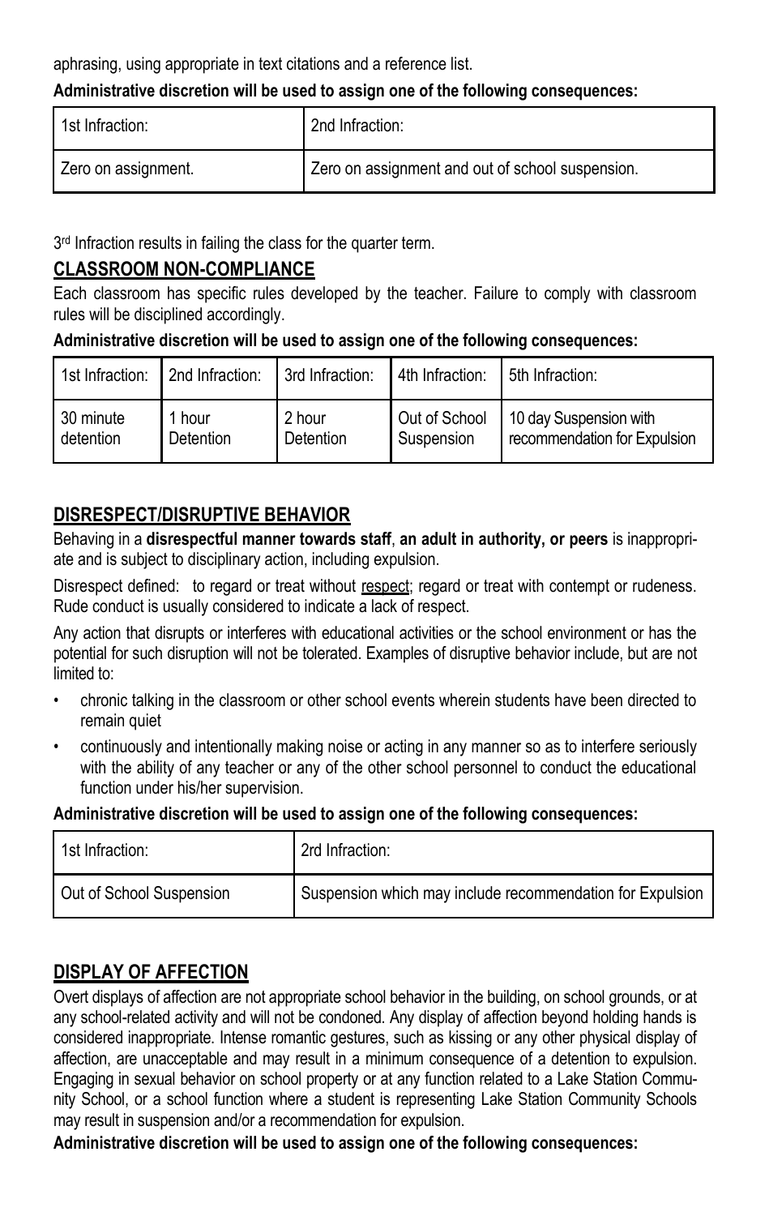aphrasing, using appropriate in text citations and a reference list.

**Administrative discretion will be used to assign one of the following consequences:**

| 1st Infraction: | 2nd Infraction: |
|---|---|
| Zero on assignment. | Zero on assignment and out of school suspension. |

3rd Infraction results in failing the class for the quarter term.

## CLASSROOM NON-COMPLIANCE

Each classroom has specific rules developed by the teacher. Failure to comply with classroom rules will be disciplined accordingly.

**Administrative discretion will be used to assign one of the following consequences:**

| 1st Infraction: | 2nd Infraction: | 3rd Infraction: | 4th Infraction: | 5th Infraction: |
|---|---|---|---|---|
| 30 minute detention | 1 hour Detention | 2 hour Detention | Out of School Suspension | 10 day Suspension with recommendation for Expulsion |

## DISRESPECT/DISRUPTIVE BEHAVIOR

Behaving in a **disrespectful manner towards staff**, **an adult in authority, or peers** is inappropriate and is subject to disciplinary action, including expulsion.

Disrespect defined: to regard or treat without respect; regard or treat with contempt or rudeness. Rude conduct is usually considered to indicate a lack of respect.

Any action that disrupts or interferes with educational activities or the school environment or has the potential for such disruption will not be tolerated. Examples of disruptive behavior include, but are not limited to:

- chronic talking in the classroom or other school events wherein students have been directed to remain quiet
- continuously and intentionally making noise or acting in any manner so as to interfere seriously with the ability of any teacher or any of the other school personnel to conduct the educational function under his/her supervision.

**Administrative discretion will be used to assign one of the following consequences:**

| 1st Infraction: | 2rd Infraction: |
|---|---|
| Out of School Suspension | Suspension which may include recommendation for Expulsion |

## DISPLAY OF AFFECTION

Overt displays of affection are not appropriate school behavior in the building, on school grounds, or at any school-related activity and will not be condoned. Any display of affection beyond holding hands is considered inappropriate. Intense romantic gestures, such as kissing or any other physical display of affection, are unacceptable and may result in a minimum consequence of a detention to expulsion. Engaging in sexual behavior on school property or at any function related to a Lake Station Community School, or a school function where a student is representing Lake Station Community Schools may result in suspension and/or a recommendation for expulsion.

**Administrative discretion will be used to assign one of the following consequences:**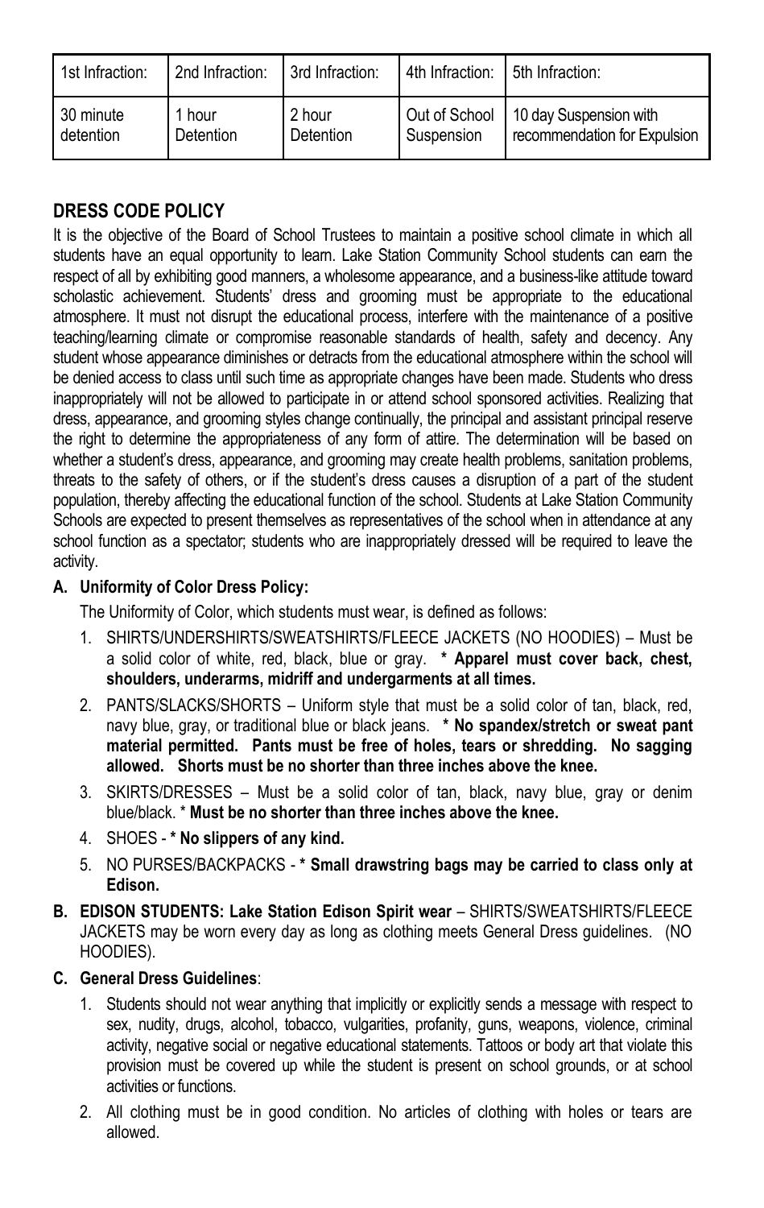| 1st Infraction: | 2nd Infraction: | 3rd Infraction: | 4th Infraction: | 5th Infraction: |
|---|---|---|---|---|
| 30 minute detention | 1 hour Detention | 2 hour Detention | Out of School Suspension | 10 day Suspension with recommendation for Expulsion |

## DRESS CODE POLICY

It is the objective of the Board of School Trustees to maintain a positive school climate in which all students have an equal opportunity to learn. Lake Station Community School students can earn the respect of all by exhibiting good manners, a wholesome appearance, and a business-like attitude toward scholastic achievement. Students' dress and grooming must be appropriate to the educational atmosphere. It must not disrupt the educational process, interfere with the maintenance of a positive teaching/learning climate or compromise reasonable standards of health, safety and decency. Any student whose appearance diminishes or detracts from the educational atmosphere within the school will be denied access to class until such time as appropriate changes have been made. Students who dress inappropriately will not be allowed to participate in or attend school sponsored activities. Realizing that dress, appearance, and grooming styles change continually, the principal and assistant principal reserve the right to determine the appropriateness of any form of attire. The determination will be based on whether a student's dress, appearance, and grooming may create health problems, sanitation problems, threats to the safety of others, or if the student's dress causes a disruption of a part of the student population, thereby affecting the educational function of the school. Students at Lake Station Community Schools are expected to present themselves as representatives of the school when in attendance at any school function as a spectator; students who are inappropriately dressed will be required to leave the activity.

**A. Uniformity of Color Dress Policy:**

The Uniformity of Color, which students must wear, is defined as follows:

1. SHIRTS/UNDERSHIRTS/SWEATSHIRTS/FLEECE JACKETS (NO HOODIES) – Must be a solid color of white, red, black, blue or gray. **\* Apparel must cover back, chest, shoulders, underarms, midriff and undergarments at all times.**
2. PANTS/SLACKS/SHORTS – Uniform style that must be a solid color of tan, black, red, navy blue, gray, or traditional blue or black jeans. **\* No spandex/stretch or sweat pant material permitted. Pants must be free of holes, tears or shredding. No sagging allowed. Shorts must be no shorter than three inches above the knee.**
3. SKIRTS/DRESSES – Must be a solid color of tan, black, navy blue, gray or denim blue/black. \* **Must be no shorter than three inches above the knee.**
4. SHOES - **\* No slippers of any kind.**
5. NO PURSES/BACKPACKS - **\* Small drawstring bags may be carried to class only at Edison.**

**B. EDISON STUDENTS: Lake Station Edison Spirit wear** – SHIRTS/SWEATSHIRTS/FLEECE JACKETS may be worn every day as long as clothing meets General Dress guidelines. (NO HOODIES).

**C. General Dress Guidelines**:

1. Students should not wear anything that implicitly or explicitly sends a message with respect to sex, nudity, drugs, alcohol, tobacco, vulgarities, profanity, guns, weapons, violence, criminal activity, negative social or negative educational statements. Tattoos or body art that violate this provision must be covered up while the student is present on school grounds, or at school activities or functions.
2. All clothing must be in good condition. No articles of clothing with holes or tears are allowed.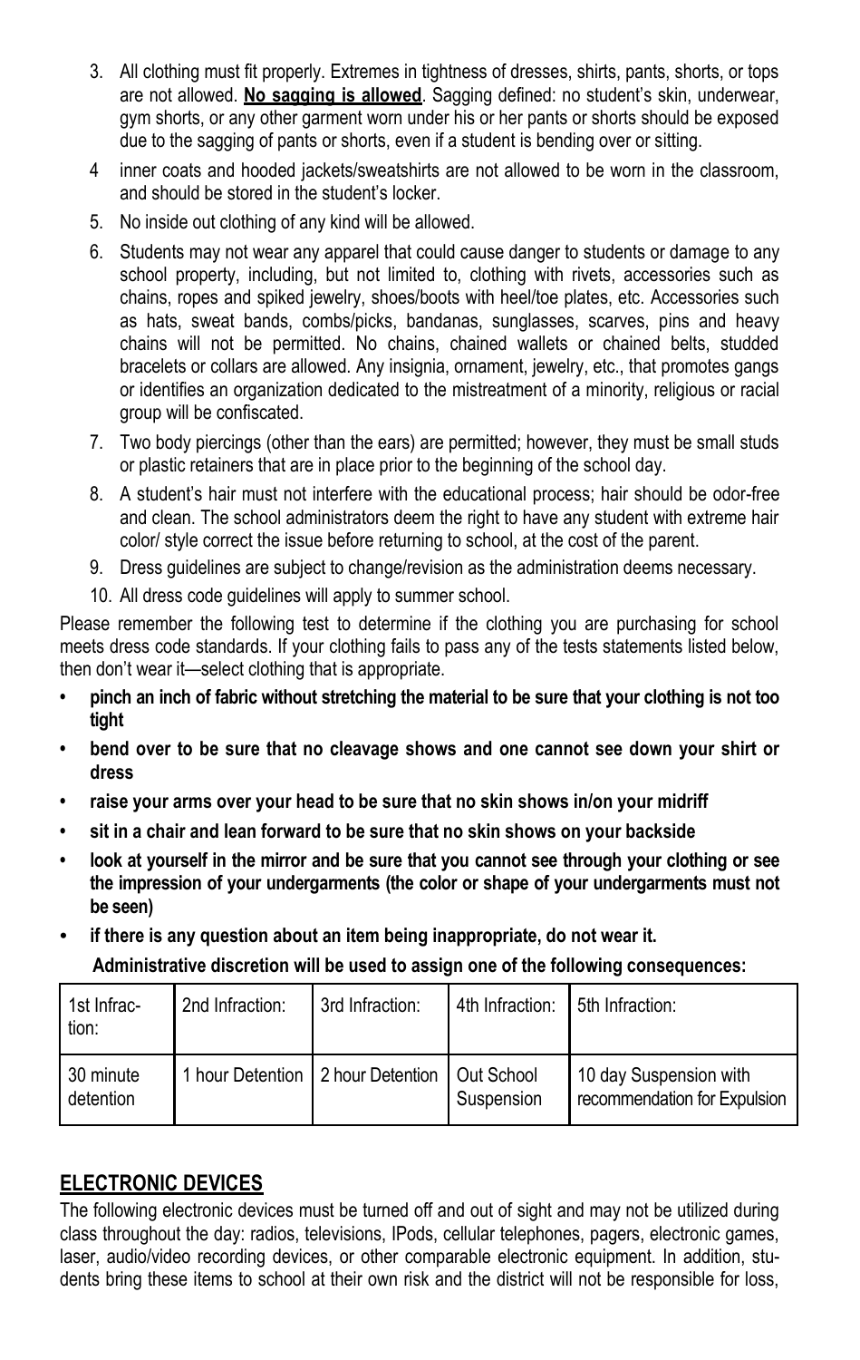3. All clothing must fit properly. Extremes in tightness of dresses, shirts, pants, shorts, or tops are not allowed. **<u>No sagging is allowed</u>**. Sagging defined: no student's skin, underwear, gym shorts, or any other garment worn under his or her pants or shorts should be exposed due to the sagging of pants or shorts, even if a student is bending over or sitting.
4. inner coats and hooded jackets/sweatshirts are not allowed to be worn in the classroom, and should be stored in the student's locker.
5. No inside out clothing of any kind will be allowed.
6. Students may not wear any apparel that could cause danger to students or damage to any school property, including, but not limited to, clothing with rivets, accessories such as chains, ropes and spiked jewelry, shoes/boots with heel/toe plates, etc. Accessories such as hats, sweat bands, combs/picks, bandanas, sunglasses, scarves, pins and heavy chains will not be permitted. No chains, chained wallets or chained belts, studded bracelets or collars are allowed. Any insignia, ornament, jewelry, etc., that promotes gangs or identifies an organization dedicated to the mistreatment of a minority, religious or racial group will be confiscated.
7. Two body piercings (other than the ears) are permitted; however, they must be small studs or plastic retainers that are in place prior to the beginning of the school day.
8. A student's hair must not interfere with the educational process; hair should be odor-free and clean. The school administrators deem the right to have any student with extreme hair color/ style correct the issue before returning to school, at the cost of the parent.
9. Dress guidelines are subject to change/revision as the administration deems necessary.
10. All dress code guidelines will apply to summer school.

Please remember the following test to determine if the clothing you are purchasing for school meets dress code standards. If your clothing fails to pass any of the tests statements listed below, then don't wear it—select clothing that is appropriate.

- **pinch an inch of fabric without stretching the material to be sure that your clothing is not too tight**
- **bend over to be sure that no cleavage shows and one cannot see down your shirt or dress**
- **raise your arms over your head to be sure that no skin shows in/on your midriff**
- **sit in a chair and lean forward to be sure that no skin shows on your backside**
- **look at yourself in the mirror and be sure that you cannot see through your clothing or see the impression of your undergarments (the color or shape of your undergarments must not be seen)**
- **if there is any question about an item being inappropriate, do not wear it.**

**Administrative discretion will be used to assign one of the following consequences:**

| 1st Infraction: | 2nd Infraction: | 3rd Infraction: | 4th Infraction: | 5th Infraction: |
|---|---|---|---|---|
| 30 minute detention | 1 hour Detention | 2 hour Detention | Out School Suspension | 10 day Suspension with recommendation for Expulsion |

## ELECTRONIC DEVICES

The following electronic devices must be turned off and out of sight and may not be utilized during class throughout the day: radios, televisions, IPods, cellular telephones, pagers, electronic games, laser, audio/video recording devices, or other comparable electronic equipment. In addition, students bring these items to school at their own risk and the district will not be responsible for loss,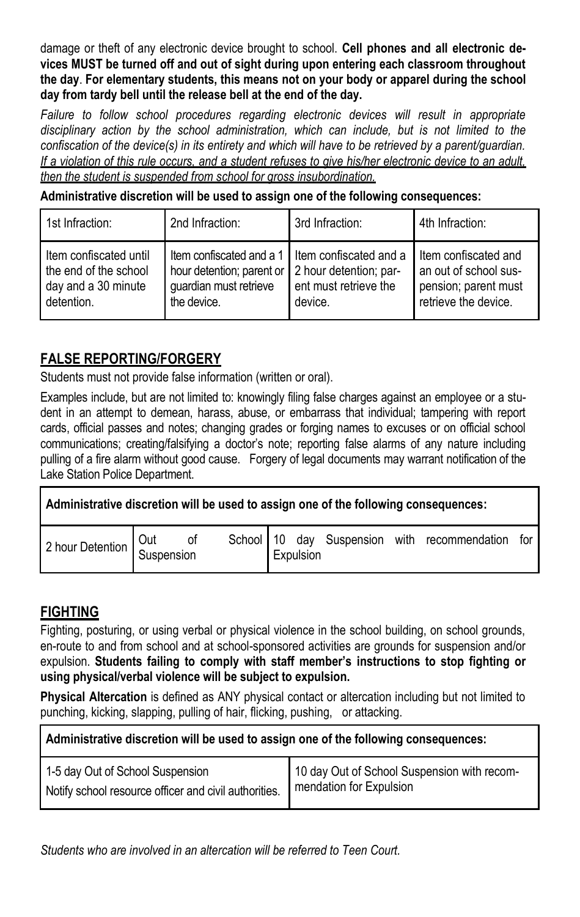damage or theft of any electronic device brought to school. **Cell phones and all electronic devices MUST be turned off and out of sight during upon entering each classroom throughout the day**. **For elementary students, this means not on your body or apparel during the school day from tardy bell until the release bell at the end of the day.**

*Failure to follow school procedures regarding electronic devices will result in appropriate disciplinary action by the school administration, which can include, but is not limited to the confiscation of the device(s) in its entirety and which will have to be retrieved by a parent/guardian. If a violation of this rule occurs, and a student refuses to give his/her electronic device to an adult, then the student is suspended from school for gross insubordination.*

**Administrative discretion will be used to assign one of the following consequences:**

| 1st Infraction: | 2nd Infraction: | 3rd Infraction: | 4th Infraction: |
|---|---|---|---|
| Item confiscated until the end of the school day and a 30 minute detention. | Item confiscated and a 1 hour detention; parent or guardian must retrieve the device. | Item confiscated and a 2 hour detention; parent must retrieve the device. | Item confiscated and an out of school suspension; parent must retrieve the device. |

## FALSE REPORTING/FORGERY

Students must not provide false information (written or oral).

Examples include, but are not limited to: knowingly filing false charges against an employee or a student in an attempt to demean, harass, abuse, or embarrass that individual; tampering with report cards, official passes and notes; changing grades or forging names to excuses or on official school communications; creating/falsifying a doctor's note; reporting false alarms of any nature including pulling of a fire alarm without good cause. Forgery of legal documents may warrant notification of the Lake Station Police Department.

| **Administrative discretion will be used to assign one of the following consequences:** | | |
|---|---|---|
| 2 hour Detention | Out of School Suspension | 10 day Suspension with recommendation for Expulsion |

## FIGHTING

Fighting, posturing, or using verbal or physical violence in the school building, on school grounds, en-route to and from school and at school-sponsored activities are grounds for suspension and/or expulsion. **Students failing to comply with staff member's instructions to stop fighting or using physical/verbal violence will be subject to expulsion.**

**Physical Altercation** is defined as ANY physical contact or altercation including but not limited to punching, kicking, slapping, pulling of hair, flicking, pushing, or attacking.

| **Administrative discretion will be used to assign one of the following consequences:** | |
|---|---|
| 1-5 day Out of School Suspension<br>Notify school resource officer and civil authorities. | 10 day Out of School Suspension with recommendation for Expulsion |

*Students who are involved in an altercation will be referred to Teen Court.*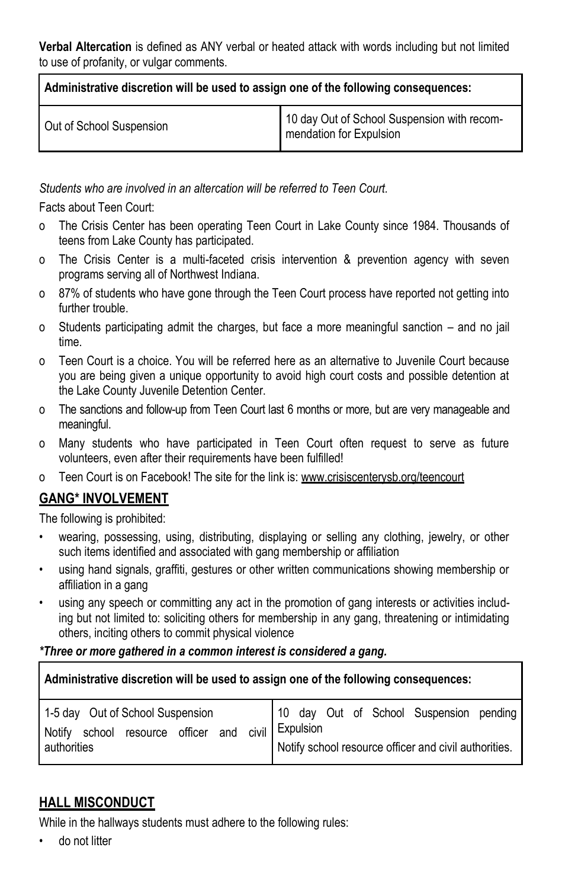**Verbal Altercation** is defined as ANY verbal or heated attack with words including but not limited to use of profanity, or vulgar comments.

| **Administrative discretion will be used to assign one of the following consequences:** | |
|---|---|
| Out of School Suspension | 10 day Out of School Suspension with recommendation for Expulsion |

*Students who are involved in an altercation will be referred to Teen Court.*

Facts about Teen Court:

- The Crisis Center has been operating Teen Court in Lake County since 1984. Thousands of teens from Lake County has participated.
- The Crisis Center is a multi-faceted crisis intervention & prevention agency with seven programs serving all of Northwest Indiana.
- 87% of students who have gone through the Teen Court process have reported not getting into further trouble.
- Students participating admit the charges, but face a more meaningful sanction – and no jail time.
- Teen Court is a choice. You will be referred here as an alternative to Juvenile Court because you are being given a unique opportunity to avoid high court costs and possible detention at the Lake County Juvenile Detention Center.
- The sanctions and follow-up from Teen Court last 6 months or more, but are very manageable and meaningful.
- Many students who have participated in Teen Court often request to serve as future volunteers, even after their requirements have been fulfilled!
- Teen Court is on Facebook! The site for the link is: www.crisiscenterysb.org/teencourt

## GANG* INVOLVEMENT

The following is prohibited:

- wearing, possessing, using, distributing, displaying or selling any clothing, jewelry, or other such items identified and associated with gang membership or affiliation
- using hand signals, graffiti, gestures or other written communications showing membership or affiliation in a gang
- using any speech or committing any act in the promotion of gang interests or activities including but not limited to: soliciting others for membership in any gang, threatening or intimidating others, inciting others to commit physical violence

***Three or more gathered in a common interest is considered a gang.***

| **Administrative discretion will be used to assign one of the following consequences:** | |
|---|---|
| 1-5 day Out of School Suspension<br>Notify school resource officer and civil authorities | 10 day Out of School Suspension pending Expulsion<br>Notify school resource officer and civil authorities. |

## HALL MISCONDUCT

While in the hallways students must adhere to the following rules:

- do not litter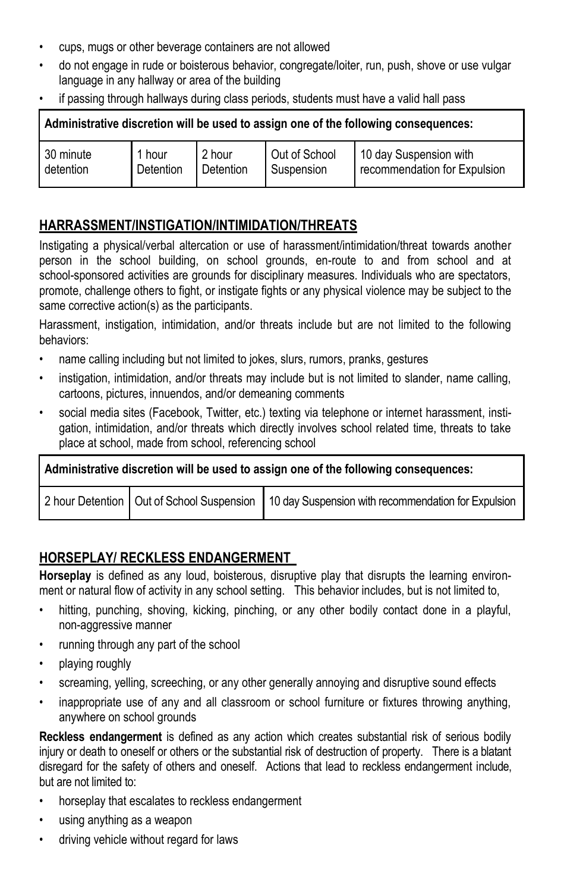- cups, mugs or other beverage containers are not allowed
- do not engage in rude or boisterous behavior, congregate/loiter, run, push, shove or use vulgar language in any hallway or area of the building
- if passing through hallways during class periods, students must have a valid hall pass

| Administrative discretion will be used to assign one of the following consequences: | | | | |
|---|---|---|---|---|
| 30 minute detention | 1 hour Detention | 2 hour Detention | Out of School Suspension | 10 day Suspension with recommendation for Expulsion |

## HARRASSMENT/INSTIGATION/INTIMIDATION/THREATS

Instigating a physical/verbal altercation or use of harassment/intimidation/threat towards another person in the school building, on school grounds, en-route to and from school and at school-sponsored activities are grounds for disciplinary measures. Individuals who are spectators, promote, challenge others to fight, or instigate fights or any physical violence may be subject to the same corrective action(s) as the participants.

Harassment, instigation, intimidation, and/or threats include but are not limited to the following behaviors:

- name calling including but not limited to jokes, slurs, rumors, pranks, gestures
- instigation, intimidation, and/or threats may include but is not limited to slander, name calling, cartoons, pictures, innuendos, and/or demeaning comments
- social media sites (Facebook, Twitter, etc.) texting via telephone or internet harassment, instigation, intimidation, and/or threats which directly involves school related time, threats to take place at school, made from school, referencing school

| Administrative discretion will be used to assign one of the following consequences: | | |
|---|---|---|
| 2 hour Detention | Out of School Suspension | 10 day Suspension with recommendation for Expulsion |

## HORSEPLAY/ RECKLESS ENDANGERMENT

**Horseplay** is defined as any loud, boisterous, disruptive play that disrupts the learning environment or natural flow of activity in any school setting. This behavior includes, but is not limited to,

- hitting, punching, shoving, kicking, pinching, or any other bodily contact done in a playful, non-aggressive manner
- running through any part of the school
- playing roughly
- screaming, yelling, screeching, or any other generally annoying and disruptive sound effects
- inappropriate use of any and all classroom or school furniture or fixtures throwing anything, anywhere on school grounds

**Reckless endangerment** is defined as any action which creates substantial risk of serious bodily injury or death to oneself or others or the substantial risk of destruction of property. There is a blatant disregard for the safety of others and oneself. Actions that lead to reckless endangerment include, but are not limited to:

- horseplay that escalates to reckless endangerment
- using anything as a weapon
- driving vehicle without regard for laws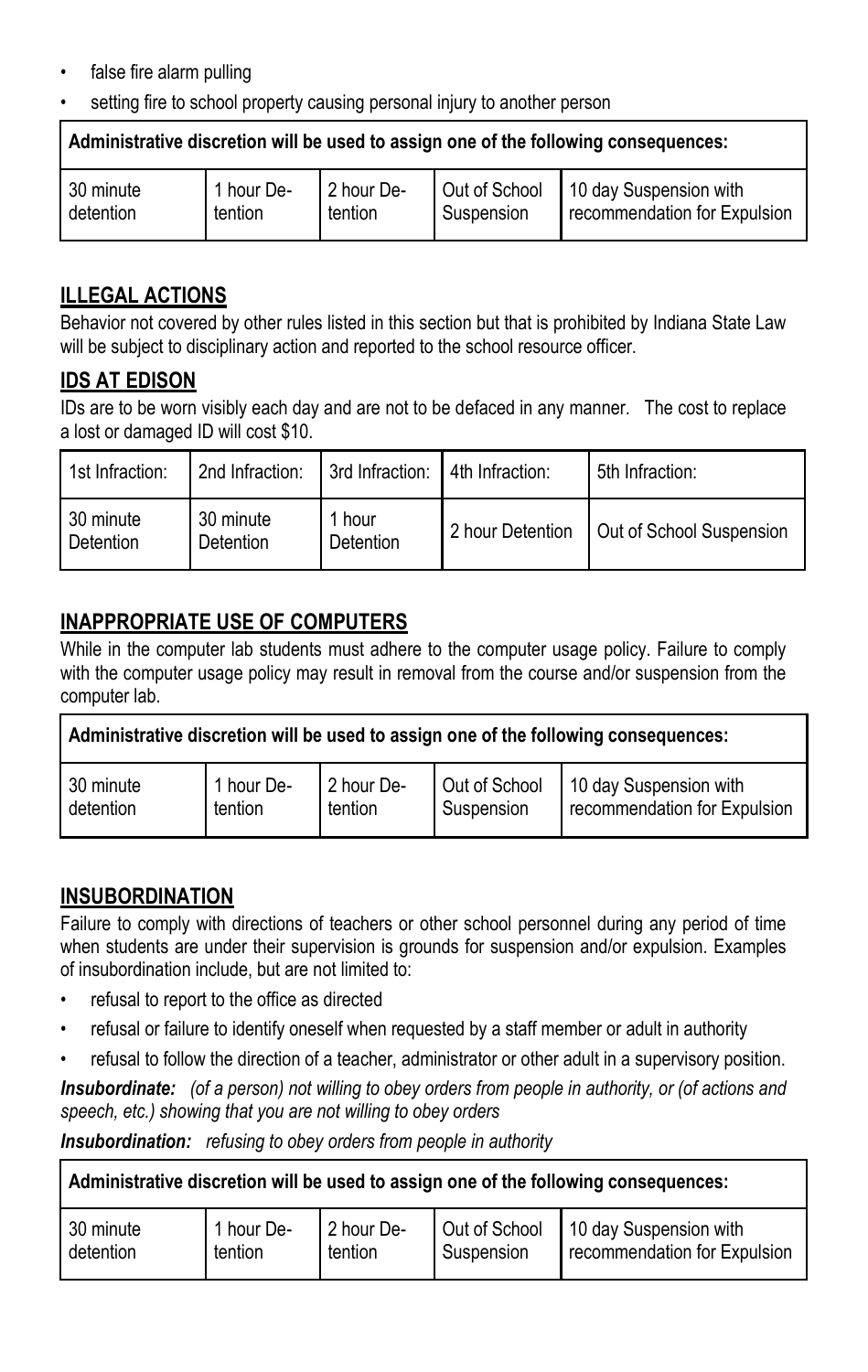- false fire alarm pulling
- setting fire to school property causing personal injury to another person

| Administrative discretion will be used to assign one of the following consequences: | | | | |
|---|---|---|---|---|
| 30 minute detention | 1 hour Detention | 2 hour Detention | Out of School Suspension | 10 day Suspension with recommendation for Expulsion |

## ILLEGAL ACTIONS

Behavior not covered by other rules listed in this section but that is prohibited by Indiana State Law will be subject to disciplinary action and reported to the school resource officer.

## IDS AT EDISON

IDs are to be worn visibly each day and are not to be defaced in any manner. The cost to replace a lost or damaged ID will cost $10.

| 1st Infraction: | 2nd Infraction: | 3rd Infraction: | 4th Infraction: | 5th Infraction: |
|---|---|---|---|---|
| 30 minute Detention | 30 minute Detention | 1 hour Detention | 2 hour Detention | Out of School Suspension |

## INAPPROPRIATE USE OF COMPUTERS

While in the computer lab students must adhere to the computer usage policy. Failure to comply with the computer usage policy may result in removal from the course and/or suspension from the computer lab.

| Administrative discretion will be used to assign one of the following consequences: | | | | |
|---|---|---|---|---|
| 30 minute detention | 1 hour Detention | 2 hour Detention | Out of School Suspension | 10 day Suspension with recommendation for Expulsion |

## INSUBORDINATION

Failure to comply with directions of teachers or other school personnel during any period of time when students are under their supervision is grounds for suspension and/or expulsion. Examples of insubordination include, but are not limited to:

- refusal to report to the office as directed
- refusal or failure to identify oneself when requested by a staff member or adult in authority
- refusal to follow the direction of a teacher, administrator or other adult in a supervisory position.

***Insubordinate:*** *(of a person) not willing to obey orders from people in authority, or (of actions and speech, etc.) showing that you are not willing to obey orders*

***Insubordination:*** *refusing to obey orders from people in authority*

| Administrative discretion will be used to assign one of the following consequences: | | | | |
|---|---|---|---|---|
| 30 minute detention | 1 hour Detention | 2 hour Detention | Out of School Suspension | 10 day Suspension with recommendation for Expulsion |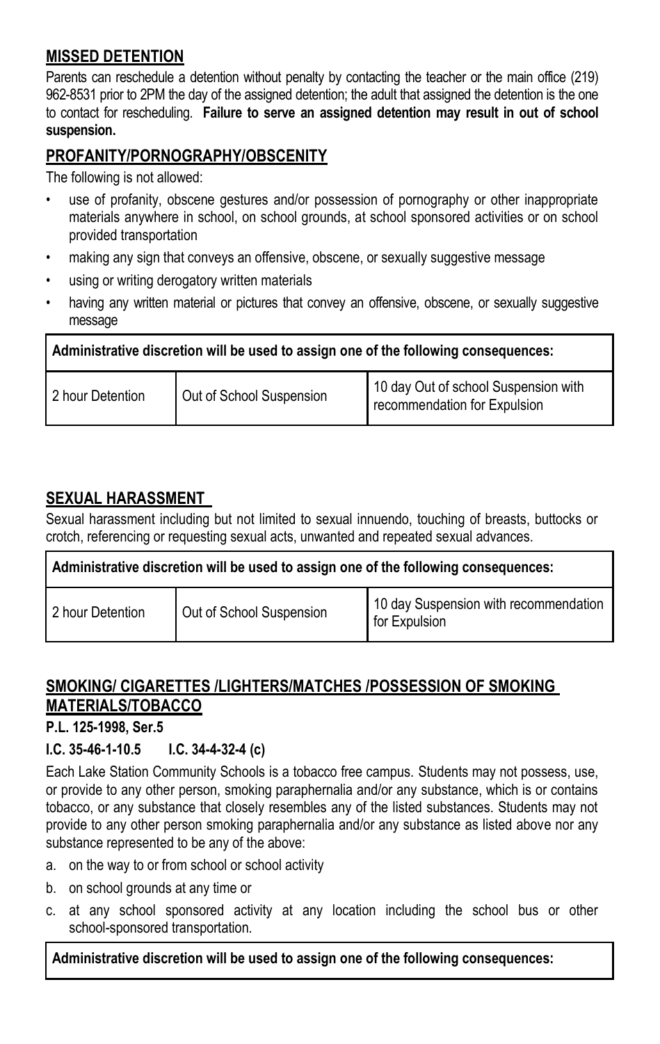## MISSED DETENTION

Parents can reschedule a detention without penalty by contacting the teacher or the main office (219) 962-8531 prior to 2PM the day of the assigned detention; the adult that assigned the detention is the one to contact for rescheduling. **Failure to serve an assigned detention may result in out of school suspension.**

## PROFANITY/PORNOGRAPHY/OBSCENITY

The following is not allowed:

- use of profanity, obscene gestures and/or possession of pornography or other inappropriate materials anywhere in school, on school grounds, at school sponsored activities or on school provided transportation
- making any sign that conveys an offensive, obscene, or sexually suggestive message
- using or writing derogatory written materials
- having any written material or pictures that convey an offensive, obscene, or sexually suggestive message

| **Administrative discretion will be used to assign one of the following consequences:** | | |
|---|---|---|
| 2 hour Detention | Out of School Suspension | 10 day Out of school Suspension with recommendation for Expulsion |

## SEXUAL HARASSMENT

Sexual harassment including but not limited to sexual innuendo, touching of breasts, buttocks or crotch, referencing or requesting sexual acts, unwanted and repeated sexual advances.

| **Administrative discretion will be used to assign one of the following consequences:** | | |
|---|---|---|
| 2 hour Detention | Out of School Suspension | 10 day Suspension with recommendation for Expulsion |

## SMOKING/ CIGARETTES /LIGHTERS/MATCHES /POSSESSION OF SMOKING MATERIALS/TOBACCO

**P.L. 125-1998, Ser.5**

**I.C. 35-46-1-10.5 I.C. 34-4-32-4 (c)**

Each Lake Station Community Schools is a tobacco free campus. Students may not possess, use, or provide to any other person, smoking paraphernalia and/or any substance, which is or contains tobacco, or any substance that closely resembles any of the listed substances. Students may not provide to any other person smoking paraphernalia and/or any substance as listed above nor any substance represented to be any of the above:

a. on the way to or from school or school activity
b. on school grounds at any time or
c. at any school sponsored activity at any location including the school bus or other school-sponsored transportation.

| **Administrative discretion will be used to assign one of the following consequences:** |
|---|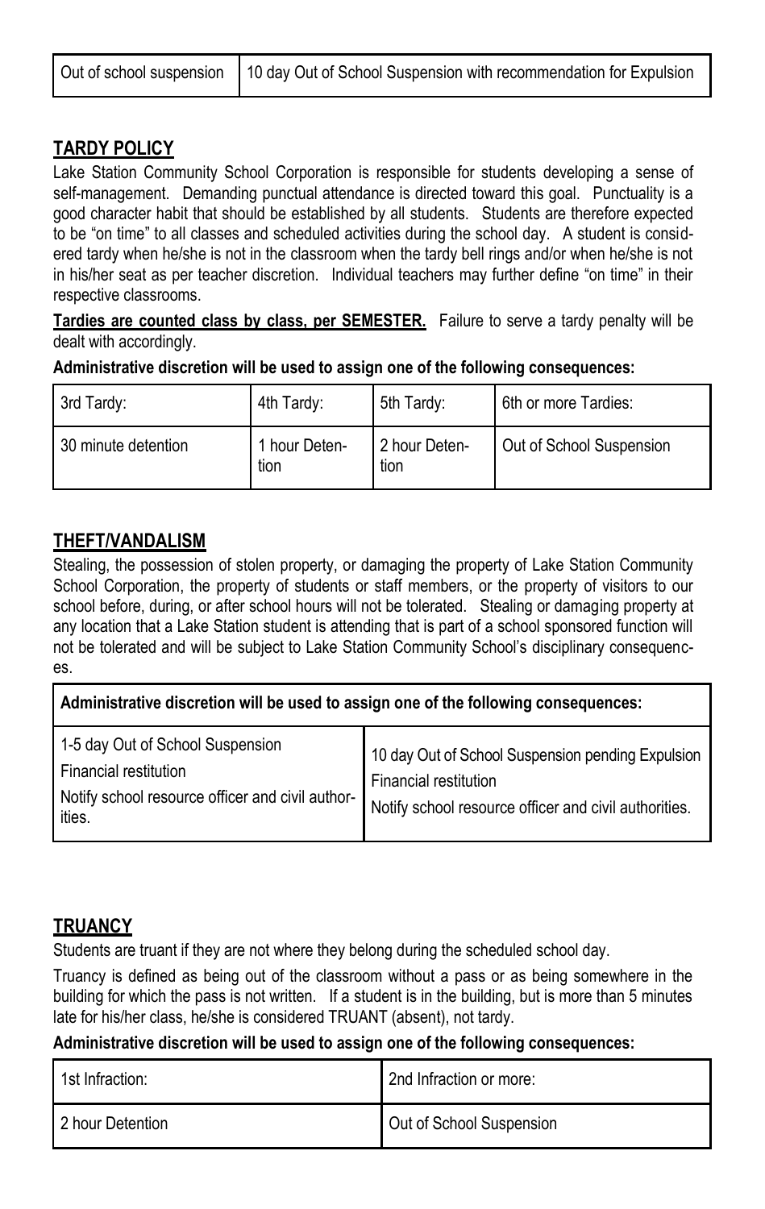| Out of school suspension | 10 day Out of School Suspension with recommendation for Expulsion |
|---|---|

## TARDY POLICY

Lake Station Community School Corporation is responsible for students developing a sense of self-management. Demanding punctual attendance is directed toward this goal. Punctuality is a good character habit that should be established by all students. Students are therefore expected to be "on time" to all classes and scheduled activities during the school day. A student is considered tardy when he/she is not in the classroom when the tardy bell rings and/or when he/she is not in his/her seat as per teacher discretion. Individual teachers may further define "on time" in their respective classrooms.

**Tardies are counted class by class, per SEMESTER.** Failure to serve a tardy penalty will be dealt with accordingly.

**Administrative discretion will be used to assign one of the following consequences:**

| 3rd Tardy: | 4th Tardy: | 5th Tardy: | 6th or more Tardies: |
|---|---|---|---|
| 30 minute detention | 1 hour Detention | 2 hour Detention | Out of School Suspension |

## THEFT/VANDALISM

Stealing, the possession of stolen property, or damaging the property of Lake Station Community School Corporation, the property of students or staff members, or the property of visitors to our school before, during, or after school hours will not be tolerated. Stealing or damaging property at any location that a Lake Station student is attending that is part of a school sponsored function will not be tolerated and will be subject to Lake Station Community School's disciplinary consequences.

| Administrative discretion will be used to assign one of the following consequences: | |
|---|---|
| 1-5 day Out of School Suspension<br>Financial restitution<br>Notify school resource officer and civil authorities. | 10 day Out of School Suspension pending Expulsion<br>Financial restitution<br>Notify school resource officer and civil authorities. |

## TRUANCY

Students are truant if they are not where they belong during the scheduled school day.

Truancy is defined as being out of the classroom without a pass or as being somewhere in the building for which the pass is not written. If a student is in the building, but is more than 5 minutes late for his/her class, he/she is considered TRUANT (absent), not tardy.

**Administrative discretion will be used to assign one of the following consequences:**

| 1st Infraction: | 2nd Infraction or more: |
|---|---|
| 2 hour Detention | Out of School Suspension |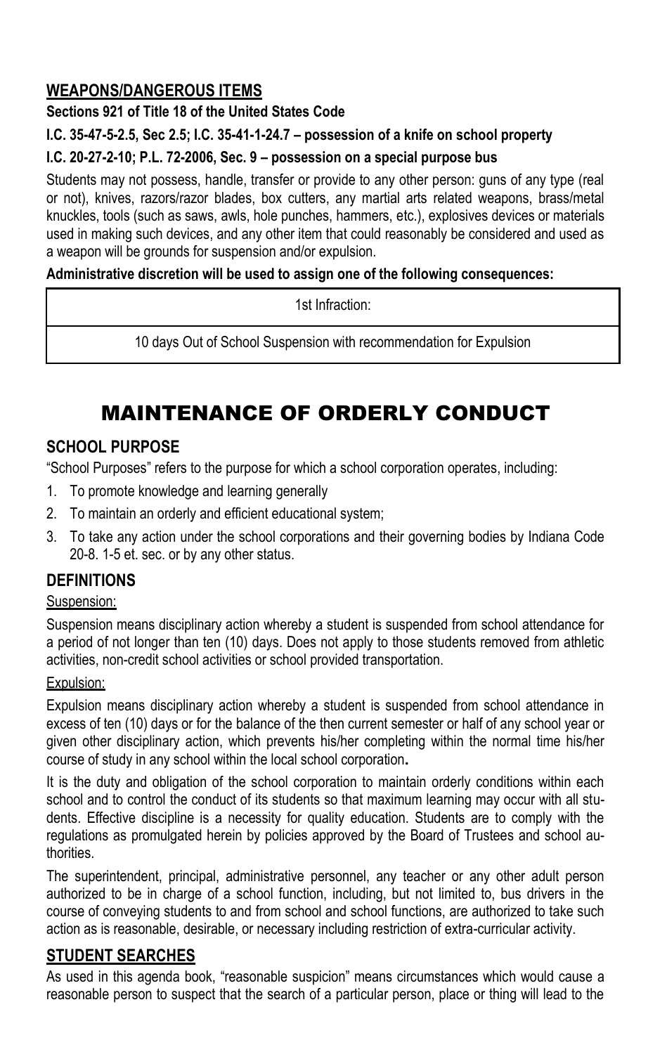## WEAPONS/DANGEROUS ITEMS

**Sections 921 of Title 18 of the United States Code**

**I.C. 35-47-5-2.5, Sec 2.5; I.C. 35-41-1-24.7 – possession of a knife on school property**

**I.C. 20-27-2-10; P.L. 72-2006, Sec. 9 – possession on a special purpose bus**

Students may not possess, handle, transfer or provide to any other person: guns of any type (real or not), knives, razors/razor blades, box cutters, any martial arts related weapons, brass/metal knuckles, tools (such as saws, awls, hole punches, hammers, etc.), explosives devices or materials used in making such devices, and any other item that could reasonably be considered and used as a weapon will be grounds for suspension and/or expulsion.

**Administrative discretion will be used to assign one of the following consequences:**

| 1st Infraction: |
|---|
| 10 days Out of School Suspension with recommendation for Expulsion |

# MAINTENANCE OF ORDERLY CONDUCT

## SCHOOL PURPOSE

"School Purposes" refers to the purpose for which a school corporation operates, including:

1. To promote knowledge and learning generally
2. To maintain an orderly and efficient educational system;
3. To take any action under the school corporations and their governing bodies by Indiana Code 20-8. 1-5 et. sec. or by any other status.

## DEFINITIONS

Suspension:

Suspension means disciplinary action whereby a student is suspended from school attendance for a period of not longer than ten (10) days. Does not apply to those students removed from athletic activities, non-credit school activities or school provided transportation.

Expulsion:

Expulsion means disciplinary action whereby a student is suspended from school attendance in excess of ten (10) days or for the balance of the then current semester or half of any school year or given other disciplinary action, which prevents his/her completing within the normal time his/her course of study in any school within the local school corporation**.**

It is the duty and obligation of the school corporation to maintain orderly conditions within each school and to control the conduct of its students so that maximum learning may occur with all students. Effective discipline is a necessity for quality education. Students are to comply with the regulations as promulgated herein by policies approved by the Board of Trustees and school authorities.

The superintendent, principal, administrative personnel, any teacher or any other adult person authorized to be in charge of a school function, including, but not limited to, bus drivers in the course of conveying students to and from school and school functions, are authorized to take such action as is reasonable, desirable, or necessary including restriction of extra-curricular activity.

## STUDENT SEARCHES

As used in this agenda book, "reasonable suspicion" means circumstances which would cause a reasonable person to suspect that the search of a particular person, place or thing will lead to the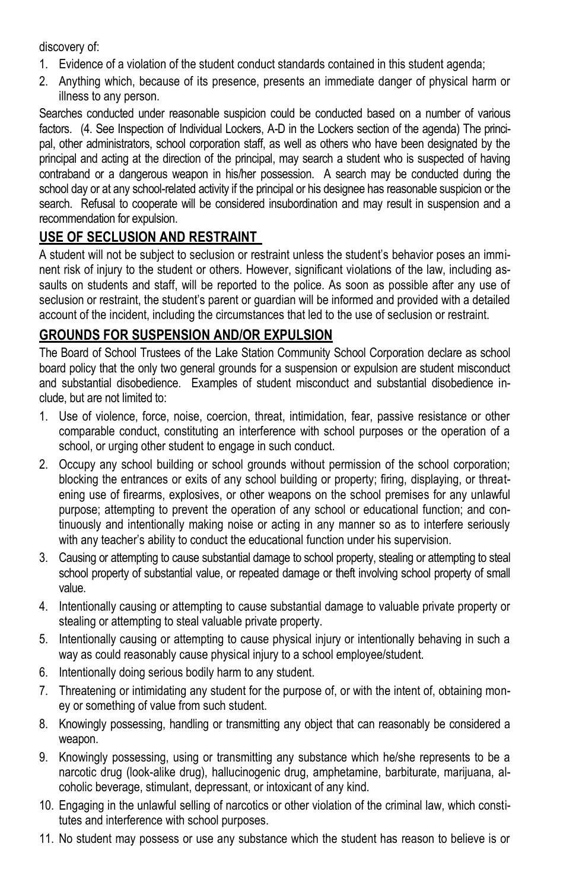discovery of:

1. Evidence of a violation of the student conduct standards contained in this student agenda;
2. Anything which, because of its presence, presents an immediate danger of physical harm or illness to any person.

Searches conducted under reasonable suspicion could be conducted based on a number of various factors. (4. See Inspection of Individual Lockers, A-D in the Lockers section of the agenda) The principal, other administrators, school corporation staff, as well as others who have been designated by the principal and acting at the direction of the principal, may search a student who is suspected of having contraband or a dangerous weapon in his/her possession. A search may be conducted during the school day or at any school-related activity if the principal or his designee has reasonable suspicion or the search. Refusal to cooperate will be considered insubordination and may result in suspension and a recommendation for expulsion.

## USE OF SECLUSION AND RESTRAINT

A student will not be subject to seclusion or restraint unless the student's behavior poses an imminent risk of injury to the student or others. However, significant violations of the law, including assaults on students and staff, will be reported to the police. As soon as possible after any use of seclusion or restraint, the student's parent or guardian will be informed and provided with a detailed account of the incident, including the circumstances that led to the use of seclusion or restraint.

## GROUNDS FOR SUSPENSION AND/OR EXPULSION

The Board of School Trustees of the Lake Station Community School Corporation declare as school board policy that the only two general grounds for a suspension or expulsion are student misconduct and substantial disobedience. Examples of student misconduct and substantial disobedience include, but are not limited to:

1. Use of violence, force, noise, coercion, threat, intimidation, fear, passive resistance or other comparable conduct, constituting an interference with school purposes or the operation of a school, or urging other student to engage in such conduct.
2. Occupy any school building or school grounds without permission of the school corporation; blocking the entrances or exits of any school building or property; firing, displaying, or threatening use of firearms, explosives, or other weapons on the school premises for any unlawful purpose; attempting to prevent the operation of any school or educational function; and continuously and intentionally making noise or acting in any manner so as to interfere seriously with any teacher's ability to conduct the educational function under his supervision.
3. Causing or attempting to cause substantial damage to school property, stealing or attempting to steal school property of substantial value, or repeated damage or theft involving school property of small value.
4. Intentionally causing or attempting to cause substantial damage to valuable private property or stealing or attempting to steal valuable private property.
5. Intentionally causing or attempting to cause physical injury or intentionally behaving in such a way as could reasonably cause physical injury to a school employee/student.
6. Intentionally doing serious bodily harm to any student.
7. Threatening or intimidating any student for the purpose of, or with the intent of, obtaining money or something of value from such student.
8. Knowingly possessing, handling or transmitting any object that can reasonably be considered a weapon.
9. Knowingly possessing, using or transmitting any substance which he/she represents to be a narcotic drug (look-alike drug), hallucinogenic drug, amphetamine, barbiturate, marijuana, alcoholic beverage, stimulant, depressant, or intoxicant of any kind.
10. Engaging in the unlawful selling of narcotics or other violation of the criminal law, which constitutes and interference with school purposes.
11. No student may possess or use any substance which the student has reason to believe is or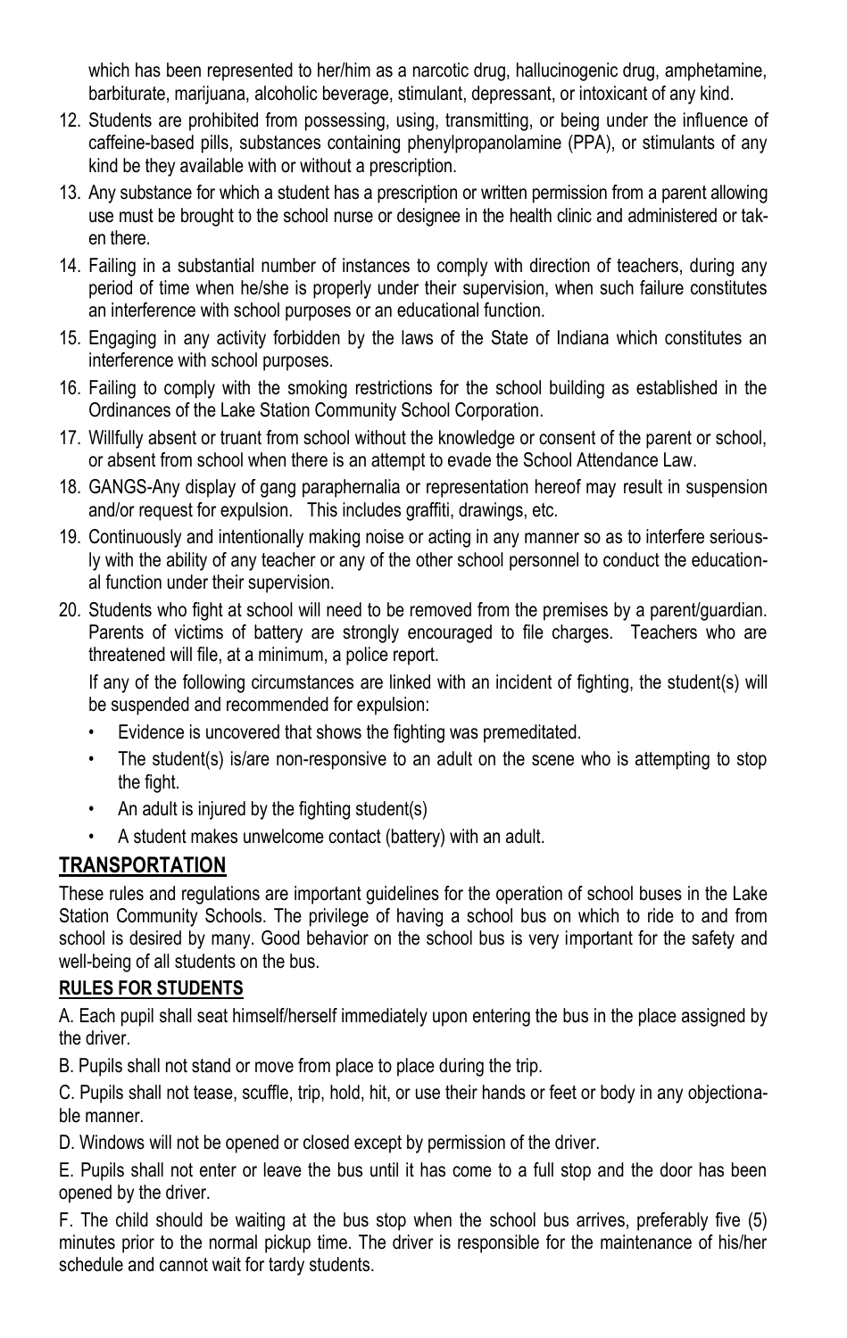which has been represented to her/him as a narcotic drug, hallucinogenic drug, amphetamine, barbiturate, marijuana, alcoholic beverage, stimulant, depressant, or intoxicant of any kind.

12. Students are prohibited from possessing, using, transmitting, or being under the influence of caffeine-based pills, substances containing phenylpropanolamine (PPA), or stimulants of any kind be they available with or without a prescription.
13. Any substance for which a student has a prescription or written permission from a parent allowing use must be brought to the school nurse or designee in the health clinic and administered or taken there.
14. Failing in a substantial number of instances to comply with direction of teachers, during any period of time when he/she is properly under their supervision, when such failure constitutes an interference with school purposes or an educational function.
15. Engaging in any activity forbidden by the laws of the State of Indiana which constitutes an interference with school purposes.
16. Failing to comply with the smoking restrictions for the school building as established in the Ordinances of the Lake Station Community School Corporation.
17. Willfully absent or truant from school without the knowledge or consent of the parent or school, or absent from school when there is an attempt to evade the School Attendance Law.
18. GANGS-Any display of gang paraphernalia or representation hereof may result in suspension and/or request for expulsion. This includes graffiti, drawings, etc.
19. Continuously and intentionally making noise or acting in any manner so as to interfere seriously with the ability of any teacher or any of the other school personnel to conduct the educational function under their supervision.
20. Students who fight at school will need to be removed from the premises by a parent/guardian. Parents of victims of battery are strongly encouraged to file charges. Teachers who are threatened will file, at a minimum, a police report.

    If any of the following circumstances are linked with an incident of fighting, the student(s) will be suspended and recommended for expulsion:

    - Evidence is uncovered that shows the fighting was premeditated.
    - The student(s) is/are non-responsive to an adult on the scene who is attempting to stop the fight.
    - An adult is injured by the fighting student(s)
    - A student makes unwelcome contact (battery) with an adult.

## TRANSPORTATION

These rules and regulations are important guidelines for the operation of school buses in the Lake Station Community Schools. The privilege of having a school bus on which to ride to and from school is desired by many. Good behavior on the school bus is very important for the safety and well-being of all students on the bus.

### RULES FOR STUDENTS

A. Each pupil shall seat himself/herself immediately upon entering the bus in the place assigned by the driver.

B. Pupils shall not stand or move from place to place during the trip.

C. Pupils shall not tease, scuffle, trip, hold, hit, or use their hands or feet or body in any objectionable manner.

D. Windows will not be opened or closed except by permission of the driver.

E. Pupils shall not enter or leave the bus until it has come to a full stop and the door has been opened by the driver.

F. The child should be waiting at the bus stop when the school bus arrives, preferably five (5) minutes prior to the normal pickup time. The driver is responsible for the maintenance of his/her schedule and cannot wait for tardy students.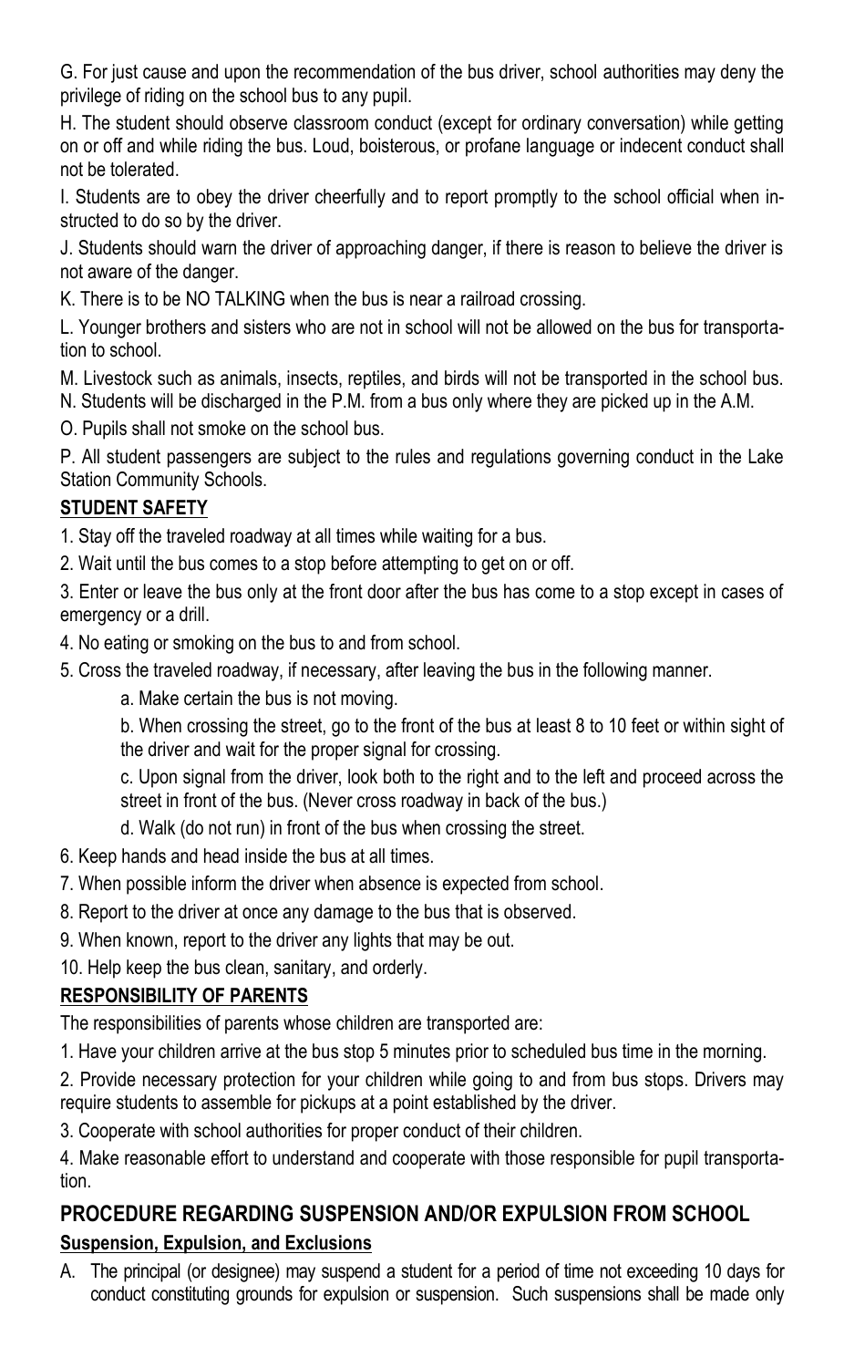G. For just cause and upon the recommendation of the bus driver, school authorities may deny the privilege of riding on the school bus to any pupil.

H. The student should observe classroom conduct (except for ordinary conversation) while getting on or off and while riding the bus. Loud, boisterous, or profane language or indecent conduct shall not be tolerated.

I. Students are to obey the driver cheerfully and to report promptly to the school official when instructed to do so by the driver.

J. Students should warn the driver of approaching danger, if there is reason to believe the driver is not aware of the danger.

K. There is to be NO TALKING when the bus is near a railroad crossing.

L. Younger brothers and sisters who are not in school will not be allowed on the bus for transportation to school.

M. Livestock such as animals, insects, reptiles, and birds will not be transported in the school bus.

N. Students will be discharged in the P.M. from a bus only where they are picked up in the A.M.

O. Pupils shall not smoke on the school bus.

P. All student passengers are subject to the rules and regulations governing conduct in the Lake Station Community Schools.

**STUDENT SAFETY**

1. Stay off the traveled roadway at all times while waiting for a bus.
2. Wait until the bus comes to a stop before attempting to get on or off.
3. Enter or leave the bus only at the front door after the bus has come to a stop except in cases of emergency or a drill.
4. No eating or smoking on the bus to and from school.
5. Cross the traveled roadway, if necessary, after leaving the bus in the following manner.
   a. Make certain the bus is not moving.
   b. When crossing the street, go to the front of the bus at least 8 to 10 feet or within sight of the driver and wait for the proper signal for crossing.
   c. Upon signal from the driver, look both to the right and to the left and proceed across the street in front of the bus. (Never cross roadway in back of the bus.)
   d. Walk (do not run) in front of the bus when crossing the street.
6. Keep hands and head inside the bus at all times.
7. When possible inform the driver when absence is expected from school.
8. Report to the driver at once any damage to the bus that is observed.
9. When known, report to the driver any lights that may be out.
10. Help keep the bus clean, sanitary, and orderly.

**RESPONSIBILITY OF PARENTS**

The responsibilities of parents whose children are transported are:

1. Have your children arrive at the bus stop 5 minutes prior to scheduled bus time in the morning.
2. Provide necessary protection for your children while going to and from bus stops. Drivers may require students to assemble for pickups at a point established by the driver.
3. Cooperate with school authorities for proper conduct of their children.
4. Make reasonable effort to understand and cooperate with those responsible for pupil transportation.

## PROCEDURE REGARDING SUSPENSION AND/OR EXPULSION FROM SCHOOL

**Suspension, Expulsion, and Exclusions**

A. The principal (or designee) may suspend a student for a period of time not exceeding 10 days for conduct constituting grounds for expulsion or suspension. Such suspensions shall be made only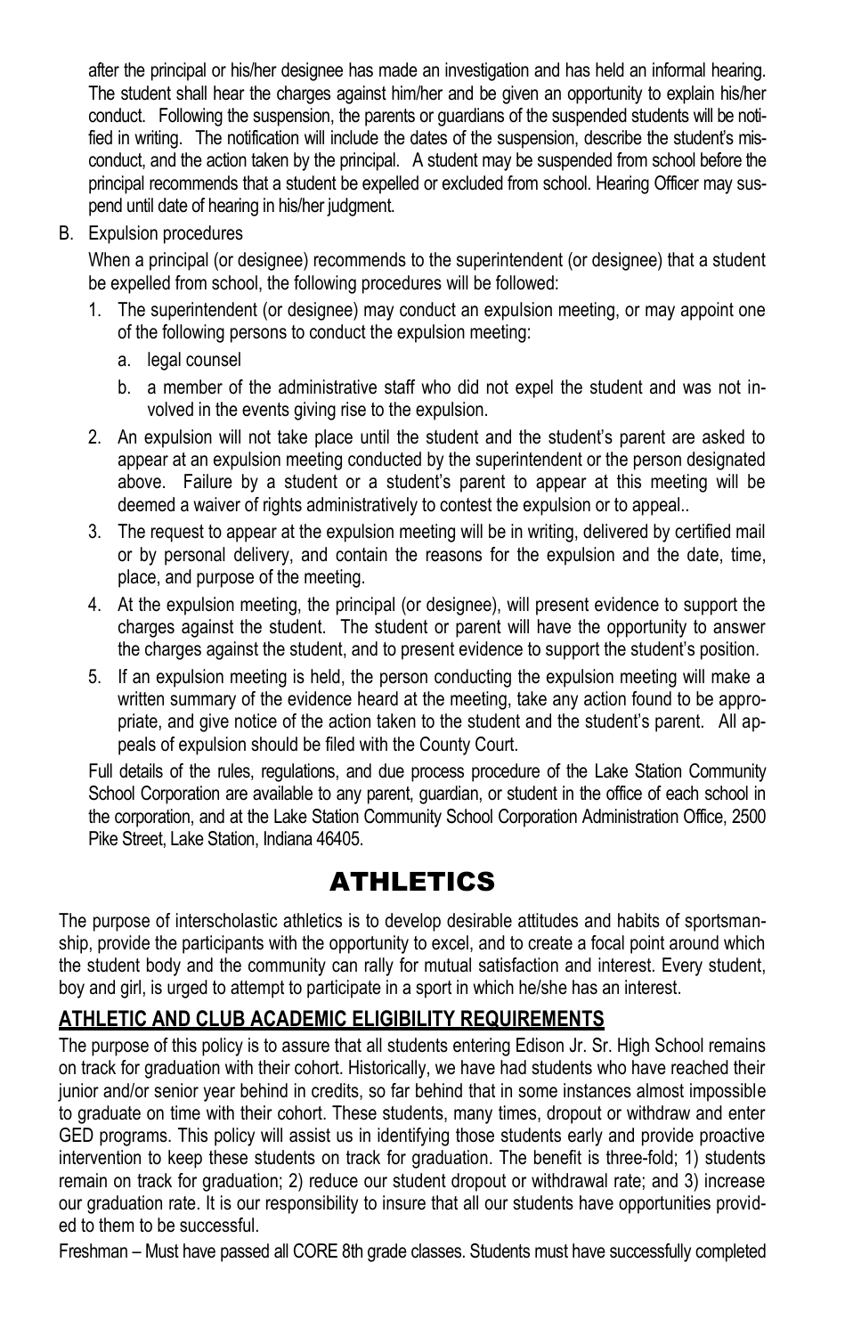after the principal or his/her designee has made an investigation and has held an informal hearing. The student shall hear the charges against him/her and be given an opportunity to explain his/her conduct. Following the suspension, the parents or guardians of the suspended students will be notified in writing. The notification will include the dates of the suspension, describe the student's misconduct, and the action taken by the principal. A student may be suspended from school before the principal recommends that a student be expelled or excluded from school. Hearing Officer may suspend until date of hearing in his/her judgment.

B. Expulsion procedures

   When a principal (or designee) recommends to the superintendent (or designee) that a student be expelled from school, the following procedures will be followed:

   1. The superintendent (or designee) may conduct an expulsion meeting, or may appoint one of the following persons to conduct the expulsion meeting:
      a. legal counsel
      b. a member of the administrative staff who did not expel the student and was not involved in the events giving rise to the expulsion.
   2. An expulsion will not take place until the student and the student's parent are asked to appear at an expulsion meeting conducted by the superintendent or the person designated above. Failure by a student or a student's parent to appear at this meeting will be deemed a waiver of rights administratively to contest the expulsion or to appeal..
   3. The request to appear at the expulsion meeting will be in writing, delivered by certified mail or by personal delivery, and contain the reasons for the expulsion and the date, time, place, and purpose of the meeting.
   4. At the expulsion meeting, the principal (or designee), will present evidence to support the charges against the student. The student or parent will have the opportunity to answer the charges against the student, and to present evidence to support the student's position.
   5. If an expulsion meeting is held, the person conducting the expulsion meeting will make a written summary of the evidence heard at the meeting, take any action found to be appropriate, and give notice of the action taken to the student and the student's parent. All appeals of expulsion should be filed with the County Court.

   Full details of the rules, regulations, and due process procedure of the Lake Station Community School Corporation are available to any parent, guardian, or student in the office of each school in the corporation, and at the Lake Station Community School Corporation Administration Office, 2500 Pike Street, Lake Station, Indiana 46405.

# ATHLETICS

The purpose of interscholastic athletics is to develop desirable attitudes and habits of sportsmanship, provide the participants with the opportunity to excel, and to create a focal point around which the student body and the community can rally for mutual satisfaction and interest. Every student, boy and girl, is urged to attempt to participate in a sport in which he/she has an interest.

## ATHLETIC AND CLUB ACADEMIC ELIGIBILITY REQUIREMENTS

The purpose of this policy is to assure that all students entering Edison Jr. Sr. High School remains on track for graduation with their cohort. Historically, we have had students who have reached their junior and/or senior year behind in credits, so far behind that in some instances almost impossible to graduate on time with their cohort. These students, many times, dropout or withdraw and enter GED programs. This policy will assist us in identifying those students early and provide proactive intervention to keep these students on track for graduation. The benefit is three-fold; 1) students remain on track for graduation; 2) reduce our student dropout or withdrawal rate; and 3) increase our graduation rate. It is our responsibility to insure that all our students have opportunities provided to them to be successful.

Freshman – Must have passed all CORE 8th grade classes. Students must have successfully completed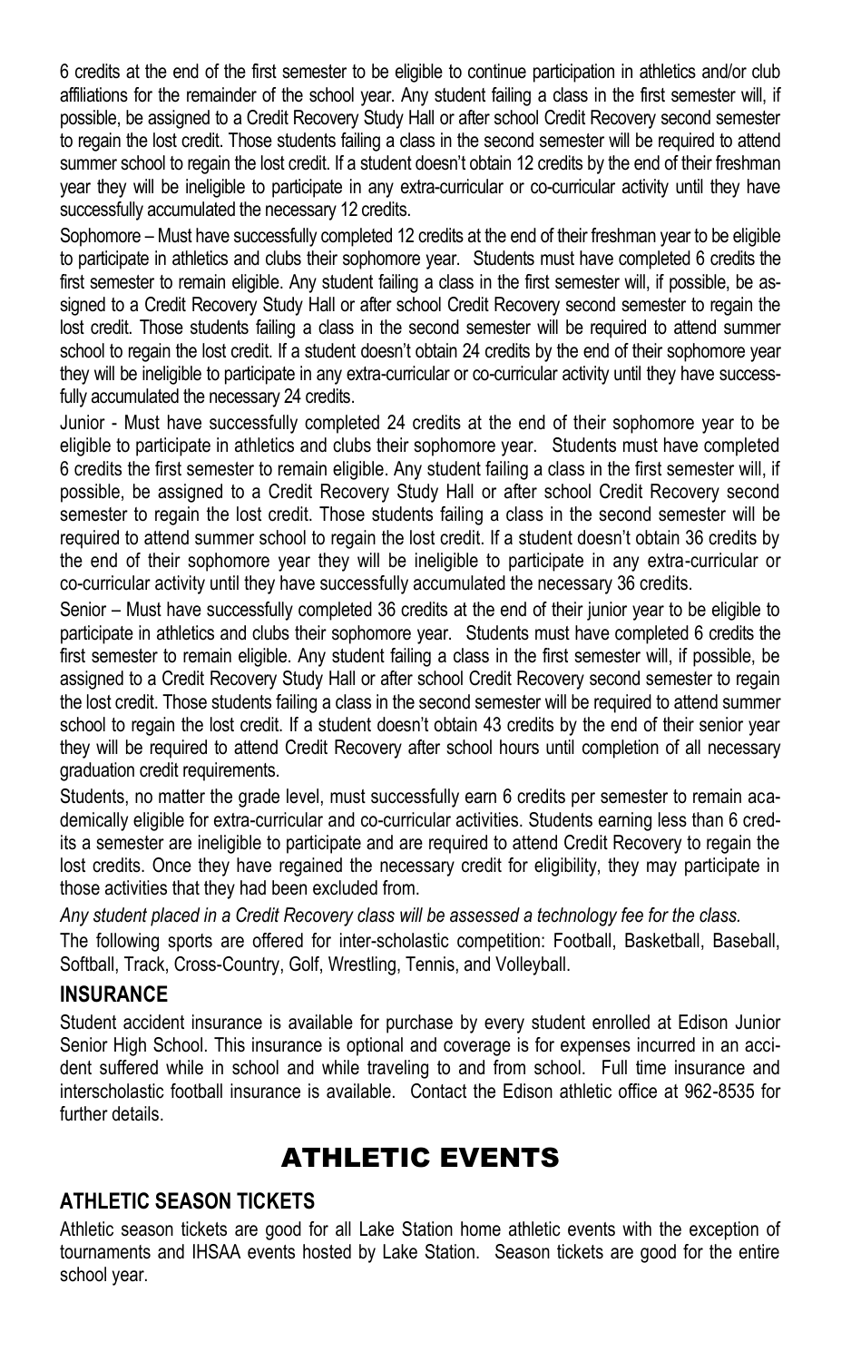6 credits at the end of the first semester to be eligible to continue participation in athletics and/or club affiliations for the remainder of the school year. Any student failing a class in the first semester will, if possible, be assigned to a Credit Recovery Study Hall or after school Credit Recovery second semester to regain the lost credit. Those students failing a class in the second semester will be required to attend summer school to regain the lost credit. If a student doesn't obtain 12 credits by the end of their freshman year they will be ineligible to participate in any extra-curricular or co-curricular activity until they have successfully accumulated the necessary 12 credits.

Sophomore – Must have successfully completed 12 credits at the end of their freshman year to be eligible to participate in athletics and clubs their sophomore year. Students must have completed 6 credits the first semester to remain eligible. Any student failing a class in the first semester will, if possible, be assigned to a Credit Recovery Study Hall or after school Credit Recovery second semester to regain the lost credit. Those students failing a class in the second semester will be required to attend summer school to regain the lost credit. If a student doesn't obtain 24 credits by the end of their sophomore year they will be ineligible to participate in any extra-curricular or co-curricular activity until they have successfully accumulated the necessary 24 credits.

Junior - Must have successfully completed 24 credits at the end of their sophomore year to be eligible to participate in athletics and clubs their sophomore year. Students must have completed 6 credits the first semester to remain eligible. Any student failing a class in the first semester will, if possible, be assigned to a Credit Recovery Study Hall or after school Credit Recovery second semester to regain the lost credit. Those students failing a class in the second semester will be required to attend summer school to regain the lost credit. If a student doesn't obtain 36 credits by the end of their sophomore year they will be ineligible to participate in any extra-curricular or co-curricular activity until they have successfully accumulated the necessary 36 credits.

Senior – Must have successfully completed 36 credits at the end of their junior year to be eligible to participate in athletics and clubs their sophomore year. Students must have completed 6 credits the first semester to remain eligible. Any student failing a class in the first semester will, if possible, be assigned to a Credit Recovery Study Hall or after school Credit Recovery second semester to regain the lost credit. Those students failing a class in the second semester will be required to attend summer school to regain the lost credit. If a student doesn't obtain 43 credits by the end of their senior year they will be required to attend Credit Recovery after school hours until completion of all necessary graduation credit requirements.

Students, no matter the grade level, must successfully earn 6 credits per semester to remain academically eligible for extra-curricular and co-curricular activities. Students earning less than 6 credits a semester are ineligible to participate and are required to attend Credit Recovery to regain the lost credits. Once they have regained the necessary credit for eligibility, they may participate in those activities that they had been excluded from.

*Any student placed in a Credit Recovery class will be assessed a technology fee for the class.*

The following sports are offered for inter-scholastic competition: Football, Basketball, Baseball, Softball, Track, Cross-Country, Golf, Wrestling, Tennis, and Volleyball.

## INSURANCE

Student accident insurance is available for purchase by every student enrolled at Edison Junior Senior High School. This insurance is optional and coverage is for expenses incurred in an accident suffered while in school and while traveling to and from school. Full time insurance and interscholastic football insurance is available. Contact the Edison athletic office at 962-8535 for further details.

# ATHLETIC EVENTS

## ATHLETIC SEASON TICKETS

Athletic season tickets are good for all Lake Station home athletic events with the exception of tournaments and IHSAA events hosted by Lake Station. Season tickets are good for the entire school year.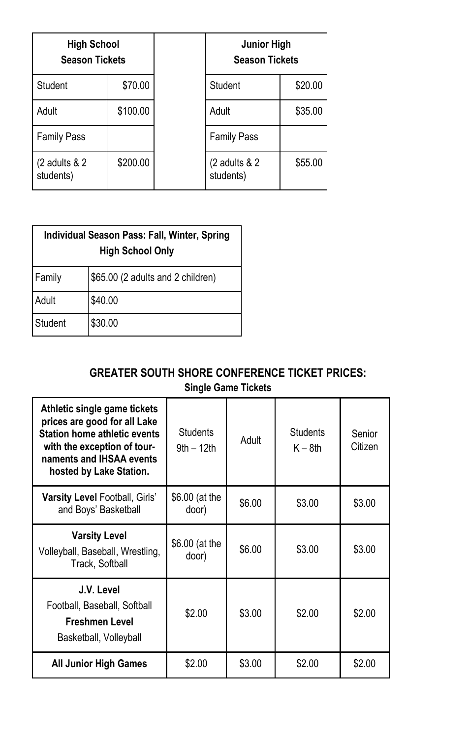| High School Season Tickets | |
|---|---|
| Student | $70.00 |
| Adult | $100.00 |
| Family Pass | |
| (2 adults & 2 students) | $200.00 |

| Junior High Season Tickets | |
|---|---|
| Student | $20.00 |
| Adult | $35.00 |
| Family Pass | |
| (2 adults & 2 students) | $55.00 |

| Individual Season Pass: Fall, Winter, Spring High School Only | |
|---|---|
| Family | $65.00 (2 adults and 2 children) |
| Adult | $40.00 |
| Student | $30.00 |

## GREATER SOUTH SHORE CONFERENCE TICKET PRICES:

**Single Game Tickets**

| **Athletic single game tickets prices are good for all Lake Station home athletic events with the exception of tournaments and IHSAA events hosted by Lake Station.** | Students 9th – 12th | Adult | Students K – 8th | Senior Citizen |
|---|---|---|---|---|
| **Varsity Level** Football, Girls' and Boys' Basketball | $6.00 (at the door) | $6.00 | $3.00 | $3.00 |
| **Varsity Level** Volleyball, Baseball, Wrestling, Track, Softball | $6.00 (at the door) | $6.00 | $3.00 | $3.00 |
| **J.V. Level** Football, Baseball, Softball **Freshmen Level** Basketball, Volleyball | $2.00 | $3.00 | $2.00 | $2.00 |
| **All Junior High Games** | $2.00 | $3.00 | $2.00 | $2.00 |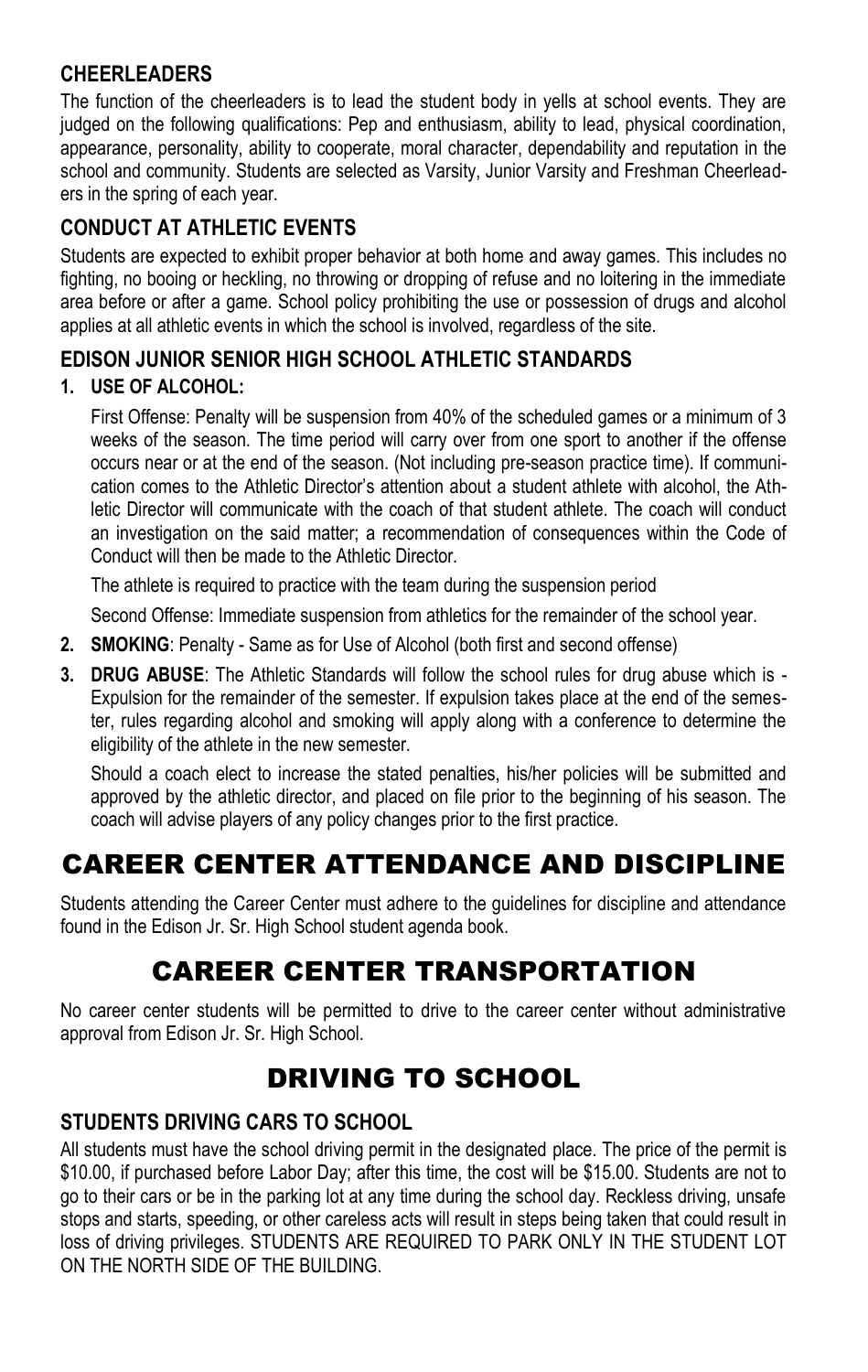### CHEERLEADERS

The function of the cheerleaders is to lead the student body in yells at school events. They are judged on the following qualifications: Pep and enthusiasm, ability to lead, physical coordination, appearance, personality, ability to cooperate, moral character, dependability and reputation in the school and community. Students are selected as Varsity, Junior Varsity and Freshman Cheerleaders in the spring of each year.

### CONDUCT AT ATHLETIC EVENTS

Students are expected to exhibit proper behavior at both home and away games. This includes no fighting, no booing or heckling, no throwing or dropping of refuse and no loitering in the immediate area before or after a game. School policy prohibiting the use or possession of drugs and alcohol applies at all athletic events in which the school is involved, regardless of the site.

### EDISON JUNIOR SENIOR HIGH SCHOOL ATHLETIC STANDARDS

1. **USE OF ALCOHOL:**

   First Offense: Penalty will be suspension from 40% of the scheduled games or a minimum of 3 weeks of the season. The time period will carry over from one sport to another if the offense occurs near or at the end of the season. (Not including pre-season practice time). If communication comes to the Athletic Director's attention about a student athlete with alcohol, the Athletic Director will communicate with the coach of that student athlete. The coach will conduct an investigation on the said matter; a recommendation of consequences within the Code of Conduct will then be made to the Athletic Director.

   The athlete is required to practice with the team during the suspension period

   Second Offense: Immediate suspension from athletics for the remainder of the school year.

2. **SMOKING**: Penalty - Same as for Use of Alcohol (both first and second offense)

3. **DRUG ABUSE**: The Athletic Standards will follow the school rules for drug abuse which is - Expulsion for the remainder of the semester. If expulsion takes place at the end of the semester, rules regarding alcohol and smoking will apply along with a conference to determine the eligibility of the athlete in the new semester.

   Should a coach elect to increase the stated penalties, his/her policies will be submitted and approved by the athletic director, and placed on file prior to the beginning of his season. The coach will advise players of any policy changes prior to the first practice.

# CAREER CENTER ATTENDANCE AND DISCIPLINE

Students attending the Career Center must adhere to the guidelines for discipline and attendance found in the Edison Jr. Sr. High School student agenda book.

# CAREER CENTER TRANSPORTATION

No career center students will be permitted to drive to the career center without administrative approval from Edison Jr. Sr. High School.

# DRIVING TO SCHOOL

### STUDENTS DRIVING CARS TO SCHOOL

All students must have the school driving permit in the designated place. The price of the permit is \$10.00, if purchased before Labor Day; after this time, the cost will be \$15.00. Students are not to go to their cars or be in the parking lot at any time during the school day. Reckless driving, unsafe stops and starts, speeding, or other careless acts will result in steps being taken that could result in loss of driving privileges. STUDENTS ARE REQUIRED TO PARK ONLY IN THE STUDENT LOT ON THE NORTH SIDE OF THE BUILDING.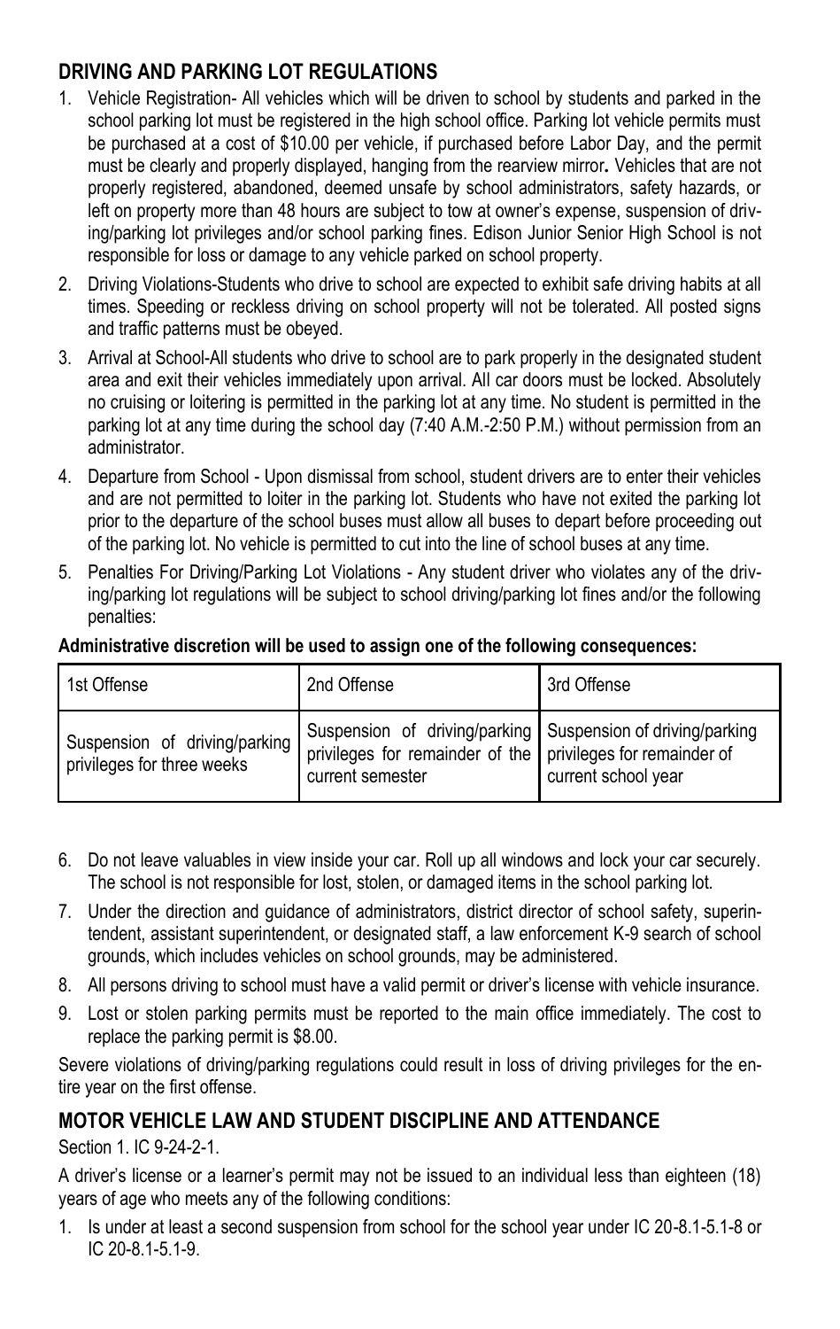## DRIVING AND PARKING LOT REGULATIONS

1. Vehicle Registration- All vehicles which will be driven to school by students and parked in the school parking lot must be registered in the high school office. Parking lot vehicle permits must be purchased at a cost of $10.00 per vehicle, if purchased before Labor Day, and the permit must be clearly and properly displayed, hanging from the rearview mirror**.** Vehicles that are not properly registered, abandoned, deemed unsafe by school administrators, safety hazards, or left on property more than 48 hours are subject to tow at owner's expense, suspension of driving/parking lot privileges and/or school parking fines. Edison Junior Senior High School is not responsible for loss or damage to any vehicle parked on school property.
2. Driving Violations-Students who drive to school are expected to exhibit safe driving habits at all times. Speeding or reckless driving on school property will not be tolerated. All posted signs and traffic patterns must be obeyed.
3. Arrival at School-All students who drive to school are to park properly in the designated student area and exit their vehicles immediately upon arrival. All car doors must be locked. Absolutely no cruising or loitering is permitted in the parking lot at any time. No student is permitted in the parking lot at any time during the school day (7:40 A.M.-2:50 P.M.) without permission from an administrator.
4. Departure from School - Upon dismissal from school, student drivers are to enter their vehicles and are not permitted to loiter in the parking lot. Students who have not exited the parking lot prior to the departure of the school buses must allow all buses to depart before proceeding out of the parking lot. No vehicle is permitted to cut into the line of school buses at any time.
5. Penalties For Driving/Parking Lot Violations - Any student driver who violates any of the driving/parking lot regulations will be subject to school driving/parking lot fines and/or the following penalties:

**Administrative discretion will be used to assign one of the following consequences:**

| 1st Offense | 2nd Offense | 3rd Offense |
|---|---|---|
| Suspension of driving/parking privileges for three weeks | Suspension of driving/parking privileges for remainder of the current semester | Suspension of driving/parking privileges for remainder of current school year |

6. Do not leave valuables in view inside your car. Roll up all windows and lock your car securely. The school is not responsible for lost, stolen, or damaged items in the school parking lot.
7. Under the direction and guidance of administrators, district director of school safety, superintendent, assistant superintendent, or designated staff, a law enforcement K-9 search of school grounds, which includes vehicles on school grounds, may be administered.
8. All persons driving to school must have a valid permit or driver's license with vehicle insurance.
9. Lost or stolen parking permits must be reported to the main office immediately. The cost to replace the parking permit is $8.00.

Severe violations of driving/parking regulations could result in loss of driving privileges for the entire year on the first offense.

## MOTOR VEHICLE LAW AND STUDENT DISCIPLINE AND ATTENDANCE

Section 1. IC 9-24-2-1.

A driver's license or a learner's permit may not be issued to an individual less than eighteen (18) years of age who meets any of the following conditions:

1. Is under at least a second suspension from school for the school year under IC 20-8.1-5.1-8 or IC 20-8.1-5.1-9.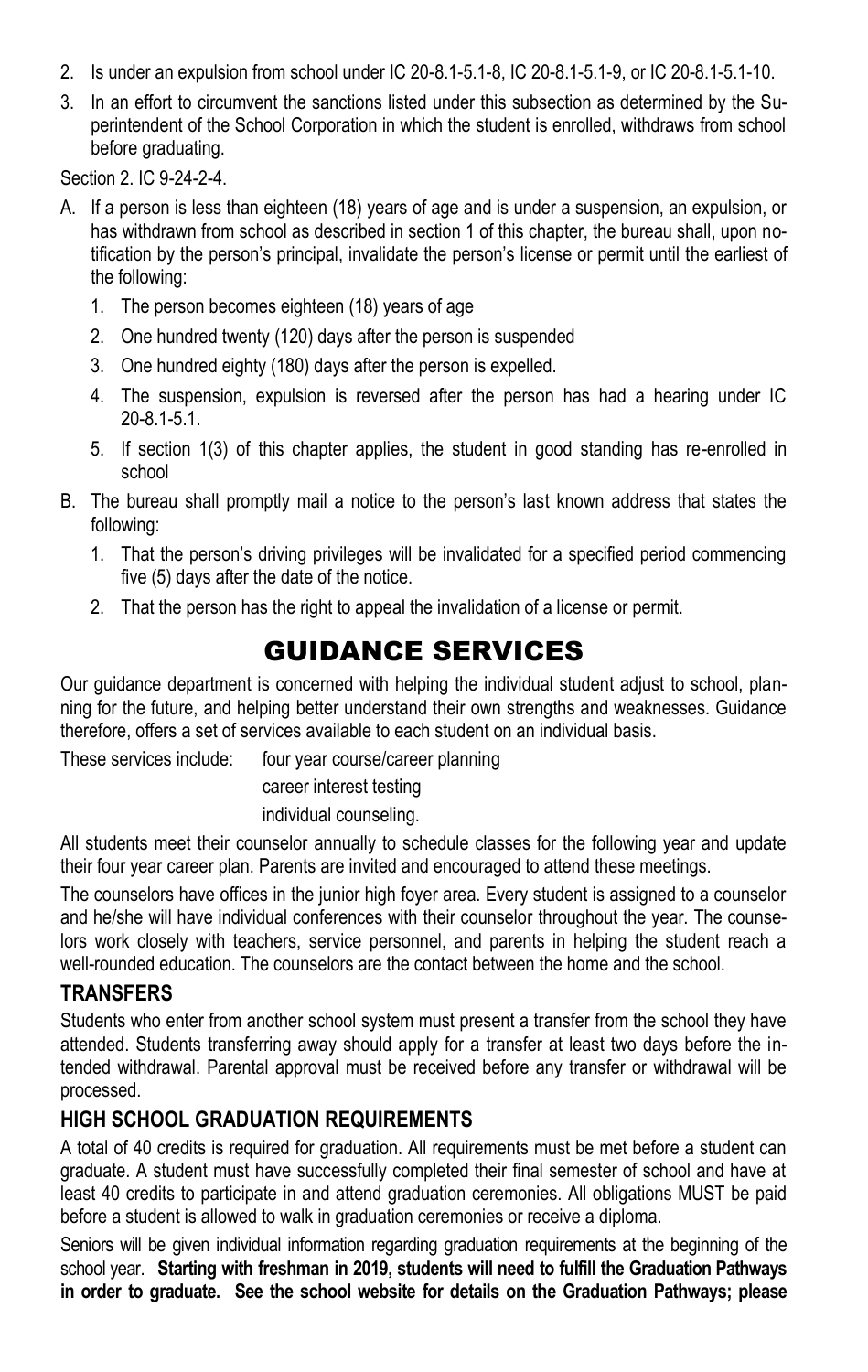2. Is under an expulsion from school under IC 20-8.1-5.1-8, IC 20-8.1-5.1-9, or IC 20-8.1-5.1-10.
3. In an effort to circumvent the sanctions listed under this subsection as determined by the Superintendent of the School Corporation in which the student is enrolled, withdraws from school before graduating.

Section 2. IC 9-24-2-4.

A. If a person is less than eighteen (18) years of age and is under a suspension, an expulsion, or has withdrawn from school as described in section 1 of this chapter, the bureau shall, upon notification by the person's principal, invalidate the person's license or permit until the earliest of the following:
   1. The person becomes eighteen (18) years of age
   2. One hundred twenty (120) days after the person is suspended
   3. One hundred eighty (180) days after the person is expelled.
   4. The suspension, expulsion is reversed after the person has had a hearing under IC 20-8.1-5.1.
   5. If section 1(3) of this chapter applies, the student in good standing has re-enrolled in school
B. The bureau shall promptly mail a notice to the person's last known address that states the following:
   1. That the person's driving privileges will be invalidated for a specified period commencing five (5) days after the date of the notice.
   2. That the person has the right to appeal the invalidation of a license or permit.

# GUIDANCE SERVICES

Our guidance department is concerned with helping the individual student adjust to school, planning for the future, and helping better understand their own strengths and weaknesses. Guidance therefore, offers a set of services available to each student on an individual basis.

These services include: four year course/career planning
career interest testing
individual counseling.

All students meet their counselor annually to schedule classes for the following year and update their four year career plan. Parents are invited and encouraged to attend these meetings.

The counselors have offices in the junior high foyer area. Every student is assigned to a counselor and he/she will have individual conferences with their counselor throughout the year. The counselors work closely with teachers, service personnel, and parents in helping the student reach a well-rounded education. The counselors are the contact between the home and the school.

## TRANSFERS

Students who enter from another school system must present a transfer from the school they have attended. Students transferring away should apply for a transfer at least two days before the intended withdrawal. Parental approval must be received before any transfer or withdrawal will be processed.

## HIGH SCHOOL GRADUATION REQUIREMENTS

A total of 40 credits is required for graduation. All requirements must be met before a student can graduate. A student must have successfully completed their final semester of school and have at least 40 credits to participate in and attend graduation ceremonies. All obligations MUST be paid before a student is allowed to walk in graduation ceremonies or receive a diploma.

Seniors will be given individual information regarding graduation requirements at the beginning of the school year. **Starting with freshman in 2019, students will need to fulfill the Graduation Pathways in order to graduate. See the school website for details on the Graduation Pathways; please**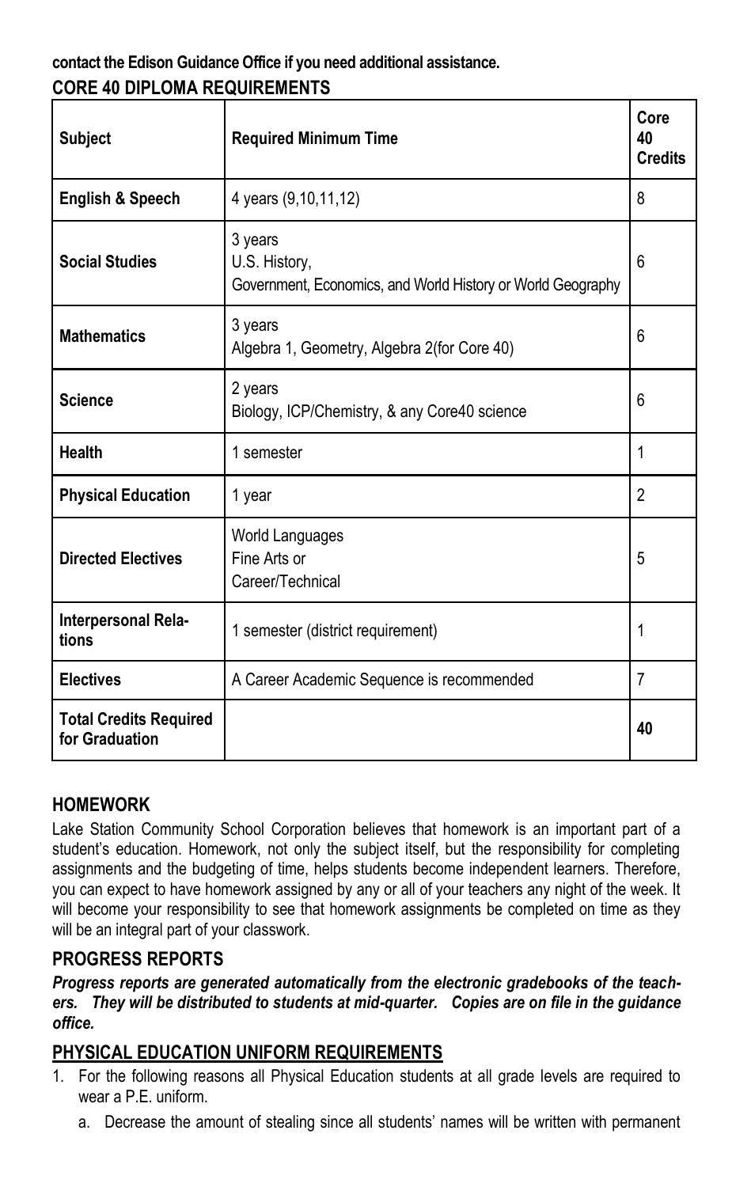**contact the Edison Guidance Office if you need additional assistance.**

## CORE 40 DIPLOMA REQUIREMENTS

| Subject | Required Minimum Time | Core 40 Credits |
|---|---|---|
| **English & Speech** | 4 years (9,10,11,12) | 8 |
| **Social Studies** | 3 years<br>U.S. History,<br>Government, Economics, and World History or World Geography | 6 |
| **Mathematics** | 3 years<br>Algebra 1, Geometry, Algebra 2(for Core 40) | 6 |
| **Science** | 2 years<br>Biology, ICP/Chemistry, & any Core40 science | 6 |
| **Health** | 1 semester | 1 |
| **Physical Education** | 1 year | 2 |
| **Directed Electives** | World Languages<br>Fine Arts or<br>Career/Technical | 5 |
| **Interpersonal Relations** | 1 semester (district requirement) | 1 |
| **Electives** | A Career Academic Sequence is recommended | 7 |
| **Total Credits Required for Graduation** | | **40** |

## HOMEWORK

Lake Station Community School Corporation believes that homework is an important part of a student's education. Homework, not only the subject itself, but the responsibility for completing assignments and the budgeting of time, helps students become independent learners. Therefore, you can expect to have homework assigned by any or all of your teachers any night of the week. It will become your responsibility to see that homework assignments be completed on time as they will be an integral part of your classwork.

## PROGRESS REPORTS

***Progress reports are generated automatically from the electronic gradebooks of the teachers. They will be distributed to students at mid-quarter. Copies are on file in the guidance office.***

## PHYSICAL EDUCATION UNIFORM REQUIREMENTS

1. For the following reasons all Physical Education students at all grade levels are required to wear a P.E. uniform.
   a. Decrease the amount of stealing since all students' names will be written with permanent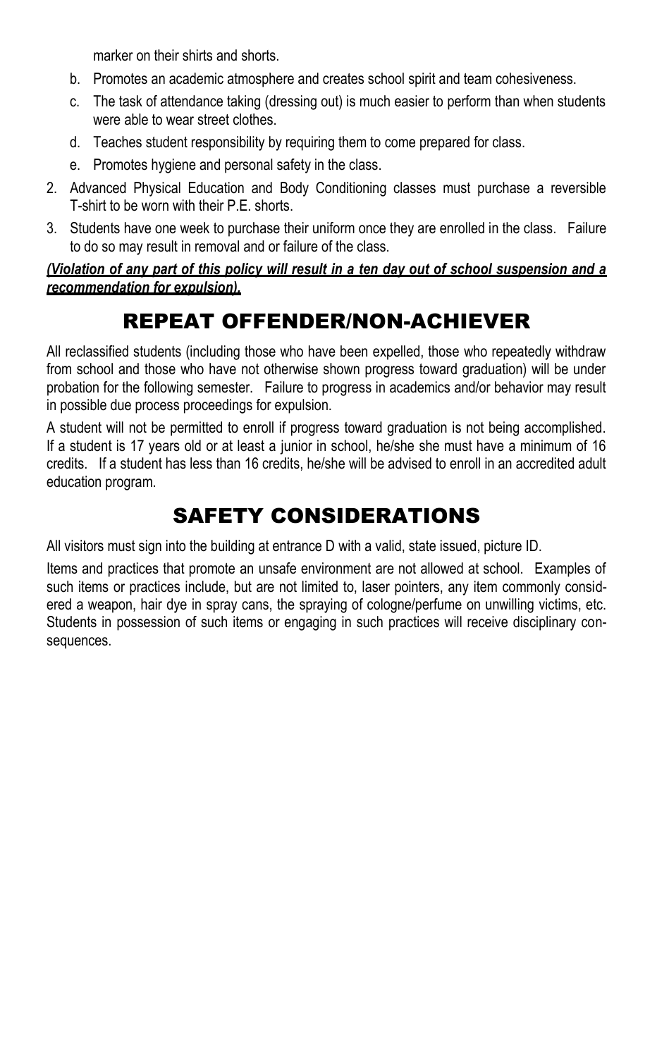marker on their shirts and shorts.

   b. Promotes an academic atmosphere and creates school spirit and team cohesiveness.
   c. The task of attendance taking (dressing out) is much easier to perform than when students were able to wear street clothes.
   d. Teaches student responsibility by requiring them to come prepared for class.
   e. Promotes hygiene and personal safety in the class.

2. Advanced Physical Education and Body Conditioning classes must purchase a reversible T-shirt to be worn with their P.E. shorts.
3. Students have one week to purchase their uniform once they are enrolled in the class. Failure to do so may result in removal and or failure of the class.

***(Violation of any part of this policy will result in a ten day out of school suspension and a recommendation for expulsion).***

# REPEAT OFFENDER/NON-ACHIEVER

All reclassified students (including those who have been expelled, those who repeatedly withdraw from school and those who have not otherwise shown progress toward graduation) will be under probation for the following semester. Failure to progress in academics and/or behavior may result in possible due process proceedings for expulsion.

A student will not be permitted to enroll if progress toward graduation is not being accomplished. If a student is 17 years old or at least a junior in school, he/she she must have a minimum of 16 credits. If a student has less than 16 credits, he/she will be advised to enroll in an accredited adult education program.

# SAFETY CONSIDERATIONS

All visitors must sign into the building at entrance D with a valid, state issued, picture ID.

Items and practices that promote an unsafe environment are not allowed at school. Examples of such items or practices include, but are not limited to, laser pointers, any item commonly considered a weapon, hair dye in spray cans, the spraying of cologne/perfume on unwilling victims, etc. Students in possession of such items or engaging in such practices will receive disciplinary consequences.